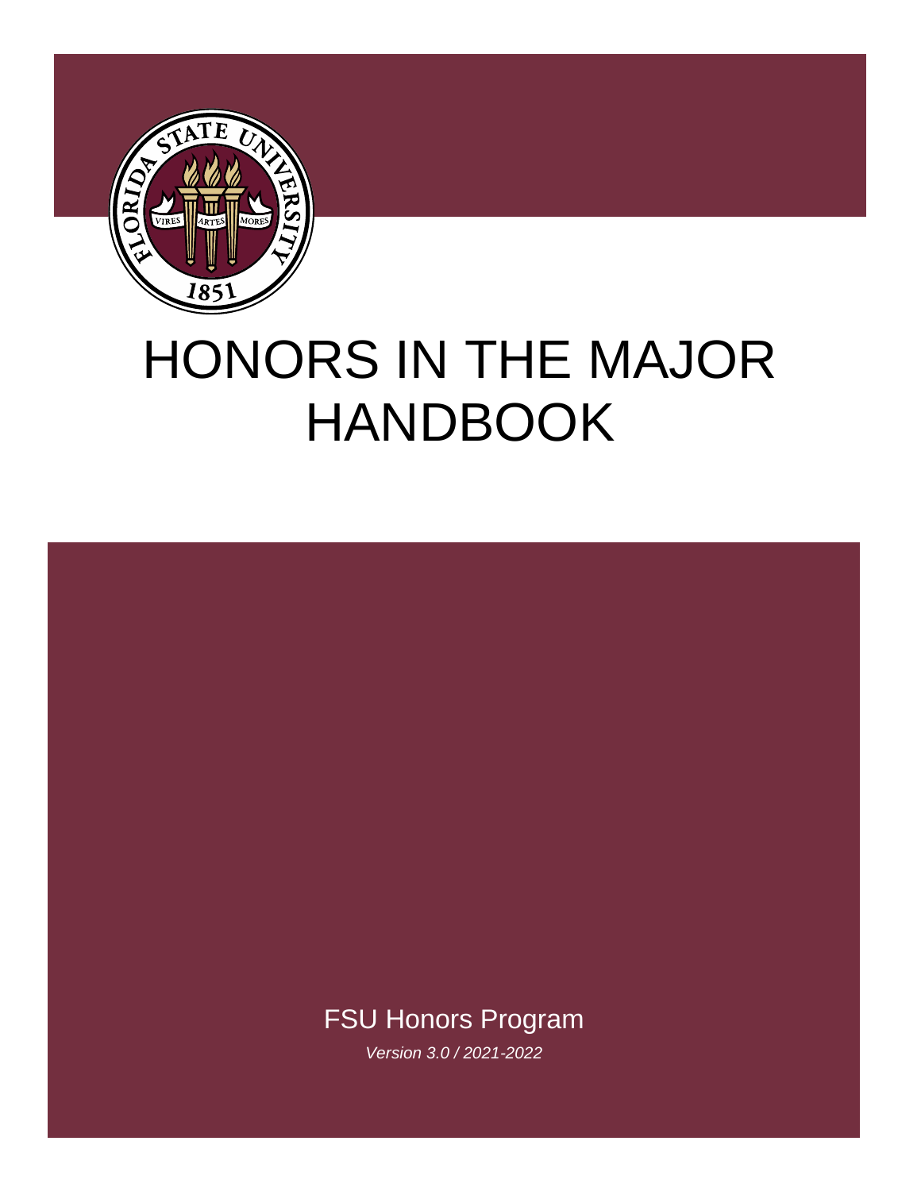# HONORS IN THE MAJOR HANDBOOK

FSU Honors Program

*Version 3.0 / 2021-2022*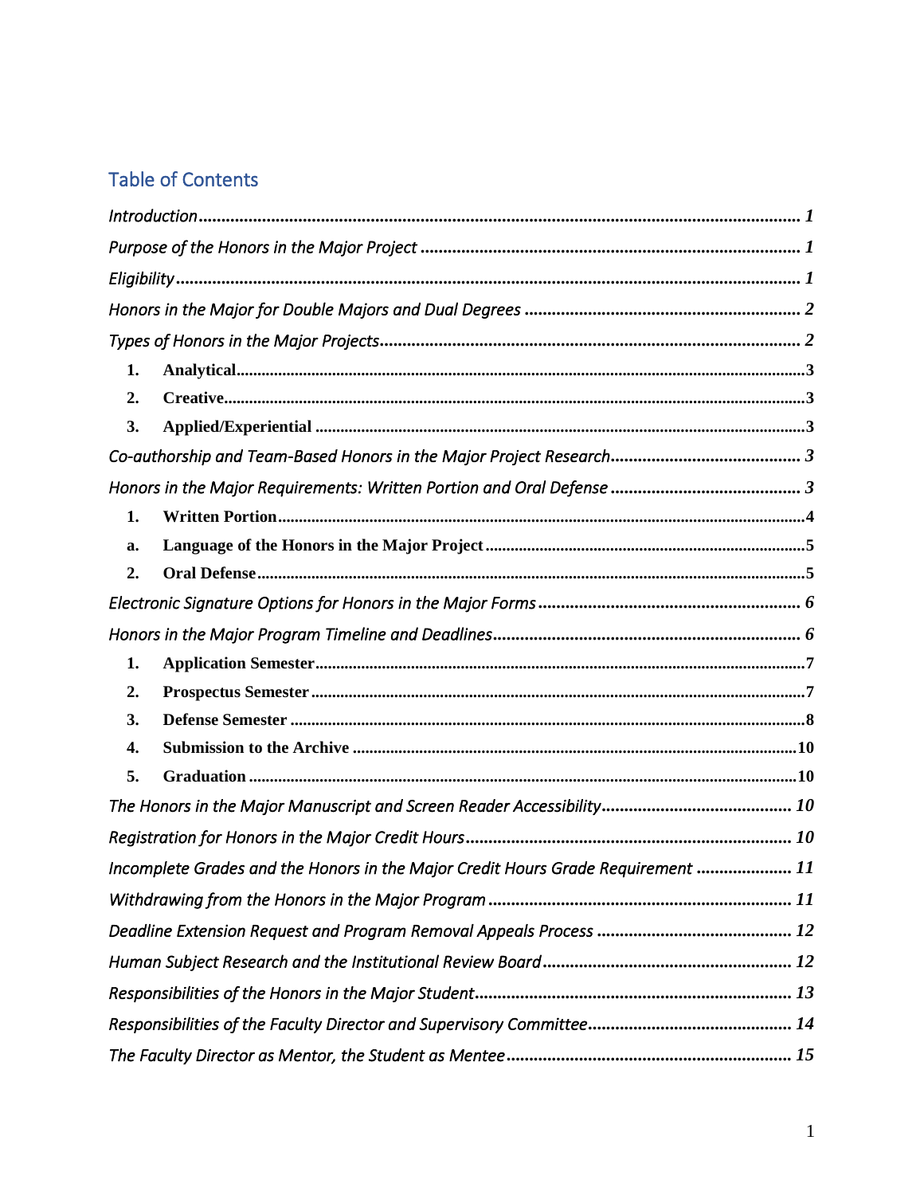## Table of Contents

*Introduction* ..... **1**

*Purpose of the Honors in the Major Project* ..... **1**

*Eligibility* ..... **1**

*Honors in the Major for Double Majors and Dual Degrees* ..... **2**

*Types of Honors in the Major Projects* ..... **2**

- **1. Analytical** ..... 3
- **2. Creative** ..... 3
- **3. Applied/Experiential** ..... 3

*Co-authorship and Team-Based Honors in the Major Project Research* ..... **3**

*Honors in the Major Requirements: Written Portion and Oral Defense* ..... **3**

- **1. Written Portion** ..... 4
- **a. Language of the Honors in the Major Project** ..... 5
- **2. Oral Defense** ..... 5

*Electronic Signature Options for Honors in the Major Forms* ..... **6**

*Honors in the Major Program Timeline and Deadlines* ..... **6**

- **1. Application Semester** ..... 7
- **2. Prospectus Semester** ..... 7
- **3. Defense Semester** ..... 8
- **4. Submission to the Archive** ..... 10
- **5. Graduation** ..... 10

*The Honors in the Major Manuscript and Screen Reader Accessibility* ..... **10**

*Registration for Honors in the Major Credit Hours* ..... **10**

*Incomplete Grades and the Honors in the Major Credit Hours Grade Requirement* ..... **11**

*Withdrawing from the Honors in the Major Program* ..... **11**

*Deadline Extension Request and Program Removal Appeals Process* ..... **12**

*Human Subject Research and the Institutional Review Board* ..... **12**

*Responsibilities of the Honors in the Major Student* ..... **13**

*Responsibilities of the Faculty Director and Supervisory Committee* ..... **14**

*The Faculty Director as Mentor, the Student as Mentee* ..... **15**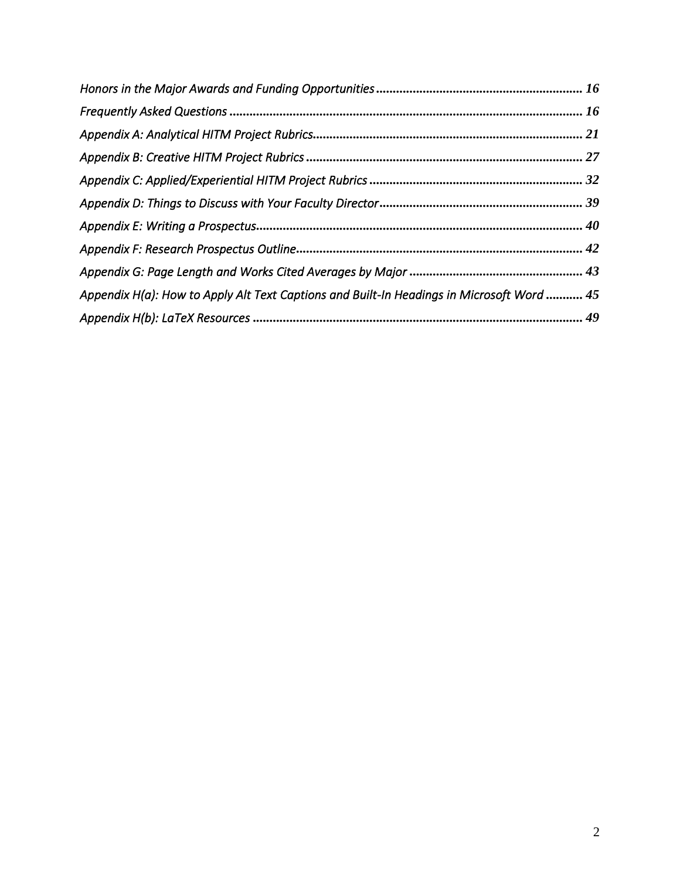*Honors in the Major Awards and Funding Opportunities* ............................................................ **16**

*Frequently Asked Questions* ......................................................................................................... **16**

*Appendix A: Analytical HITM Project Rubrics*................................................................................ **21**

*Appendix B: Creative HITM Project Rubrics* .................................................................................. **27**

*Appendix C: Applied/Experiential HITM Project Rubrics* ............................................................... **32**

*Appendix D: Things to Discuss with Your Faculty Director*............................................................ **39**

*Appendix E: Writing a Prospectus*................................................................................................. **40**

*Appendix F: Research Prospectus Outline*..................................................................................... **42**

*Appendix G: Page Length and Works Cited Averages by Major* .................................................... **43**

*Appendix H(a): How to Apply Alt Text Captions and Built-In Headings in Microsoft Word* ........... **45**

*Appendix H(b): LaTeX Resources* .................................................................................................. **49**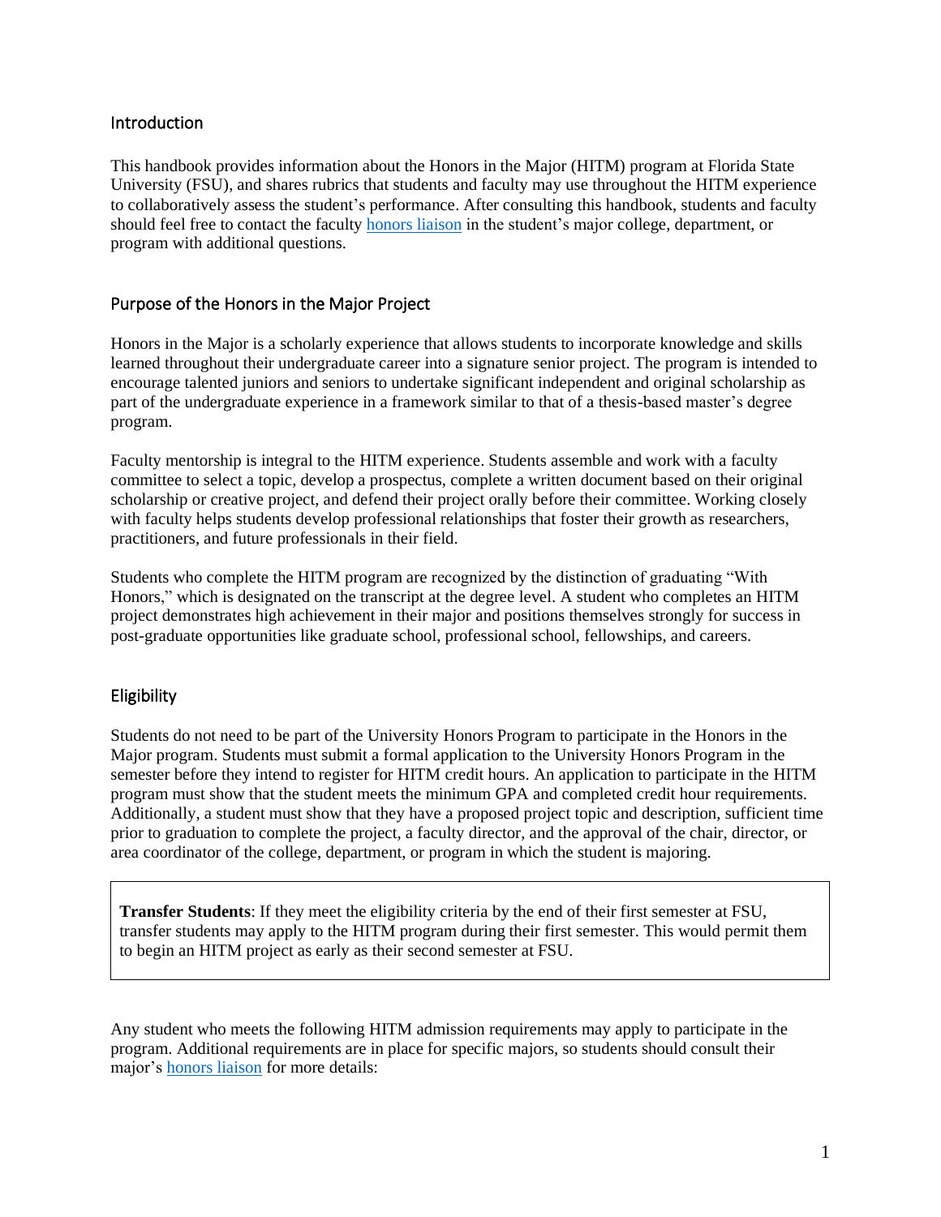## Introduction

This handbook provides information about the Honors in the Major (HITM) program at Florida State University (FSU), and shares rubrics that students and faculty may use throughout the HITM experience to collaboratively assess the student's performance. After consulting this handbook, students and faculty should feel free to contact the faculty honors liaison in the student's major college, department, or program with additional questions.

## Purpose of the Honors in the Major Project

Honors in the Major is a scholarly experience that allows students to incorporate knowledge and skills learned throughout their undergraduate career into a signature senior project. The program is intended to encourage talented juniors and seniors to undertake significant independent and original scholarship as part of the undergraduate experience in a framework similar to that of a thesis-based master's degree program.

Faculty mentorship is integral to the HITM experience. Students assemble and work with a faculty committee to select a topic, develop a prospectus, complete a written document based on their original scholarship or creative project, and defend their project orally before their committee. Working closely with faculty helps students develop professional relationships that foster their growth as researchers, practitioners, and future professionals in their field.

Students who complete the HITM program are recognized by the distinction of graduating "With Honors," which is designated on the transcript at the degree level. A student who completes an HITM project demonstrates high achievement in their major and positions themselves strongly for success in post-graduate opportunities like graduate school, professional school, fellowships, and careers.

## Eligibility

Students do not need to be part of the University Honors Program to participate in the Honors in the Major program. Students must submit a formal application to the University Honors Program in the semester before they intend to register for HITM credit hours. An application to participate in the HITM program must show that the student meets the minimum GPA and completed credit hour requirements. Additionally, a student must show that they have a proposed project topic and description, sufficient time prior to graduation to complete the project, a faculty director, and the approval of the chair, director, or area coordinator of the college, department, or program in which the student is majoring.

> **Transfer Students**: If they meet the eligibility criteria by the end of their first semester at FSU, transfer students may apply to the HITM program during their first semester. This would permit them to begin an HITM project as early as their second semester at FSU.

Any student who meets the following HITM admission requirements may apply to participate in the program. Additional requirements are in place for specific majors, so students should consult their major's honors liaison for more details: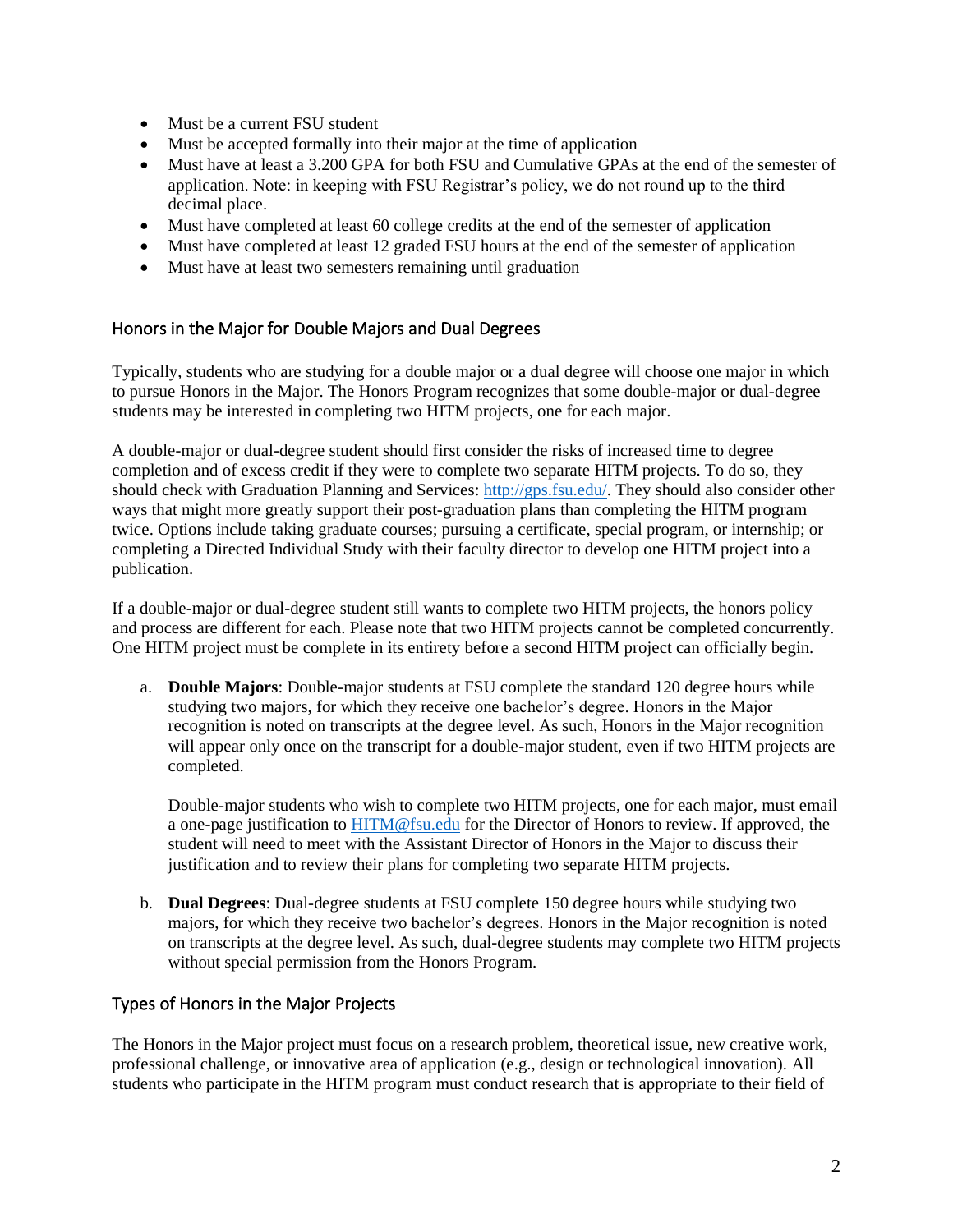- Must be a current FSU student
- Must be accepted formally into their major at the time of application
- Must have at least a 3.200 GPA for both FSU and Cumulative GPAs at the end of the semester of application. Note: in keeping with FSU Registrar's policy, we do not round up to the third decimal place.
- Must have completed at least 60 college credits at the end of the semester of application
- Must have completed at least 12 graded FSU hours at the end of the semester of application
- Must have at least two semesters remaining until graduation

## Honors in the Major for Double Majors and Dual Degrees

Typically, students who are studying for a double major or a dual degree will choose one major in which to pursue Honors in the Major. The Honors Program recognizes that some double-major or dual-degree students may be interested in completing two HITM projects, one for each major.

A double-major or dual-degree student should first consider the risks of increased time to degree completion and of excess credit if they were to complete two separate HITM projects. To do so, they should check with Graduation Planning and Services: [http://gps.fsu.edu/](http://gps.fsu.edu/). They should also consider other ways that might more greatly support their post-graduation plans than completing the HITM program twice. Options include taking graduate courses; pursuing a certificate, special program, or internship; or completing a Directed Individual Study with their faculty director to develop one HITM project into a publication.

If a double-major or dual-degree student still wants to complete two HITM projects, the honors policy and process are different for each. Please note that two HITM projects cannot be completed concurrently. One HITM project must be complete in its entirety before a second HITM project can officially begin.

a. **Double Majors**: Double-major students at FSU complete the standard 120 degree hours while studying two majors, for which they receive one bachelor's degree. Honors in the Major recognition is noted on transcripts at the degree level. As such, Honors in the Major recognition will appear only once on the transcript for a double-major student, even if two HITM projects are completed.

   Double-major students who wish to complete two HITM projects, one for each major, must email a one-page justification to [HITM@fsu.edu](mailto:HITM@fsu.edu) for the Director of Honors to review. If approved, the student will need to meet with the Assistant Director of Honors in the Major to discuss their justification and to review their plans for completing two separate HITM projects.

b. **Dual Degrees**: Dual-degree students at FSU complete 150 degree hours while studying two majors, for which they receive two bachelor's degrees. Honors in the Major recognition is noted on transcripts at the degree level. As such, dual-degree students may complete two HITM projects without special permission from the Honors Program.

## Types of Honors in the Major Projects

The Honors in the Major project must focus on a research problem, theoretical issue, new creative work, professional challenge, or innovative area of application (e.g., design or technological innovation). All students who participate in the HITM program must conduct research that is appropriate to their field of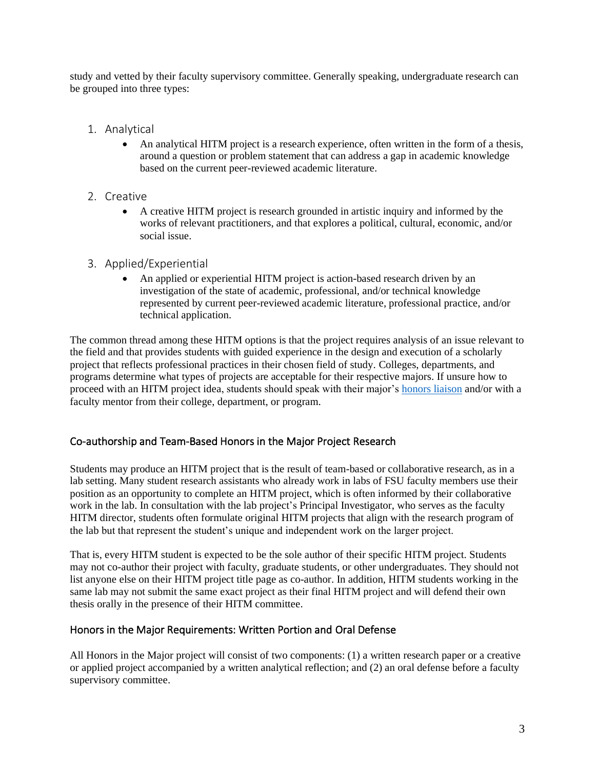study and vetted by their faculty supervisory committee. Generally speaking, undergraduate research can be grouped into three types:

1. Analytical
   - An analytical HITM project is a research experience, often written in the form of a thesis, around a question or problem statement that can address a gap in academic knowledge based on the current peer-reviewed academic literature.
2. Creative
   - A creative HITM project is research grounded in artistic inquiry and informed by the works of relevant practitioners, and that explores a political, cultural, economic, and/or social issue.
3. Applied/Experiential
   - An applied or experiential HITM project is action-based research driven by an investigation of the state of academic, professional, and/or technical knowledge represented by current peer-reviewed academic literature, professional practice, and/or technical application.

The common thread among these HITM options is that the project requires analysis of an issue relevant to the field and that provides students with guided experience in the design and execution of a scholarly project that reflects professional practices in their chosen field of study. Colleges, departments, and programs determine what types of projects are acceptable for their respective majors. If unsure how to proceed with an HITM project idea, students should speak with their major's honors liaison and/or with a faculty mentor from their college, department, or program.

## Co-authorship and Team-Based Honors in the Major Project Research

Students may produce an HITM project that is the result of team-based or collaborative research, as in a lab setting. Many student research assistants who already work in labs of FSU faculty members use their position as an opportunity to complete an HITM project, which is often informed by their collaborative work in the lab. In consultation with the lab project's Principal Investigator, who serves as the faculty HITM director, students often formulate original HITM projects that align with the research program of the lab but that represent the student's unique and independent work on the larger project.

That is, every HITM student is expected to be the sole author of their specific HITM project. Students may not co-author their project with faculty, graduate students, or other undergraduates. They should not list anyone else on their HITM project title page as co-author. In addition, HITM students working in the same lab may not submit the same exact project as their final HITM project and will defend their own thesis orally in the presence of their HITM committee.

## Honors in the Major Requirements: Written Portion and Oral Defense

All Honors in the Major project will consist of two components: (1) a written research paper or a creative or applied project accompanied by a written analytical reflection; and (2) an oral defense before a faculty supervisory committee.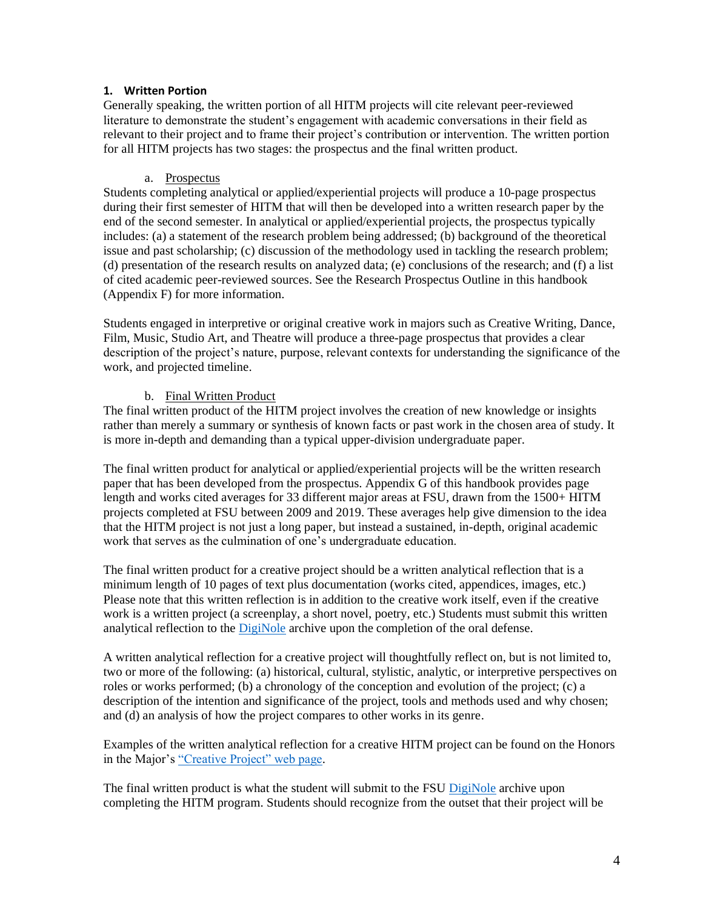### 1. Written Portion

Generally speaking, the written portion of all HITM projects will cite relevant peer-reviewed literature to demonstrate the student's engagement with academic conversations in their field as relevant to their project and to frame their project's contribution or intervention. The written portion for all HITM projects has two stages: the prospectus and the final written product.

#### a. Prospectus

Students completing analytical or applied/experiential projects will produce a 10-page prospectus during their first semester of HITM that will then be developed into a written research paper by the end of the second semester. In analytical or applied/experiential projects, the prospectus typically includes: (a) a statement of the research problem being addressed; (b) background of the theoretical issue and past scholarship; (c) discussion of the methodology used in tackling the research problem; (d) presentation of the research results on analyzed data; (e) conclusions of the research; and (f) a list of cited academic peer-reviewed sources. See the Research Prospectus Outline in this handbook (Appendix F) for more information.

Students engaged in interpretive or original creative work in majors such as Creative Writing, Dance, Film, Music, Studio Art, and Theatre will produce a three-page prospectus that provides a clear description of the project's nature, purpose, relevant contexts for understanding the significance of the work, and projected timeline.

#### b. Final Written Product

The final written product of the HITM project involves the creation of new knowledge or insights rather than merely a summary or synthesis of known facts or past work in the chosen area of study. It is more in-depth and demanding than a typical upper-division undergraduate paper.

The final written product for analytical or applied/experiential projects will be the written research paper that has been developed from the prospectus. Appendix G of this handbook provides page length and works cited averages for 33 different major areas at FSU, drawn from the 1500+ HITM projects completed at FSU between 2009 and 2019. These averages help give dimension to the idea that the HITM project is not just a long paper, but instead a sustained, in-depth, original academic work that serves as the culmination of one's undergraduate education.

The final written product for a creative project should be a written analytical reflection that is a minimum length of 10 pages of text plus documentation (works cited, appendices, images, etc.) Please note that this written reflection is in addition to the creative work itself, even if the creative work is a written project (a screenplay, a short novel, poetry, etc.) Students must submit this written analytical reflection to the DigiNole archive upon the completion of the oral defense.

A written analytical reflection for a creative project will thoughtfully reflect on, but is not limited to, two or more of the following: (a) historical, cultural, stylistic, analytic, or interpretive perspectives on roles or works performed; (b) a chronology of the conception and evolution of the project; (c) a description of the intention and significance of the project, tools and methods used and why chosen; and (d) an analysis of how the project compares to other works in its genre.

Examples of the written analytical reflection for a creative HITM project can be found on the Honors in the Major's "Creative Project" web page.

The final written product is what the student will submit to the FSU DigiNole archive upon completing the HITM program. Students should recognize from the outset that their project will be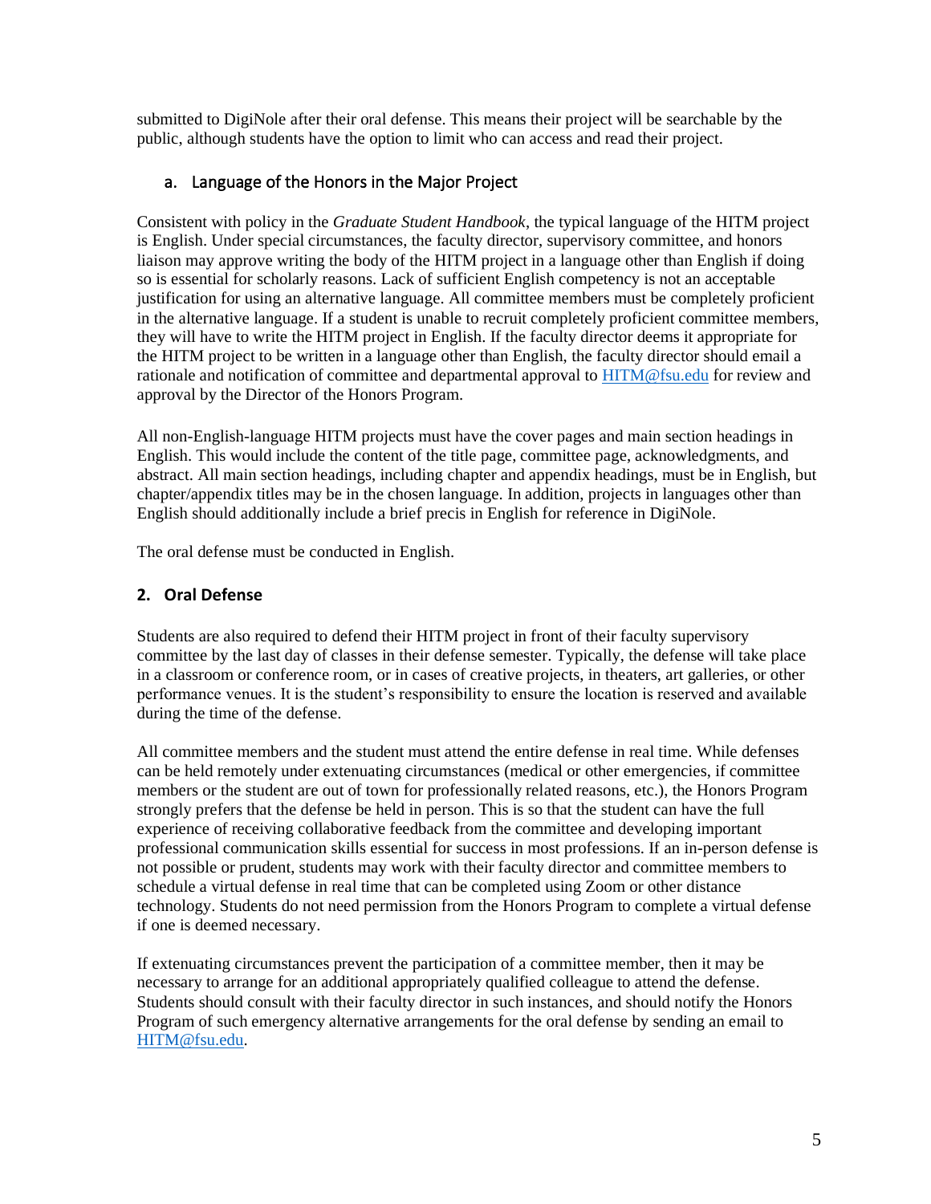submitted to DigiNole after their oral defense. This means their project will be searchable by the public, although students have the option to limit who can access and read their project.

### a. Language of the Honors in the Major Project

Consistent with policy in the *Graduate Student Handbook*, the typical language of the HITM project is English. Under special circumstances, the faculty director, supervisory committee, and honors liaison may approve writing the body of the HITM project in a language other than English if doing so is essential for scholarly reasons. Lack of sufficient English competency is not an acceptable justification for using an alternative language. All committee members must be completely proficient in the alternative language. If a student is unable to recruit completely proficient committee members, they will have to write the HITM project in English. If the faculty director deems it appropriate for the HITM project to be written in a language other than English, the faculty director should email a rationale and notification of committee and departmental approval to [HITM@fsu.edu](mailto:HITM@fsu.edu) for review and approval by the Director of the Honors Program.

All non-English-language HITM projects must have the cover pages and main section headings in English. This would include the content of the title page, committee page, acknowledgments, and abstract. All main section headings, including chapter and appendix headings, must be in English, but chapter/appendix titles may be in the chosen language. In addition, projects in languages other than English should additionally include a brief precis in English for reference in DigiNole.

The oral defense must be conducted in English.

## 2. Oral Defense

Students are also required to defend their HITM project in front of their faculty supervisory committee by the last day of classes in their defense semester. Typically, the defense will take place in a classroom or conference room, or in cases of creative projects, in theaters, art galleries, or other performance venues. It is the student's responsibility to ensure the location is reserved and available during the time of the defense.

All committee members and the student must attend the entire defense in real time. While defenses can be held remotely under extenuating circumstances (medical or other emergencies, if committee members or the student are out of town for professionally related reasons, etc.), the Honors Program strongly prefers that the defense be held in person. This is so that the student can have the full experience of receiving collaborative feedback from the committee and developing important professional communication skills essential for success in most professions. If an in-person defense is not possible or prudent, students may work with their faculty director and committee members to schedule a virtual defense in real time that can be completed using Zoom or other distance technology. Students do not need permission from the Honors Program to complete a virtual defense if one is deemed necessary.

If extenuating circumstances prevent the participation of a committee member, then it may be necessary to arrange for an additional appropriately qualified colleague to attend the defense. Students should consult with their faculty director in such instances, and should notify the Honors Program of such emergency alternative arrangements for the oral defense by sending an email to [HITM@fsu.edu](mailto:HITM@fsu.edu).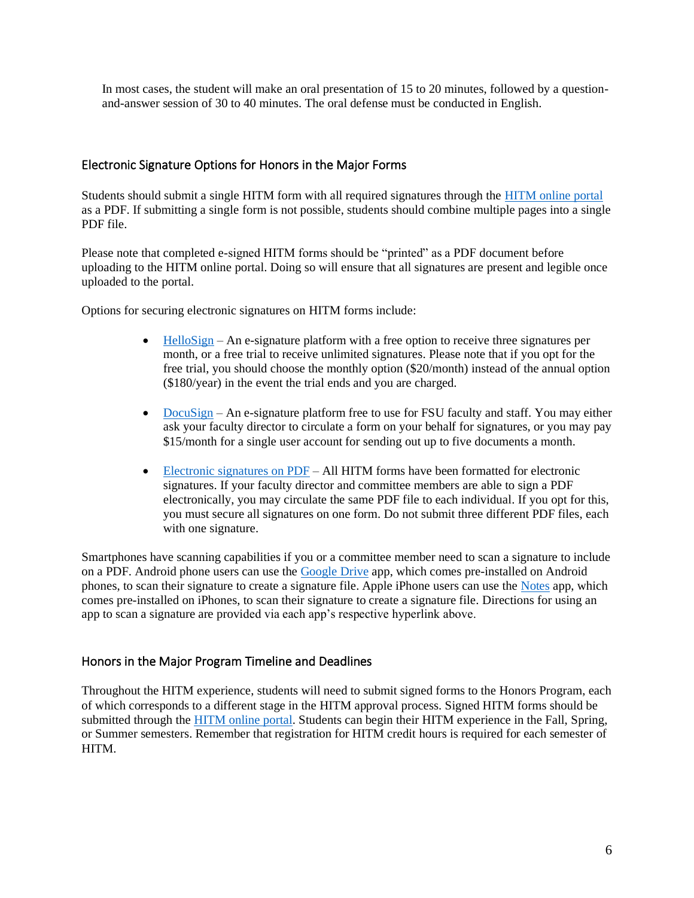In most cases, the student will make an oral presentation of 15 to 20 minutes, followed by a question-and-answer session of 30 to 40 minutes. The oral defense must be conducted in English.

## Electronic Signature Options for Honors in the Major Forms

Students should submit a single HITM form with all required signatures through the HITM online portal as a PDF. If submitting a single form is not possible, students should combine multiple pages into a single PDF file.

Please note that completed e-signed HITM forms should be "printed" as a PDF document before uploading to the HITM online portal. Doing so will ensure that all signatures are present and legible once uploaded to the portal.

Options for securing electronic signatures on HITM forms include:

- HelloSign – An e-signature platform with a free option to receive three signatures per month, or a free trial to receive unlimited signatures. Please note that if you opt for the free trial, you should choose the monthly option ($20/month) instead of the annual option ($180/year) in the event the trial ends and you are charged.

- DocuSign – An e-signature platform free to use for FSU faculty and staff. You may either ask your faculty director to circulate a form on your behalf for signatures, or you may pay $15/month for a single user account for sending out up to five documents a month.

- Electronic signatures on PDF – All HITM forms have been formatted for electronic signatures. If your faculty director and committee members are able to sign a PDF electronically, you may circulate the same PDF file to each individual. If you opt for this, you must secure all signatures on one form. Do not submit three different PDF files, each with one signature.

Smartphones have scanning capabilities if you or a committee member need to scan a signature to include on a PDF. Android phone users can use the Google Drive app, which comes pre-installed on Android phones, to scan their signature to create a signature file. Apple iPhone users can use the Notes app, which comes pre-installed on iPhones, to scan their signature to create a signature file. Directions for using an app to scan a signature are provided via each app's respective hyperlink above.

## Honors in the Major Program Timeline and Deadlines

Throughout the HITM experience, students will need to submit signed forms to the Honors Program, each of which corresponds to a different stage in the HITM approval process. Signed HITM forms should be submitted through the HITM online portal. Students can begin their HITM experience in the Fall, Spring, or Summer semesters. Remember that registration for HITM credit hours is required for each semester of HITM.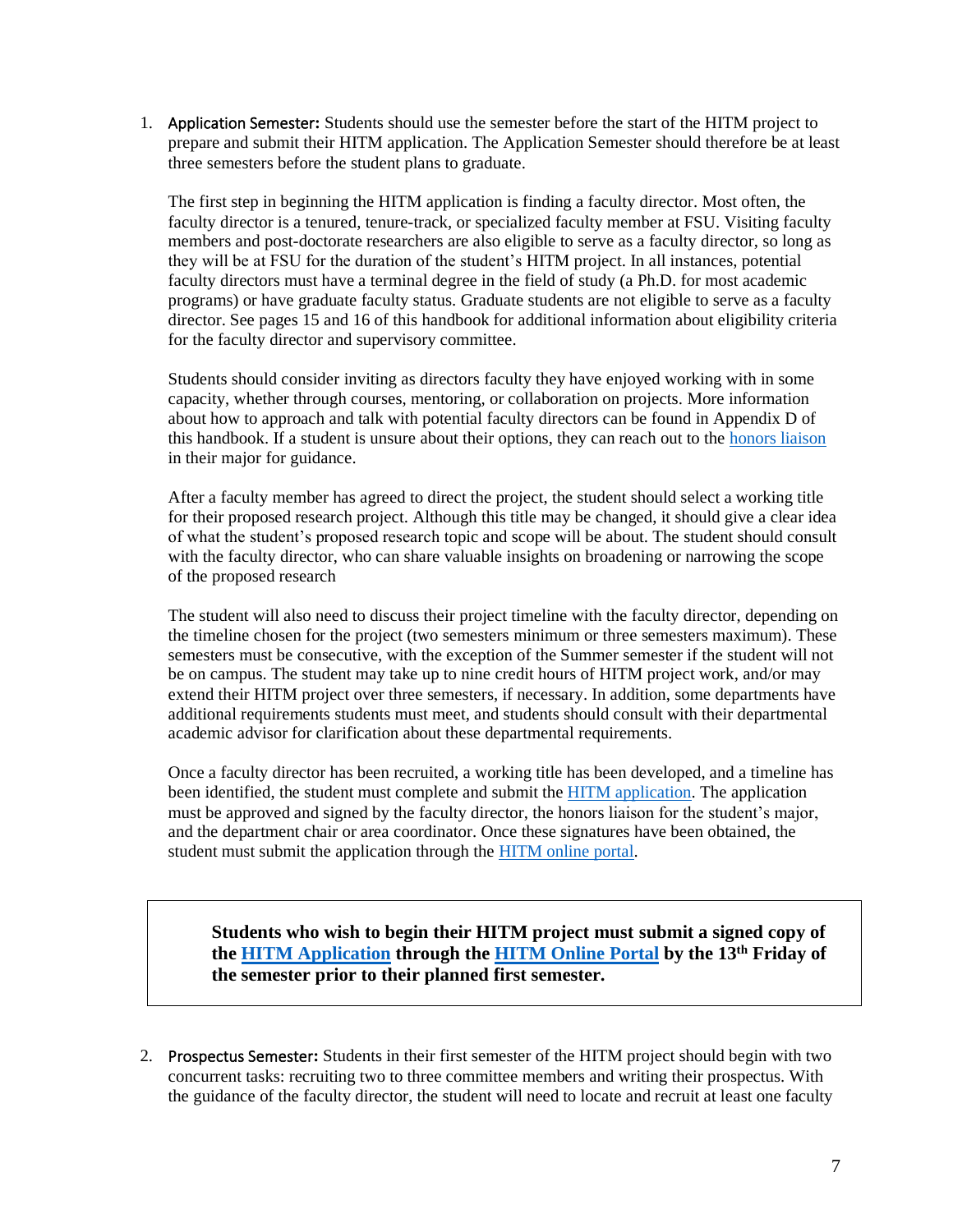1. **Application Semester:** Students should use the semester before the start of the HITM project to prepare and submit their HITM application. The Application Semester should therefore be at least three semesters before the student plans to graduate.

   The first step in beginning the HITM application is finding a faculty director. Most often, the faculty director is a tenured, tenure-track, or specialized faculty member at FSU. Visiting faculty members and post-doctorate researchers are also eligible to serve as a faculty director, so long as they will be at FSU for the duration of the student's HITM project. In all instances, potential faculty directors must have a terminal degree in the field of study (a Ph.D. for most academic programs) or have graduate faculty status. Graduate students are not eligible to serve as a faculty director. See pages 15 and 16 of this handbook for additional information about eligibility criteria for the faculty director and supervisory committee.

   Students should consider inviting as directors faculty they have enjoyed working with in some capacity, whether through courses, mentoring, or collaboration on projects. More information about how to approach and talk with potential faculty directors can be found in Appendix D of this handbook. If a student is unsure about their options, they can reach out to the honors liaison in their major for guidance.

   After a faculty member has agreed to direct the project, the student should select a working title for their proposed research project. Although this title may be changed, it should give a clear idea of what the student's proposed research topic and scope will be about. The student should consult with the faculty director, who can share valuable insights on broadening or narrowing the scope of the proposed research

   The student will also need to discuss their project timeline with the faculty director, depending on the timeline chosen for the project (two semesters minimum or three semesters maximum). These semesters must be consecutive, with the exception of the Summer semester if the student will not be on campus. The student may take up to nine credit hours of HITM project work, and/or may extend their HITM project over three semesters, if necessary. In addition, some departments have additional requirements students must meet, and students should consult with their departmental academic advisor for clarification about these departmental requirements.

   Once a faculty director has been recruited, a working title has been developed, and a timeline has been identified, the student must complete and submit the HITM application. The application must be approved and signed by the faculty director, the honors liaison for the student's major, and the department chair or area coordinator. Once these signatures have been obtained, the student must submit the application through the HITM online portal.

> **Students who wish to begin their HITM project must submit a signed copy of the HITM Application through the HITM Online Portal by the 13th Friday of the semester prior to their planned first semester.**

2. **Prospectus Semester:** Students in their first semester of the HITM project should begin with two concurrent tasks: recruiting two to three committee members and writing their prospectus. With the guidance of the faculty director, the student will need to locate and recruit at least one faculty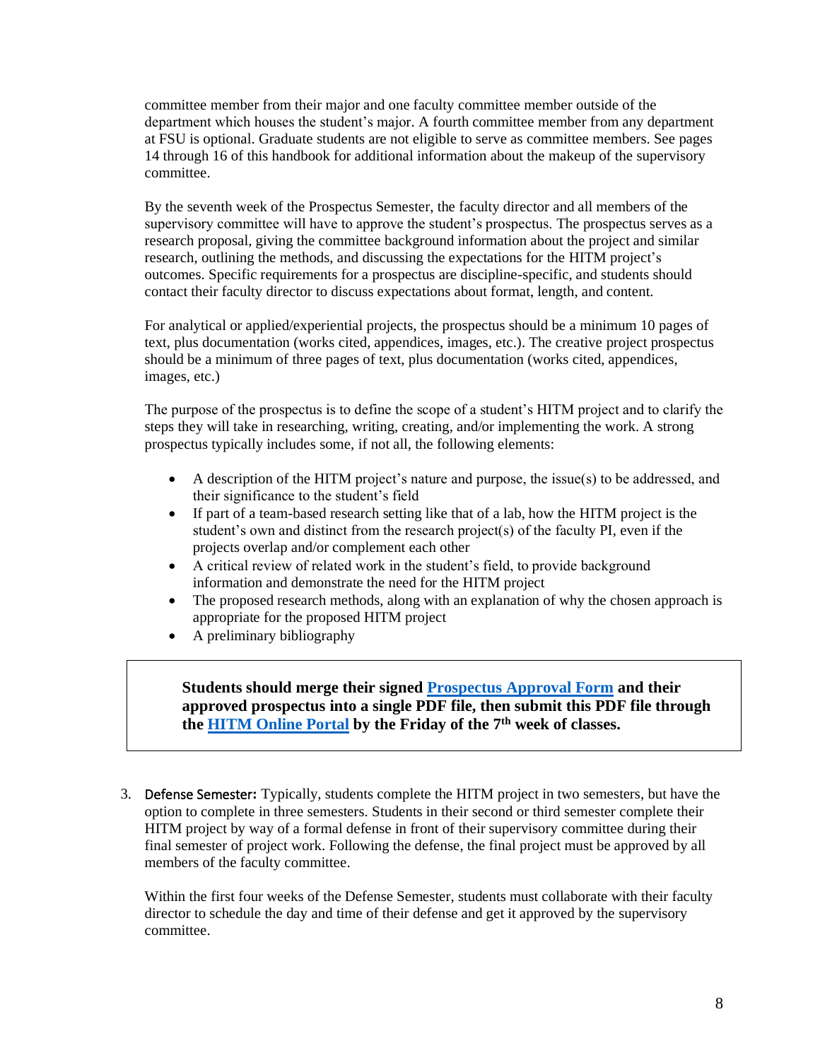committee member from their major and one faculty committee member outside of the department which houses the student's major. A fourth committee member from any department at FSU is optional. Graduate students are not eligible to serve as committee members. See pages 14 through 16 of this handbook for additional information about the makeup of the supervisory committee.

By the seventh week of the Prospectus Semester, the faculty director and all members of the supervisory committee will have to approve the student's prospectus. The prospectus serves as a research proposal, giving the committee background information about the project and similar research, outlining the methods, and discussing the expectations for the HITM project's outcomes. Specific requirements for a prospectus are discipline-specific, and students should contact their faculty director to discuss expectations about format, length, and content.

For analytical or applied/experiential projects, the prospectus should be a minimum 10 pages of text, plus documentation (works cited, appendices, images, etc.). The creative project prospectus should be a minimum of three pages of text, plus documentation (works cited, appendices, images, etc.)

The purpose of the prospectus is to define the scope of a student's HITM project and to clarify the steps they will take in researching, writing, creating, and/or implementing the work. A strong prospectus typically includes some, if not all, the following elements:

- A description of the HITM project's nature and purpose, the issue(s) to be addressed, and their significance to the student's field
- If part of a team-based research setting like that of a lab, how the HITM project is the student's own and distinct from the research project(s) of the faculty PI, even if the projects overlap and/or complement each other
- A critical review of related work in the student's field, to provide background information and demonstrate the need for the HITM project
- The proposed research methods, along with an explanation of why the chosen approach is appropriate for the proposed HITM project
- A preliminary bibliography

> **Students should merge their signed Prospectus Approval Form and their approved prospectus into a single PDF file, then submit this PDF file through the HITM Online Portal by the Friday of the 7th week of classes.**

3. Defense Semester: Typically, students complete the HITM project in two semesters, but have the option to complete in three semesters. Students in their second or third semester complete their HITM project by way of a formal defense in front of their supervisory committee during their final semester of project work. Following the defense, the final project must be approved by all members of the faculty committee.

   Within the first four weeks of the Defense Semester, students must collaborate with their faculty director to schedule the day and time of their defense and get it approved by the supervisory committee.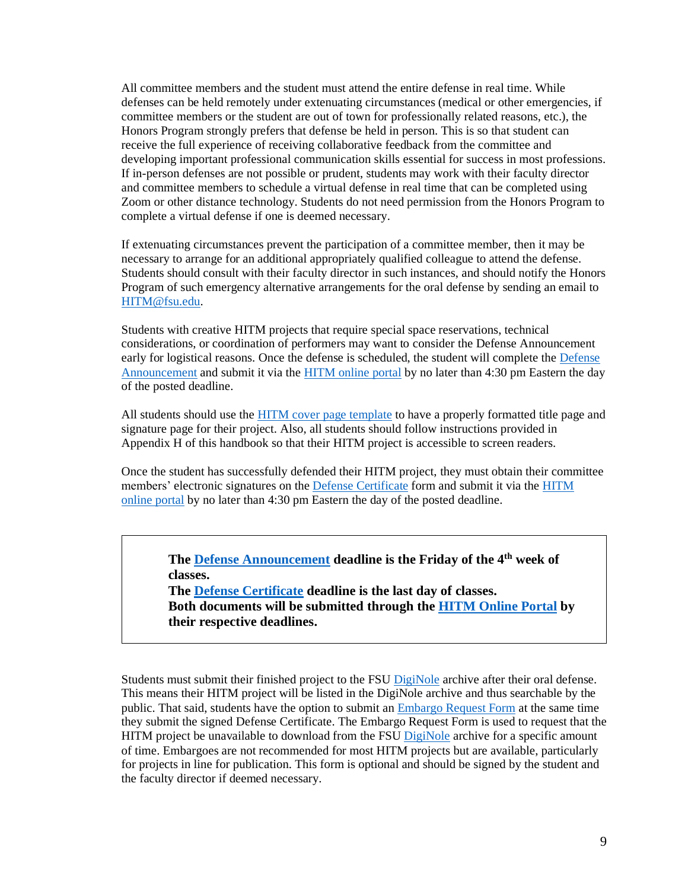All committee members and the student must attend the entire defense in real time. While defenses can be held remotely under extenuating circumstances (medical or other emergencies, if committee members or the student are out of town for professionally related reasons, etc.), the Honors Program strongly prefers that defense be held in person. This is so that student can receive the full experience of receiving collaborative feedback from the committee and developing important professional communication skills essential for success in most professions. If in-person defenses are not possible or prudent, students may work with their faculty director and committee members to schedule a virtual defense in real time that can be completed using Zoom or other distance technology. Students do not need permission from the Honors Program to complete a virtual defense if one is deemed necessary.

If extenuating circumstances prevent the participation of a committee member, then it may be necessary to arrange for an additional appropriately qualified colleague to attend the defense. Students should consult with their faculty director in such instances, and should notify the Honors Program of such emergency alternative arrangements for the oral defense by sending an email to HITM@fsu.edu.

Students with creative HITM projects that require special space reservations, technical considerations, or coordination of performers may want to consider the Defense Announcement early for logistical reasons. Once the defense is scheduled, the student will complete the Defense Announcement and submit it via the HITM online portal by no later than 4:30 pm Eastern the day of the posted deadline.

All students should use the HITM cover page template to have a properly formatted title page and signature page for their project. Also, all students should follow instructions provided in Appendix H of this handbook so that their HITM project is accessible to screen readers.

Once the student has successfully defended their HITM project, they must obtain their committee members' electronic signatures on the Defense Certificate form and submit it via the HITM online portal by no later than 4:30 pm Eastern the day of the posted deadline.

**The Defense Announcement deadline is the Friday of the 4th week of classes.**
**The Defense Certificate deadline is the last day of classes.**
**Both documents will be submitted through the HITM Online Portal by their respective deadlines.**

Students must submit their finished project to the FSU DigiNole archive after their oral defense. This means their HITM project will be listed in the DigiNole archive and thus searchable by the public. That said, students have the option to submit an Embargo Request Form at the same time they submit the signed Defense Certificate. The Embargo Request Form is used to request that the HITM project be unavailable to download from the FSU DigiNole archive for a specific amount of time. Embargoes are not recommended for most HITM projects but are available, particularly for projects in line for publication. This form is optional and should be signed by the student and the faculty director if deemed necessary.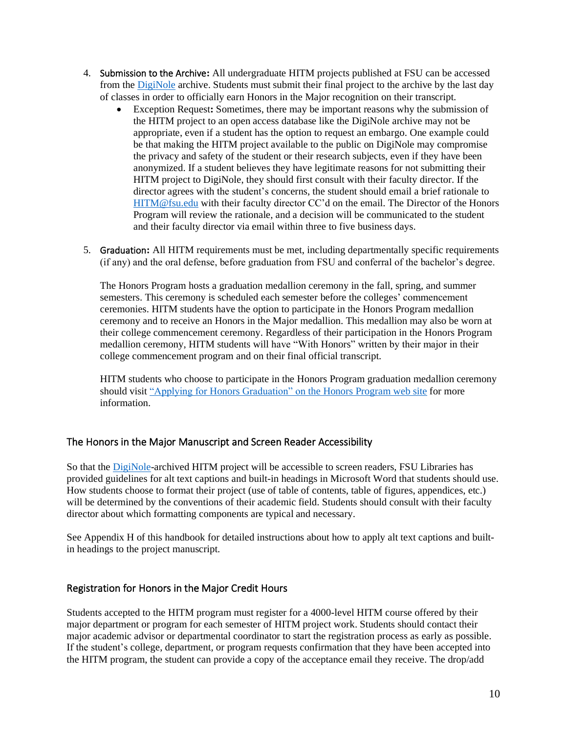4. **Submission to the Archive:** All undergraduate HITM projects published at FSU can be accessed from the [DigiNole](#) archive. Students must submit their final project to the archive by the last day of classes in order to officially earn Honors in the Major recognition on their transcript.
   - Exception Request**:** Sometimes, there may be important reasons why the submission of the HITM project to an open access database like the DigiNole archive may not be appropriate, even if a student has the option to request an embargo. One example could be that making the HITM project available to the public on DigiNole may compromise the privacy and safety of the student or their research subjects, even if they have been anonymized. If a student believes they have legitimate reasons for not submitting their HITM project to DigiNole, they should first consult with their faculty director. If the director agrees with the student's concerns, the student should email a brief rationale to HITM@fsu.edu with their faculty director CC'd on the email. The Director of the Honors Program will review the rationale, and a decision will be communicated to the student and their faculty director via email within three to five business days.

5. **Graduation:** All HITM requirements must be met, including departmentally specific requirements (if any) and the oral defense, before graduation from FSU and conferral of the bachelor's degree.

   The Honors Program hosts a graduation medallion ceremony in the fall, spring, and summer semesters. This ceremony is scheduled each semester before the colleges' commencement ceremonies. HITM students have the option to participate in the Honors Program medallion ceremony and to receive an Honors in the Major medallion. This medallion may also be worn at their college commencement ceremony. Regardless of their participation in the Honors Program medallion ceremony, HITM students will have "With Honors" written by their major in their college commencement program and on their final official transcript.

   HITM students who choose to participate in the Honors Program graduation medallion ceremony should visit "Applying for Honors Graduation" on the Honors Program web site for more information.

## The Honors in the Major Manuscript and Screen Reader Accessibility

So that the DigiNole-archived HITM project will be accessible to screen readers, FSU Libraries has provided guidelines for alt text captions and built-in headings in Microsoft Word that students should use. How students choose to format their project (use of table of contents, table of figures, appendices, etc.) will be determined by the conventions of their academic field. Students should consult with their faculty director about which formatting components are typical and necessary.

See Appendix H of this handbook for detailed instructions about how to apply alt text captions and built-in headings to the project manuscript.

## Registration for Honors in the Major Credit Hours

Students accepted to the HITM program must register for a 4000-level HITM course offered by their major department or program for each semester of HITM project work. Students should contact their major academic advisor or departmental coordinator to start the registration process as early as possible. If the student's college, department, or program requests confirmation that they have been accepted into the HITM program, the student can provide a copy of the acceptance email they receive. The drop/add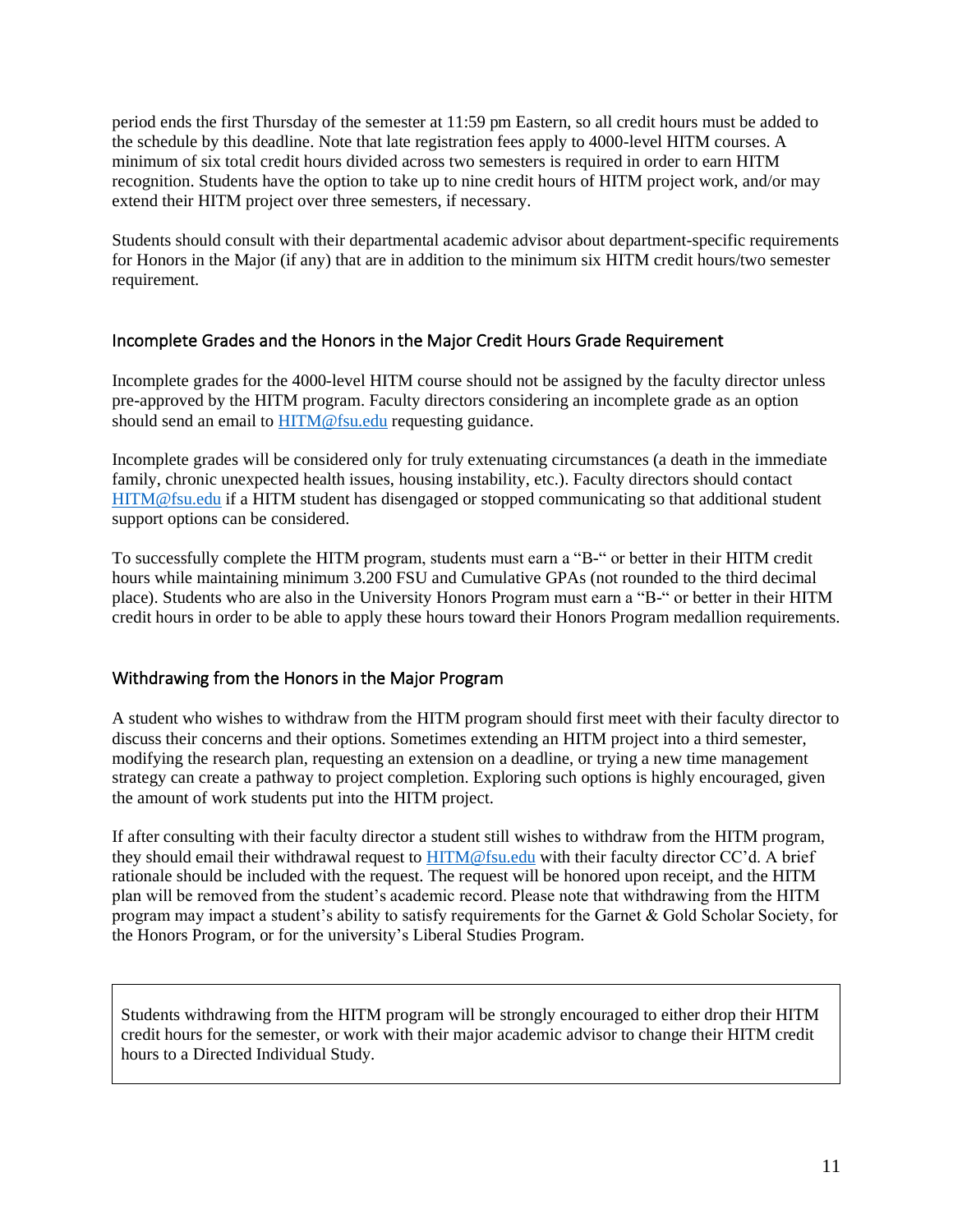period ends the first Thursday of the semester at 11:59 pm Eastern, so all credit hours must be added to the schedule by this deadline. Note that late registration fees apply to 4000-level HITM courses. A minimum of six total credit hours divided across two semesters is required in order to earn HITM recognition. Students have the option to take up to nine credit hours of HITM project work, and/or may extend their HITM project over three semesters, if necessary.

Students should consult with their departmental academic advisor about department-specific requirements for Honors in the Major (if any) that are in addition to the minimum six HITM credit hours/two semester requirement.

## Incomplete Grades and the Honors in the Major Credit Hours Grade Requirement

Incomplete grades for the 4000-level HITM course should not be assigned by the faculty director unless pre-approved by the HITM program. Faculty directors considering an incomplete grade as an option should send an email to HITM@fsu.edu requesting guidance.

Incomplete grades will be considered only for truly extenuating circumstances (a death in the immediate family, chronic unexpected health issues, housing instability, etc.). Faculty directors should contact HITM@fsu.edu if a HITM student has disengaged or stopped communicating so that additional student support options can be considered.

To successfully complete the HITM program, students must earn a "B-" or better in their HITM credit hours while maintaining minimum 3.200 FSU and Cumulative GPAs (not rounded to the third decimal place). Students who are also in the University Honors Program must earn a "B-" or better in their HITM credit hours in order to be able to apply these hours toward their Honors Program medallion requirements.

## Withdrawing from the Honors in the Major Program

A student who wishes to withdraw from the HITM program should first meet with their faculty director to discuss their concerns and their options. Sometimes extending an HITM project into a third semester, modifying the research plan, requesting an extension on a deadline, or trying a new time management strategy can create a pathway to project completion. Exploring such options is highly encouraged, given the amount of work students put into the HITM project.

If after consulting with their faculty director a student still wishes to withdraw from the HITM program, they should email their withdrawal request to HITM@fsu.edu with their faculty director CC'd. A brief rationale should be included with the request. The request will be honored upon receipt, and the HITM plan will be removed from the student's academic record. Please note that withdrawing from the HITM program may impact a student's ability to satisfy requirements for the Garnet & Gold Scholar Society, for the Honors Program, or for the university's Liberal Studies Program.

> Students withdrawing from the HITM program will be strongly encouraged to either drop their HITM credit hours for the semester, or work with their major academic advisor to change their HITM credit hours to a Directed Individual Study.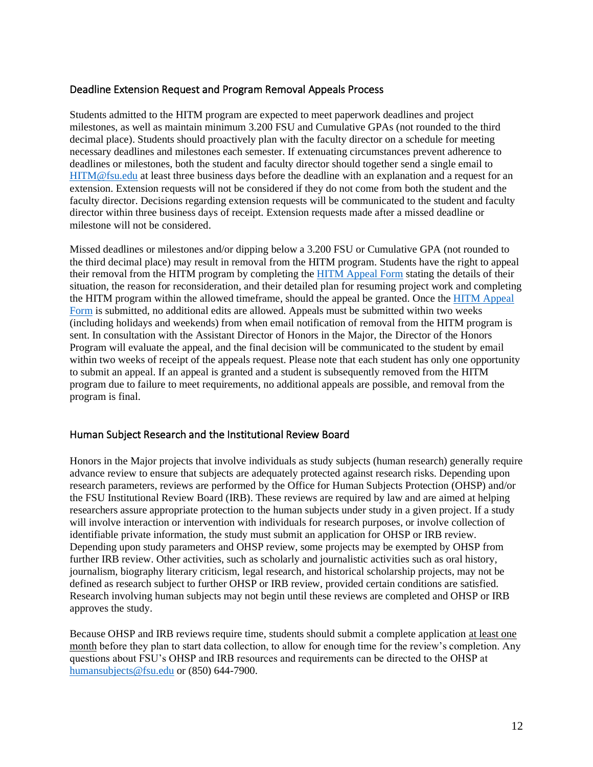## Deadline Extension Request and Program Removal Appeals Process

Students admitted to the HITM program are expected to meet paperwork deadlines and project milestones, as well as maintain minimum 3.200 FSU and Cumulative GPAs (not rounded to the third decimal place). Students should proactively plan with the faculty director on a schedule for meeting necessary deadlines and milestones each semester. If extenuating circumstances prevent adherence to deadlines or milestones, both the student and faculty director should together send a single email to HITM@fsu.edu at least three business days before the deadline with an explanation and a request for an extension. Extension requests will not be considered if they do not come from both the student and the faculty director. Decisions regarding extension requests will be communicated to the student and faculty director within three business days of receipt. Extension requests made after a missed deadline or milestone will not be considered.

Missed deadlines or milestones and/or dipping below a 3.200 FSU or Cumulative GPA (not rounded to the third decimal place) may result in removal from the HITM program. Students have the right to appeal their removal from the HITM program by completing the HITM Appeal Form stating the details of their situation, the reason for reconsideration, and their detailed plan for resuming project work and completing the HITM program within the allowed timeframe, should the appeal be granted. Once the HITM Appeal Form is submitted, no additional edits are allowed. Appeals must be submitted within two weeks (including holidays and weekends) from when email notification of removal from the HITM program is sent. In consultation with the Assistant Director of Honors in the Major, the Director of the Honors Program will evaluate the appeal, and the final decision will be communicated to the student by email within two weeks of receipt of the appeals request. Please note that each student has only one opportunity to submit an appeal. If an appeal is granted and a student is subsequently removed from the HITM program due to failure to meet requirements, no additional appeals are possible, and removal from the program is final.

## Human Subject Research and the Institutional Review Board

Honors in the Major projects that involve individuals as study subjects (human research) generally require advance review to ensure that subjects are adequately protected against research risks. Depending upon research parameters, reviews are performed by the Office for Human Subjects Protection (OHSP) and/or the FSU Institutional Review Board (IRB). These reviews are required by law and are aimed at helping researchers assure appropriate protection to the human subjects under study in a given project. If a study will involve interaction or intervention with individuals for research purposes, or involve collection of identifiable private information, the study must submit an application for OHSP or IRB review. Depending upon study parameters and OHSP review, some projects may be exempted by OHSP from further IRB review. Other activities, such as scholarly and journalistic activities such as oral history, journalism, biography literary criticism, legal research, and historical scholarship projects, may not be defined as research subject to further OHSP or IRB review, provided certain conditions are satisfied. Research involving human subjects may not begin until these reviews are completed and OHSP or IRB approves the study.

Because OHSP and IRB reviews require time, students should submit a complete application <u>at least one month</u> before they plan to start data collection, to allow for enough time for the review's completion. Any questions about FSU's OHSP and IRB resources and requirements can be directed to the OHSP at humansubjects@fsu.edu or (850) 644-7900.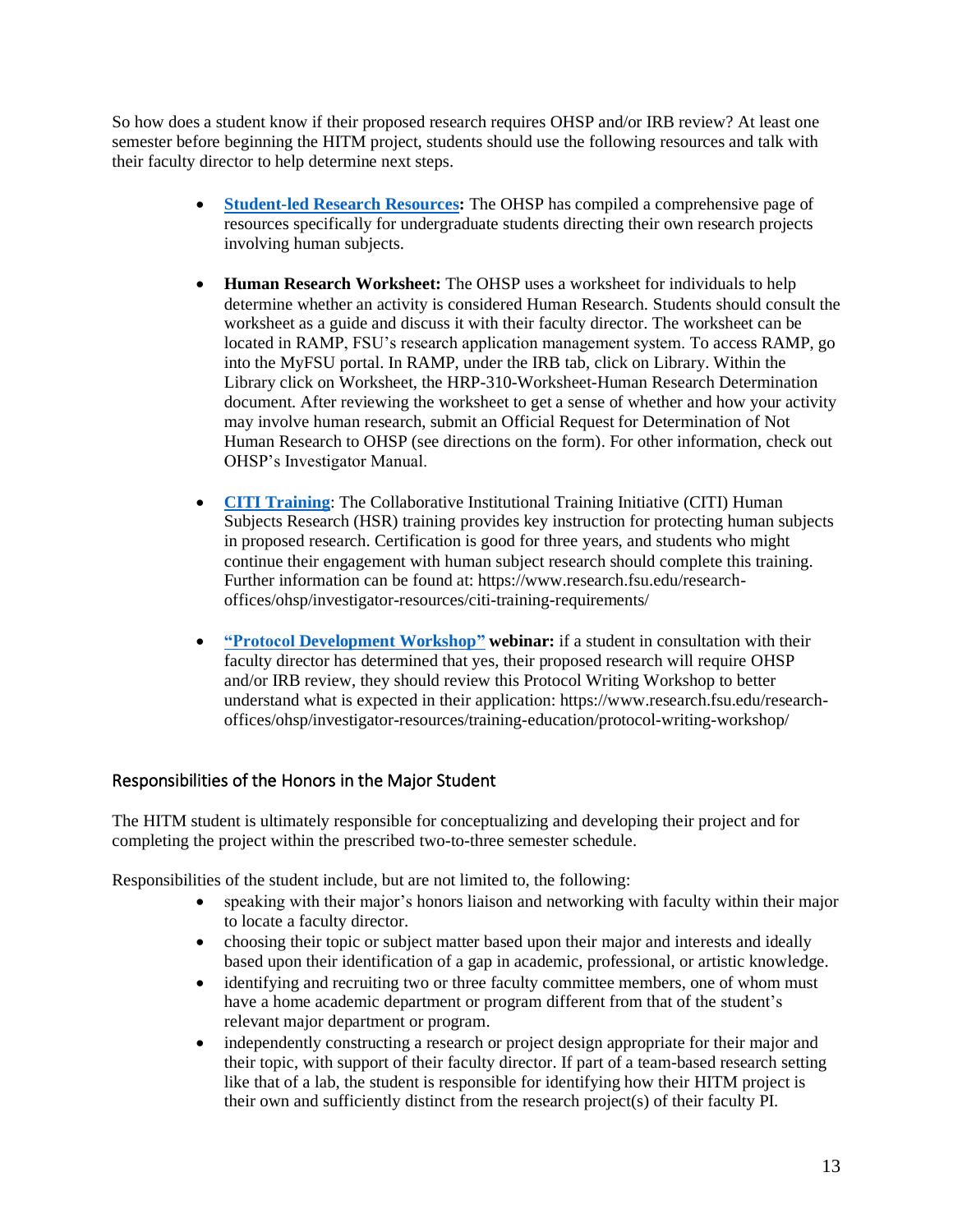So how does a student know if their proposed research requires OHSP and/or IRB review? At least one semester before beginning the HITM project, students should use the following resources and talk with their faculty director to help determine next steps.

- **Student-led Research Resources:** The OHSP has compiled a comprehensive page of resources specifically for undergraduate students directing their own research projects involving human subjects.

- **Human Research Worksheet:** The OHSP uses a worksheet for individuals to help determine whether an activity is considered Human Research. Students should consult the worksheet as a guide and discuss it with their faculty director. The worksheet can be located in RAMP, FSU's research application management system. To access RAMP, go into the MyFSU portal. In RAMP, under the IRB tab, click on Library. Within the Library click on Worksheet, the HRP-310-Worksheet-Human Research Determination document. After reviewing the worksheet to get a sense of whether and how your activity may involve human research, submit an Official Request for Determination of Not Human Research to OHSP (see directions on the form). For other information, check out OHSP's Investigator Manual.

- **CITI Training**: The Collaborative Institutional Training Initiative (CITI) Human Subjects Research (HSR) training provides key instruction for protecting human subjects in proposed research. Certification is good for three years, and students who might continue their engagement with human subject research should complete this training. Further information can be found at: https://www.research.fsu.edu/research-offices/ohsp/investigator-resources/citi-training-requirements/

- **"Protocol Development Workshop" webinar:** if a student in consultation with their faculty director has determined that yes, their proposed research will require OHSP and/or IRB review, they should review this Protocol Writing Workshop to better understand what is expected in their application: https://www.research.fsu.edu/research-offices/ohsp/investigator-resources/training-education/protocol-writing-workshop/

## Responsibilities of the Honors in the Major Student

The HITM student is ultimately responsible for conceptualizing and developing their project and for completing the project within the prescribed two-to-three semester schedule.

Responsibilities of the student include, but are not limited to, the following:

- speaking with their major's honors liaison and networking with faculty within their major to locate a faculty director.
- choosing their topic or subject matter based upon their major and interests and ideally based upon their identification of a gap in academic, professional, or artistic knowledge.
- identifying and recruiting two or three faculty committee members, one of whom must have a home academic department or program different from that of the student's relevant major department or program.
- independently constructing a research or project design appropriate for their major and their topic, with support of their faculty director. If part of a team-based research setting like that of a lab, the student is responsible for identifying how their HITM project is their own and sufficiently distinct from the research project(s) of their faculty PI.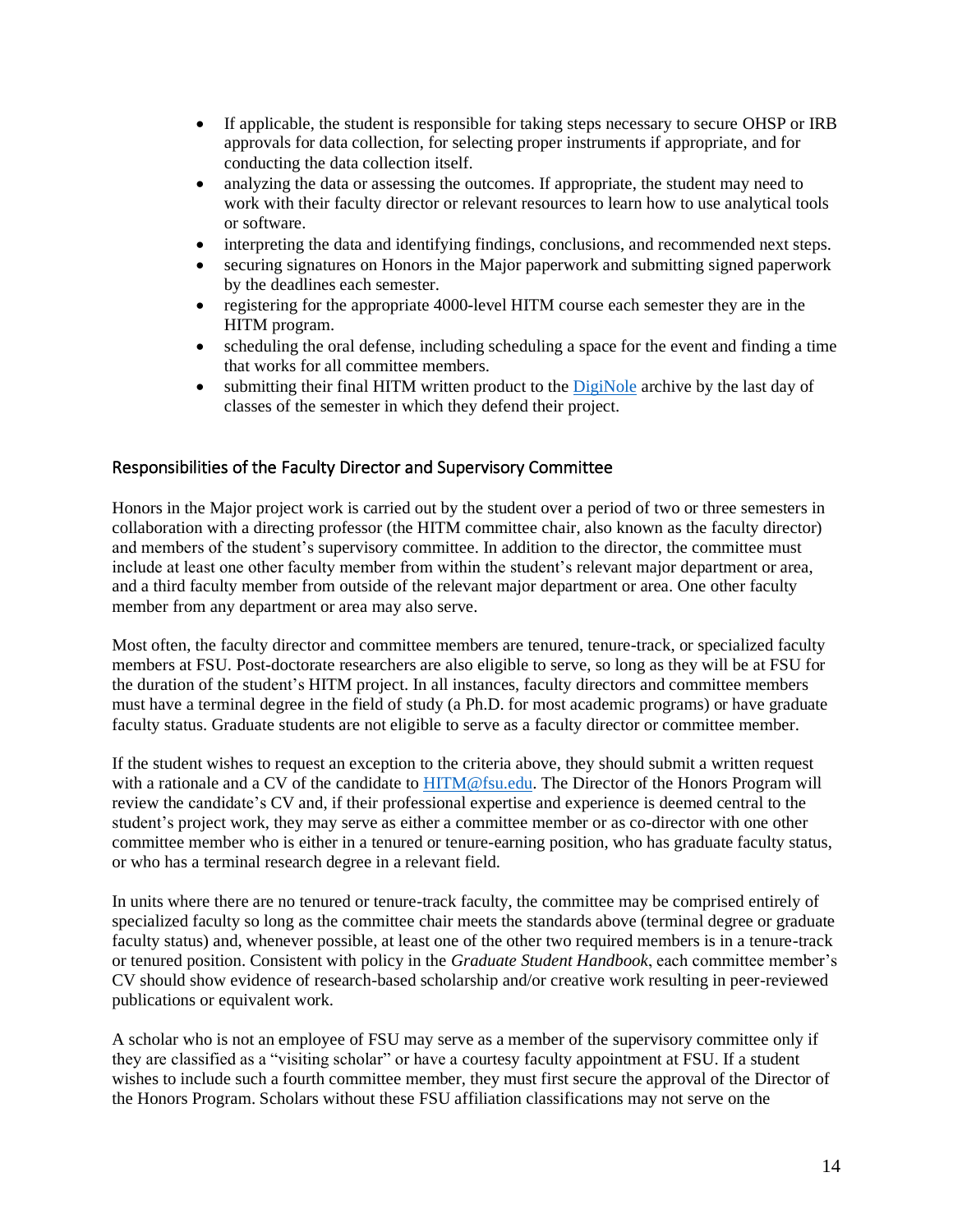- If applicable, the student is responsible for taking steps necessary to secure OHSP or IRB approvals for data collection, for selecting proper instruments if appropriate, and for conducting the data collection itself.
- analyzing the data or assessing the outcomes. If appropriate, the student may need to work with their faculty director or relevant resources to learn how to use analytical tools or software.
- interpreting the data and identifying findings, conclusions, and recommended next steps.
- securing signatures on Honors in the Major paperwork and submitting signed paperwork by the deadlines each semester.
- registering for the appropriate 4000-level HITM course each semester they are in the HITM program.
- scheduling the oral defense, including scheduling a space for the event and finding a time that works for all committee members.
- submitting their final HITM written product to the [DigiNole](DigiNole) archive by the last day of classes of the semester in which they defend their project.

## Responsibilities of the Faculty Director and Supervisory Committee

Honors in the Major project work is carried out by the student over a period of two or three semesters in collaboration with a directing professor (the HITM committee chair, also known as the faculty director) and members of the student's supervisory committee. In addition to the director, the committee must include at least one other faculty member from within the student's relevant major department or area, and a third faculty member from outside of the relevant major department or area. One other faculty member from any department or area may also serve.

Most often, the faculty director and committee members are tenured, tenure-track, or specialized faculty members at FSU. Post-doctorate researchers are also eligible to serve, so long as they will be at FSU for the duration of the student's HITM project. In all instances, faculty directors and committee members must have a terminal degree in the field of study (a Ph.D. for most academic programs) or have graduate faculty status. Graduate students are not eligible to serve as a faculty director or committee member.

If the student wishes to request an exception to the criteria above, they should submit a written request with a rationale and a CV of the candidate to [HITM@fsu.edu](mailto:HITM@fsu.edu). The Director of the Honors Program will review the candidate's CV and, if their professional expertise and experience is deemed central to the student's project work, they may serve as either a committee member or as co-director with one other committee member who is either in a tenured or tenure-earning position, who has graduate faculty status, or who has a terminal research degree in a relevant field.

In units where there are no tenured or tenure-track faculty, the committee may be comprised entirely of specialized faculty so long as the committee chair meets the standards above (terminal degree or graduate faculty status) and, whenever possible, at least one of the other two required members is in a tenure-track or tenured position. Consistent with policy in the *Graduate Student Handbook*, each committee member's CV should show evidence of research-based scholarship and/or creative work resulting in peer-reviewed publications or equivalent work.

A scholar who is not an employee of FSU may serve as a member of the supervisory committee only if they are classified as a "visiting scholar" or have a courtesy faculty appointment at FSU. If a student wishes to include such a fourth committee member, they must first secure the approval of the Director of the Honors Program. Scholars without these FSU affiliation classifications may not serve on the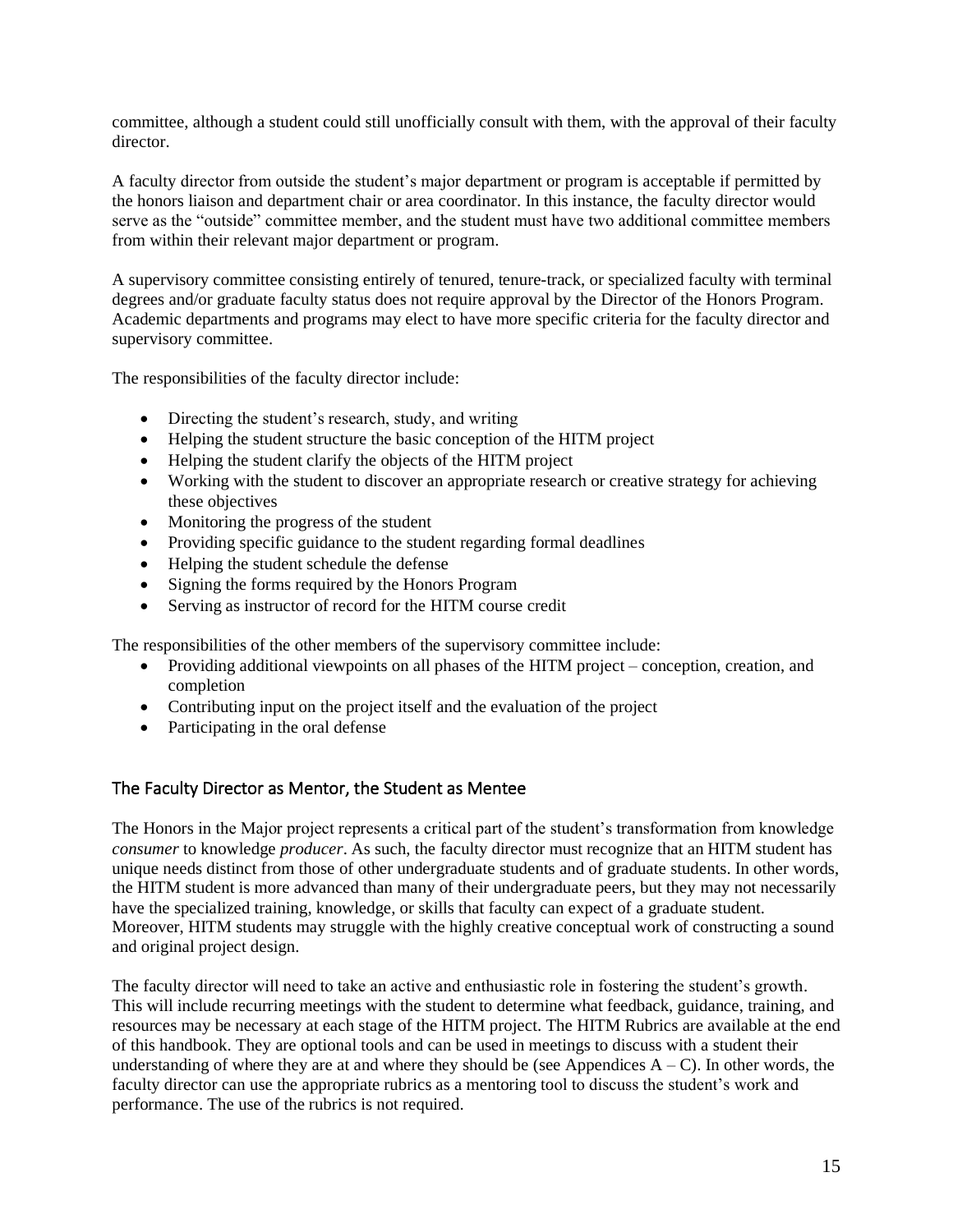committee, although a student could still unofficially consult with them, with the approval of their faculty director.

A faculty director from outside the student's major department or program is acceptable if permitted by the honors liaison and department chair or area coordinator. In this instance, the faculty director would serve as the "outside" committee member, and the student must have two additional committee members from within their relevant major department or program.

A supervisory committee consisting entirely of tenured, tenure-track, or specialized faculty with terminal degrees and/or graduate faculty status does not require approval by the Director of the Honors Program. Academic departments and programs may elect to have more specific criteria for the faculty director and supervisory committee.

The responsibilities of the faculty director include:

- Directing the student's research, study, and writing
- Helping the student structure the basic conception of the HITM project
- Helping the student clarify the objects of the HITM project
- Working with the student to discover an appropriate research or creative strategy for achieving these objectives
- Monitoring the progress of the student
- Providing specific guidance to the student regarding formal deadlines
- Helping the student schedule the defense
- Signing the forms required by the Honors Program
- Serving as instructor of record for the HITM course credit

The responsibilities of the other members of the supervisory committee include:

- Providing additional viewpoints on all phases of the HITM project – conception, creation, and completion
- Contributing input on the project itself and the evaluation of the project
- Participating in the oral defense

## The Faculty Director as Mentor, the Student as Mentee

The Honors in the Major project represents a critical part of the student's transformation from knowledge *consumer* to knowledge *producer*. As such, the faculty director must recognize that an HITM student has unique needs distinct from those of other undergraduate students and of graduate students. In other words, the HITM student is more advanced than many of their undergraduate peers, but they may not necessarily have the specialized training, knowledge, or skills that faculty can expect of a graduate student. Moreover, HITM students may struggle with the highly creative conceptual work of constructing a sound and original project design.

The faculty director will need to take an active and enthusiastic role in fostering the student's growth. This will include recurring meetings with the student to determine what feedback, guidance, training, and resources may be necessary at each stage of the HITM project. The HITM Rubrics are available at the end of this handbook. They are optional tools and can be used in meetings to discuss with a student their understanding of where they are at and where they should be (see Appendices A – C). In other words, the faculty director can use the appropriate rubrics as a mentoring tool to discuss the student's work and performance. The use of the rubrics is not required.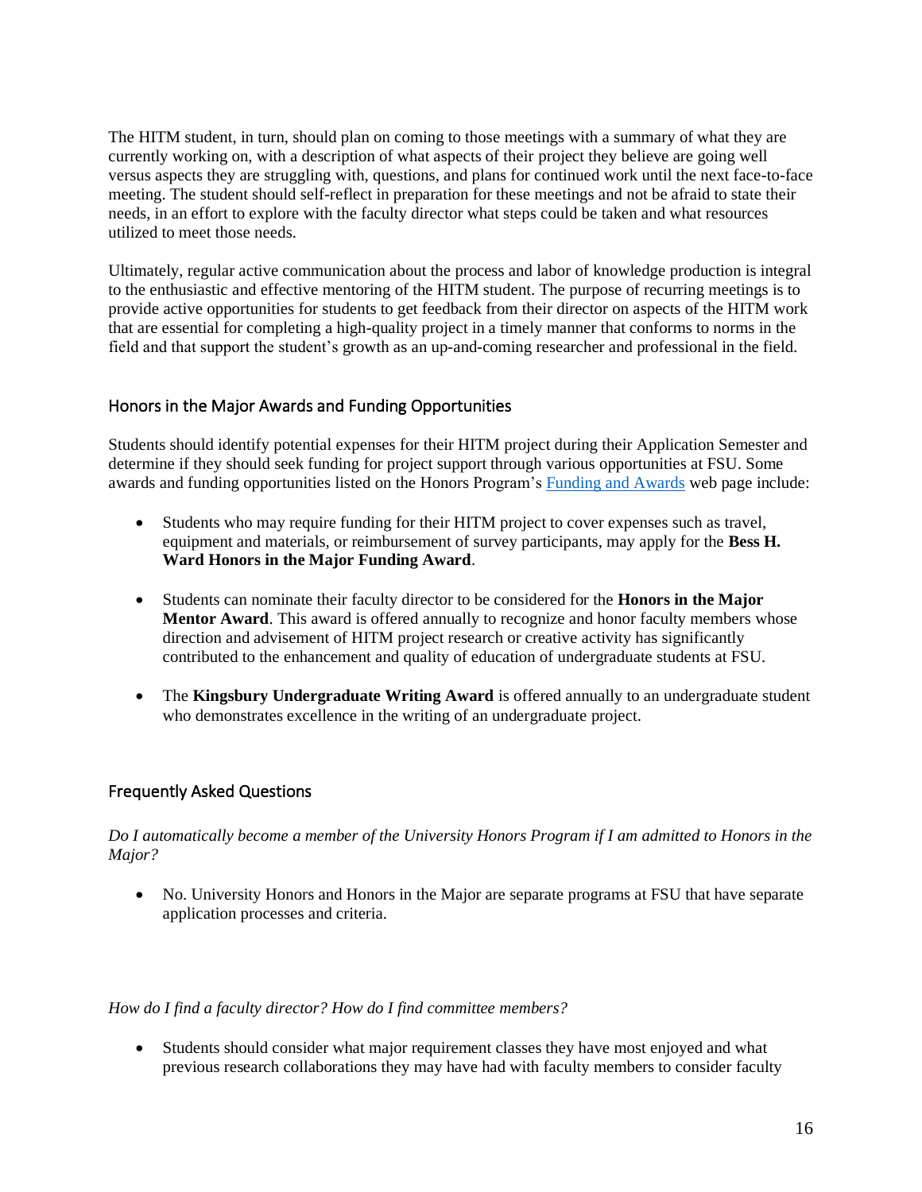The HITM student, in turn, should plan on coming to those meetings with a summary of what they are currently working on, with a description of what aspects of their project they believe are going well versus aspects they are struggling with, questions, and plans for continued work until the next face-to-face meeting. The student should self-reflect in preparation for these meetings and not be afraid to state their needs, in an effort to explore with the faculty director what steps could be taken and what resources utilized to meet those needs.

Ultimately, regular active communication about the process and labor of knowledge production is integral to the enthusiastic and effective mentoring of the HITM student. The purpose of recurring meetings is to provide active opportunities for students to get feedback from their director on aspects of the HITM work that are essential for completing a high-quality project in a timely manner that conforms to norms in the field and that support the student's growth as an up-and-coming researcher and professional in the field.

## Honors in the Major Awards and Funding Opportunities

Students should identify potential expenses for their HITM project during their Application Semester and determine if they should seek funding for project support through various opportunities at FSU. Some awards and funding opportunities listed on the Honors Program's Funding and Awards web page include:

- Students who may require funding for their HITM project to cover expenses such as travel, equipment and materials, or reimbursement of survey participants, may apply for the **Bess H. Ward Honors in the Major Funding Award**.

- Students can nominate their faculty director to be considered for the **Honors in the Major Mentor Award**. This award is offered annually to recognize and honor faculty members whose direction and advisement of HITM project research or creative activity has significantly contributed to the enhancement and quality of education of undergraduate students at FSU.

- The **Kingsbury Undergraduate Writing Award** is offered annually to an undergraduate student who demonstrates excellence in the writing of an undergraduate project.

## Frequently Asked Questions

*Do I automatically become a member of the University Honors Program if I am admitted to Honors in the Major?*

- No. University Honors and Honors in the Major are separate programs at FSU that have separate application processes and criteria.

*How do I find a faculty director? How do I find committee members?*

- Students should consider what major requirement classes they have most enjoyed and what previous research collaborations they may have had with faculty members to consider faculty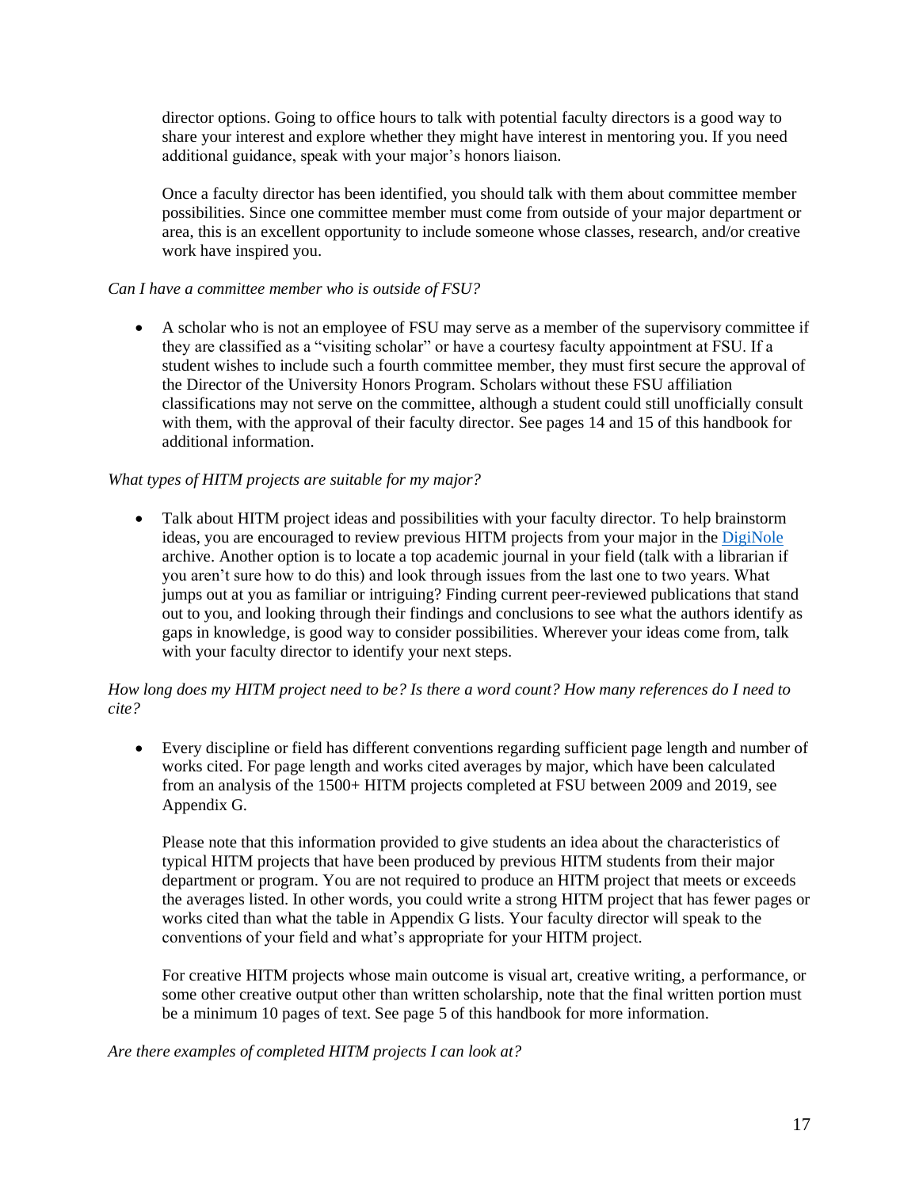director options. Going to office hours to talk with potential faculty directors is a good way to share your interest and explore whether they might have interest in mentoring you. If you need additional guidance, speak with your major's honors liaison.

Once a faculty director has been identified, you should talk with them about committee member possibilities. Since one committee member must come from outside of your major department or area, this is an excellent opportunity to include someone whose classes, research, and/or creative work have inspired you.

*Can I have a committee member who is outside of FSU?*

- A scholar who is not an employee of FSU may serve as a member of the supervisory committee if they are classified as a "visiting scholar" or have a courtesy faculty appointment at FSU. If a student wishes to include such a fourth committee member, they must first secure the approval of the Director of the University Honors Program. Scholars without these FSU affiliation classifications may not serve on the committee, although a student could still unofficially consult with them, with the approval of their faculty director. See pages 14 and 15 of this handbook for additional information.

*What types of HITM projects are suitable for my major?*

- Talk about HITM project ideas and possibilities with your faculty director. To help brainstorm ideas, you are encouraged to review previous HITM projects from your major in the DigiNole archive. Another option is to locate a top academic journal in your field (talk with a librarian if you aren't sure how to do this) and look through issues from the last one to two years. What jumps out at you as familiar or intriguing? Finding current peer-reviewed publications that stand out to you, and looking through their findings and conclusions to see what the authors identify as gaps in knowledge, is good way to consider possibilities. Wherever your ideas come from, talk with your faculty director to identify your next steps.

*How long does my HITM project need to be? Is there a word count? How many references do I need to cite?*

- Every discipline or field has different conventions regarding sufficient page length and number of works cited. For page length and works cited averages by major, which have been calculated from an analysis of the 1500+ HITM projects completed at FSU between 2009 and 2019, see Appendix G.

  Please note that this information provided to give students an idea about the characteristics of typical HITM projects that have been produced by previous HITM students from their major department or program. You are not required to produce an HITM project that meets or exceeds the averages listed. In other words, you could write a strong HITM project that has fewer pages or works cited than what the table in Appendix G lists. Your faculty director will speak to the conventions of your field and what's appropriate for your HITM project.

  For creative HITM projects whose main outcome is visual art, creative writing, a performance, or some other creative output other than written scholarship, note that the final written portion must be a minimum 10 pages of text. See page 5 of this handbook for more information.

*Are there examples of completed HITM projects I can look at?*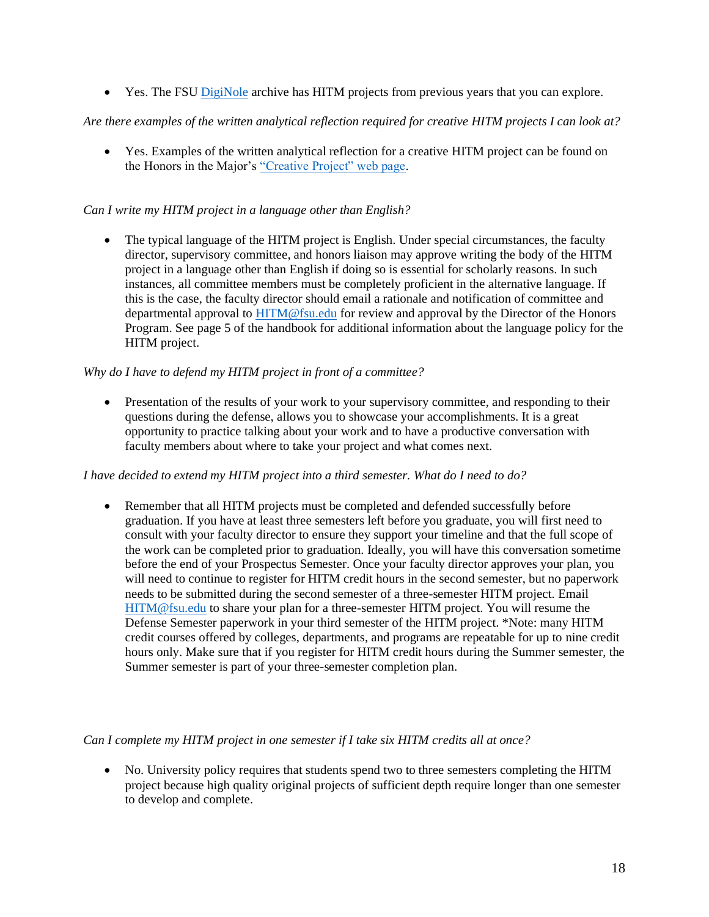- Yes. The FSU DigiNole archive has HITM projects from previous years that you can explore.

*Are there examples of the written analytical reflection required for creative HITM projects I can look at?*

- Yes. Examples of the written analytical reflection for a creative HITM project can be found on the Honors in the Major's "Creative Project" web page.

*Can I write my HITM project in a language other than English?*

- The typical language of the HITM project is English. Under special circumstances, the faculty director, supervisory committee, and honors liaison may approve writing the body of the HITM project in a language other than English if doing so is essential for scholarly reasons. In such instances, all committee members must be completely proficient in the alternative language. If this is the case, the faculty director should email a rationale and notification of committee and departmental approval to HITM@fsu.edu for review and approval by the Director of the Honors Program. See page 5 of the handbook for additional information about the language policy for the HITM project.

*Why do I have to defend my HITM project in front of a committee?*

- Presentation of the results of your work to your supervisory committee, and responding to their questions during the defense, allows you to showcase your accomplishments. It is a great opportunity to practice talking about your work and to have a productive conversation with faculty members about where to take your project and what comes next.

*I have decided to extend my HITM project into a third semester. What do I need to do?*

- Remember that all HITM projects must be completed and defended successfully before graduation. If you have at least three semesters left before you graduate, you will first need to consult with your faculty director to ensure they support your timeline and that the full scope of the work can be completed prior to graduation. Ideally, you will have this conversation sometime before the end of your Prospectus Semester. Once your faculty director approves your plan, you will need to continue to register for HITM credit hours in the second semester, but no paperwork needs to be submitted during the second semester of a three-semester HITM project. Email HITM@fsu.edu to share your plan for a three-semester HITM project. You will resume the Defense Semester paperwork in your third semester of the HITM project. *Note: many HITM credit courses offered by colleges, departments, and programs are repeatable for up to nine credit hours only. Make sure that if you register for HITM credit hours during the Summer semester, the Summer semester is part of your three-semester completion plan.

*Can I complete my HITM project in one semester if I take six HITM credits all at once?*

- No. University policy requires that students spend two to three semesters completing the HITM project because high quality original projects of sufficient depth require longer than one semester to develop and complete.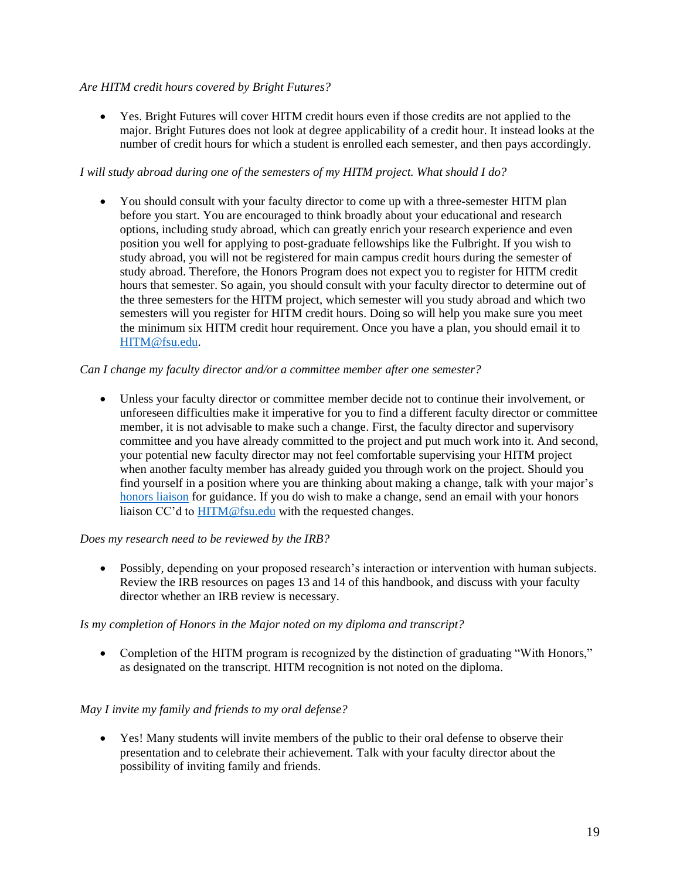*Are HITM credit hours covered by Bright Futures?*

- Yes. Bright Futures will cover HITM credit hours even if those credits are not applied to the major. Bright Futures does not look at degree applicability of a credit hour. It instead looks at the number of credit hours for which a student is enrolled each semester, and then pays accordingly.

*I will study abroad during one of the semesters of my HITM project. What should I do?*

- You should consult with your faculty director to come up with a three-semester HITM plan before you start. You are encouraged to think broadly about your educational and research options, including study abroad, which can greatly enrich your research experience and even position you well for applying to post-graduate fellowships like the Fulbright. If you wish to study abroad, you will not be registered for main campus credit hours during the semester of study abroad. Therefore, the Honors Program does not expect you to register for HITM credit hours that semester. So again, you should consult with your faculty director to determine out of the three semesters for the HITM project, which semester will you study abroad and which two semesters will you register for HITM credit hours. Doing so will help you make sure you meet the minimum six HITM credit hour requirement. Once you have a plan, you should email it to [HITM@fsu.edu](mailto:HITM@fsu.edu).

*Can I change my faculty director and/or a committee member after one semester?*

- Unless your faculty director or committee member decide not to continue their involvement, or unforeseen difficulties make it imperative for you to find a different faculty director or committee member, it is not advisable to make such a change. First, the faculty director and supervisory committee and you have already committed to the project and put much work into it. And second, your potential new faculty director may not feel comfortable supervising your HITM project when another faculty member has already guided you through work on the project. Should you find yourself in a position where you are thinking about making a change, talk with your major's honors liaison for guidance. If you do wish to make a change, send an email with your honors liaison CC'd to [HITM@fsu.edu](mailto:HITM@fsu.edu) with the requested changes.

*Does my research need to be reviewed by the IRB?*

- Possibly, depending on your proposed research's interaction or intervention with human subjects. Review the IRB resources on pages 13 and 14 of this handbook, and discuss with your faculty director whether an IRB review is necessary.

*Is my completion of Honors in the Major noted on my diploma and transcript?*

- Completion of the HITM program is recognized by the distinction of graduating "With Honors," as designated on the transcript. HITM recognition is not noted on the diploma.

*May I invite my family and friends to my oral defense?*

- Yes! Many students will invite members of the public to their oral defense to observe their presentation and to celebrate their achievement. Talk with your faculty director about the possibility of inviting family and friends.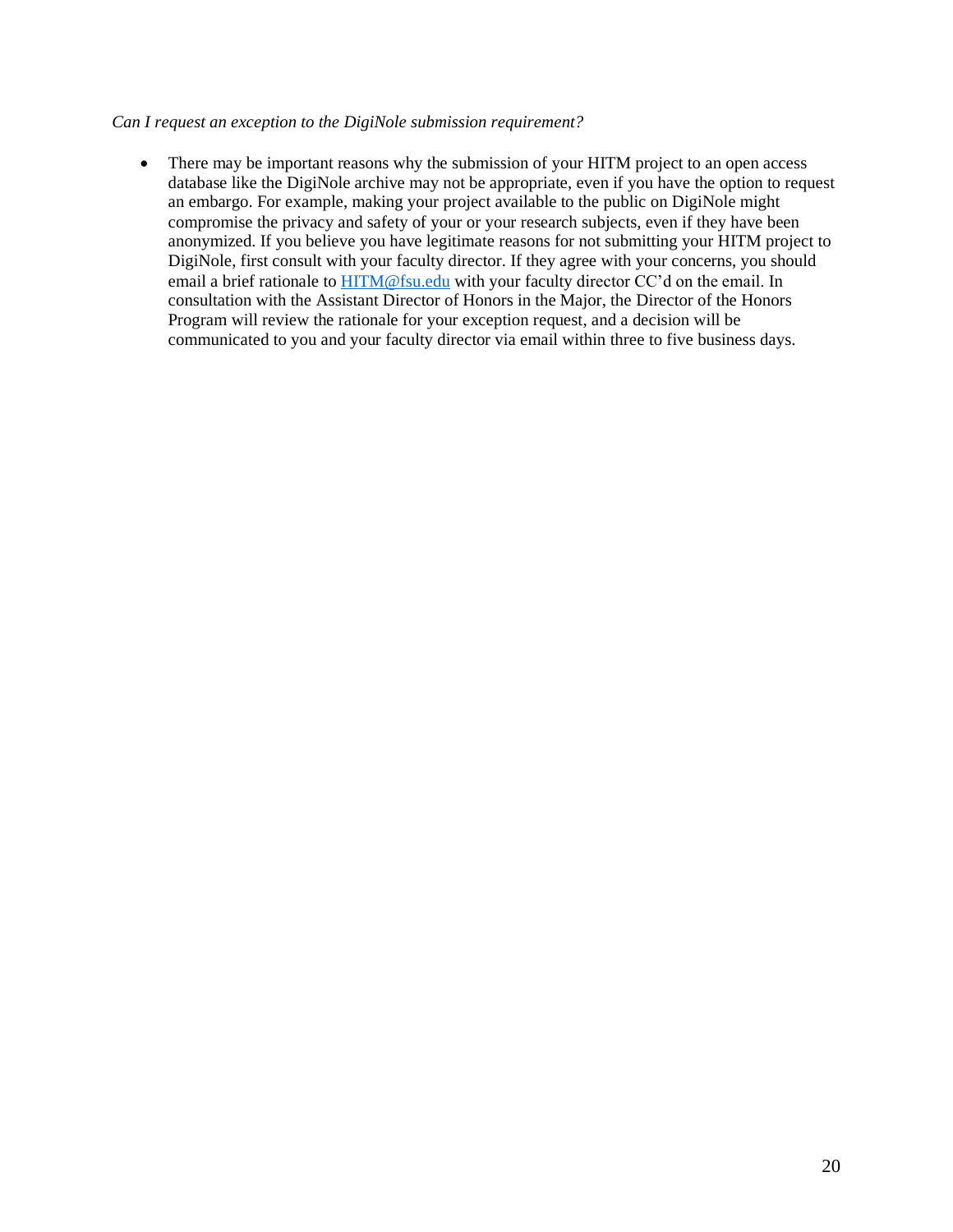*Can I request an exception to the DigiNole submission requirement?*

- There may be important reasons why the submission of your HITM project to an open access database like the DigiNole archive may not be appropriate, even if you have the option to request an embargo. For example, making your project available to the public on DigiNole might compromise the privacy and safety of your or your research subjects, even if they have been anonymized. If you believe you have legitimate reasons for not submitting your HITM project to DigiNole, first consult with your faculty director. If they agree with your concerns, you should email a brief rationale to [HITM@fsu.edu](mailto:HITM@fsu.edu) with your faculty director CC'd on the email. In consultation with the Assistant Director of Honors in the Major, the Director of the Honors Program will review the rationale for your exception request, and a decision will be communicated to you and your faculty director via email within three to five business days.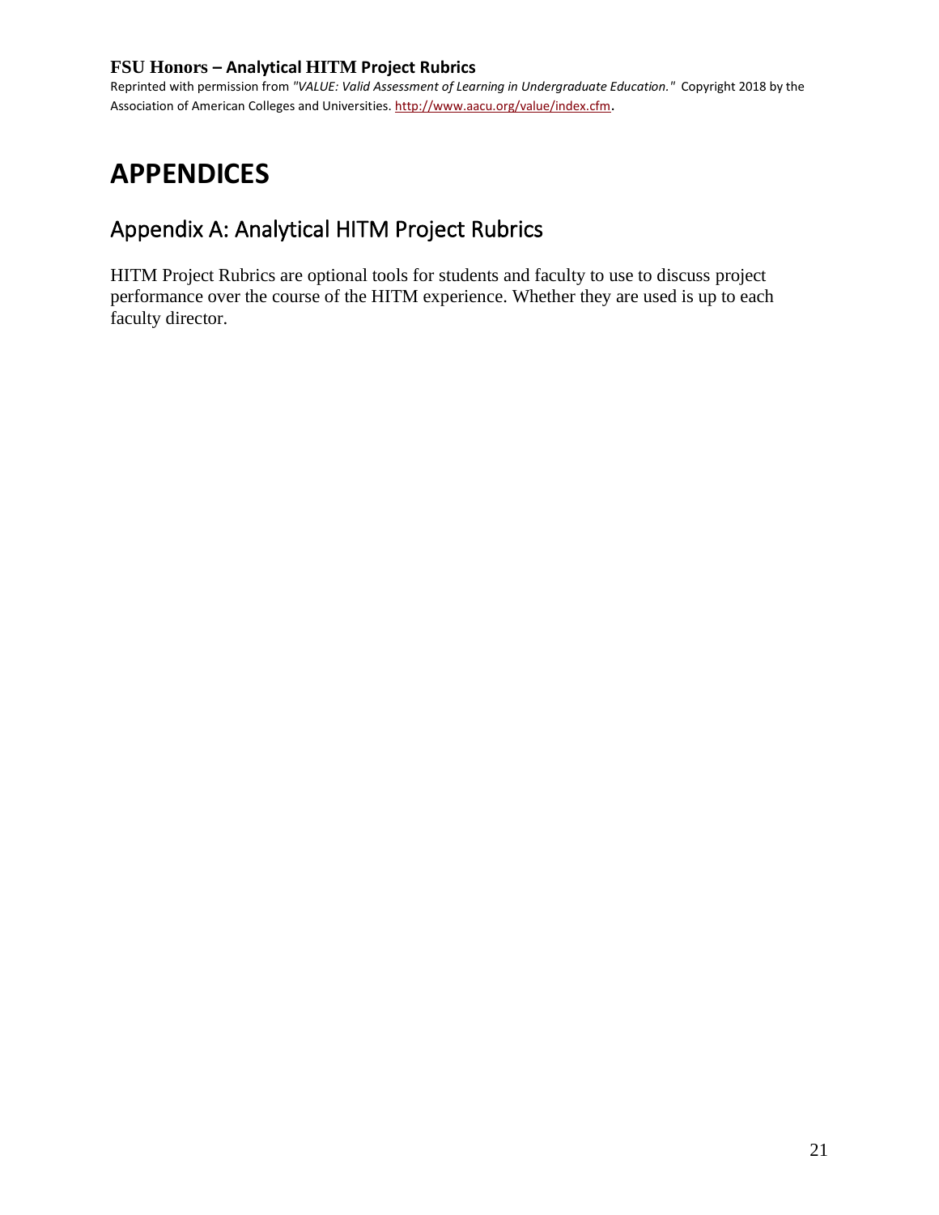# APPENDICES

## Appendix A: Analytical HITM Project Rubrics

HITM Project Rubrics are optional tools for students and faculty to use to discuss project performance over the course of the HITM experience. Whether they are used is up to each faculty director.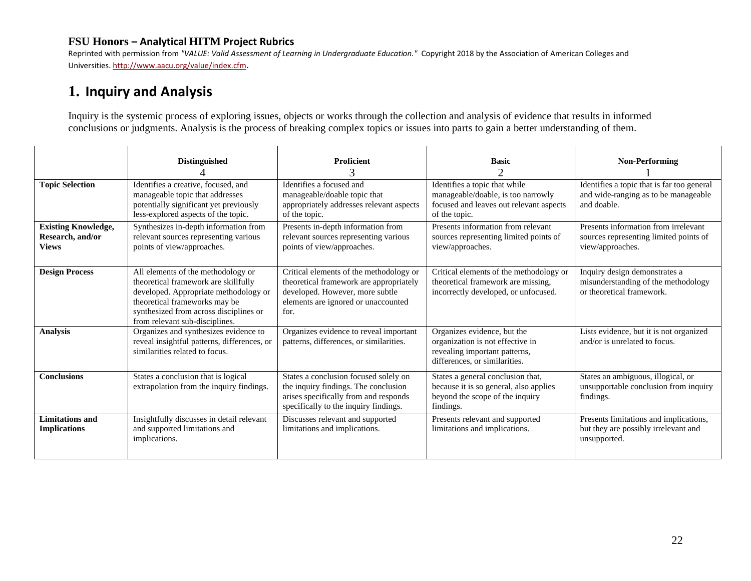**FSU Honors – Analytical HITM Project Rubrics**

Reprinted with permission from *"VALUE: Valid Assessment of Learning in Undergraduate Education."* Copyright 2018 by the Association of American Colleges and Universities. http://www.aacu.org/value/index.cfm.

# 1. Inquiry and Analysis

Inquiry is the systemic process of exploring issues, objects or works through the collection and analysis of evidence that results in informed conclusions or judgments. Analysis is the process of breaking complex topics or issues into parts to gain a better understanding of them.

| | **Distinguished** 4 | **Proficient** 3 | **Basic** 2 | **Non-Performing** 1 |
|---|---|---|---|---|
| **Topic Selection** | Identifies a creative, focused, and manageable topic that addresses potentially significant yet previously less-explored aspects of the topic. | Identifies a focused and manageable/doable topic that appropriately addresses relevant aspects of the topic. | Identifies a topic that while manageable/doable, is too narrowly focused and leaves out relevant aspects of the topic. | Identifies a topic that is far too general and wide-ranging as to be manageable and doable. |
| **Existing Knowledge, Research, and/or Views** | Synthesizes in-depth information from relevant sources representing various points of view/approaches. | Presents in-depth information from relevant sources representing various points of view/approaches. | Presents information from relevant sources representing limited points of view/approaches. | Presents information from irrelevant sources representing limited points of view/approaches. |
| **Design Process** | All elements of the methodology or theoretical framework are skillfully developed. Appropriate methodology or theoretical frameworks may be synthesized from across disciplines or from relevant sub-disciplines. | Critical elements of the methodology or theoretical framework are appropriately developed. However, more subtle elements are ignored or unaccounted for. | Critical elements of the methodology or theoretical framework are missing, incorrectly developed, or unfocused. | Inquiry design demonstrates a misunderstanding of the methodology or theoretical framework. |
| **Analysis** | Organizes and synthesizes evidence to reveal insightful patterns, differences, or similarities related to focus. | Organizes evidence to reveal important patterns, differences, or similarities. | Organizes evidence, but the organization is not effective in revealing important patterns, differences, or similarities. | Lists evidence, but it is not organized and/or is unrelated to focus. |
| **Conclusions** | States a conclusion that is logical extrapolation from the inquiry findings. | States a conclusion focused solely on the inquiry findings. The conclusion arises specifically from and responds specifically to the inquiry findings. | States a general conclusion that, because it is so general, also applies beyond the scope of the inquiry findings. | States an ambiguous, illogical, or unsupportable conclusion from inquiry findings. |
| **Limitations and Implications** | Insightfully discusses in detail relevant and supported limitations and implications. | Discusses relevant and supported limitations and implications. | Presents relevant and supported limitations and implications. | Presents limitations and implications, but they are possibly irrelevant and unsupported. |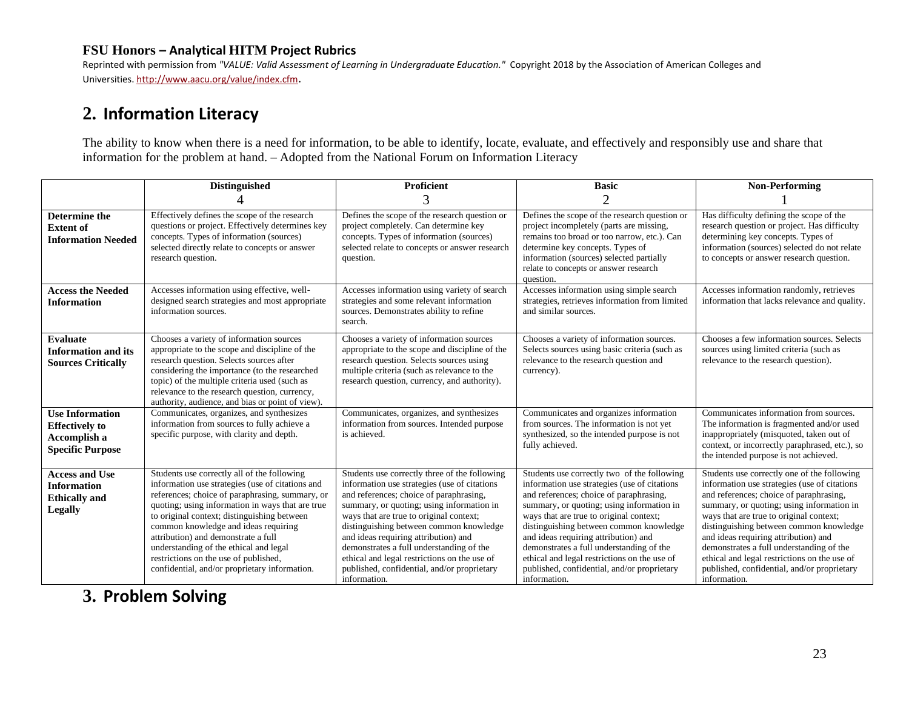### FSU Honors – Analytical HITM Project Rubrics

Reprinted with permission from *"VALUE: Valid Assessment of Learning in Undergraduate Education."* Copyright 2018 by the Association of American Colleges and Universities. http://www.aacu.org/value/index.cfm.

## 2. Information Literacy

The ability to know when there is a need for information, to be able to identify, locate, evaluate, and effectively and responsibly use and share that information for the problem at hand. – Adopted from the National Forum on Information Literacy

| | Distinguished 4 | Proficient 3 | Basic 2 | Non-Performing 1 |
|---|---|---|---|---|
| **Determine the Extent of Information Needed** | Effectively defines the scope of the research questions or project. Effectively determines key concepts. Types of information (sources) selected directly relate to concepts or answer research question. | Defines the scope of the research question or project completely. Can determine key concepts. Types of information (sources) selected relate to concepts or answer research question. | Defines the scope of the research question or project incompletely (parts are missing, remains too broad or too narrow, etc.). Can determine key concepts. Types of information (sources) selected partially relate to concepts or answer research question. | Has difficulty defining the scope of the research question or project. Has difficulty determining key concepts. Types of information (sources) selected do not relate to concepts or answer research question. |
| **Access the Needed Information** | Accesses information using effective, well-designed search strategies and most appropriate information sources. | Accesses information using variety of search strategies and some relevant information sources. Demonstrates ability to refine search. | Accesses information using simple search strategies, retrieves information from limited and similar sources. | Accesses information randomly, retrieves information that lacks relevance and quality. |
| **Evaluate Information and its Sources Critically** | Chooses a variety of information sources appropriate to the scope and discipline of the research question. Selects sources after considering the importance (to the researched topic) of the multiple criteria used (such as relevance to the research question, currency, authority, audience, and bias or point of view). | Chooses a variety of information sources appropriate to the scope and discipline of the research question. Selects sources using multiple criteria (such as relevance to the research question, currency, and authority). | Chooses a variety of information sources. Selects sources using basic criteria (such as relevance to the research question and currency). | Chooses a few information sources. Selects sources using limited criteria (such as relevance to the research question). |
| **Use Information Effectively to Accomplish a Specific Purpose** | Communicates, organizes, and synthesizes information from sources to fully achieve a specific purpose, with clarity and depth. | Communicates, organizes, and synthesizes information from sources. Intended purpose is achieved. | Communicates and organizes information from sources. The information is not yet synthesized, so the intended purpose is not fully achieved. | Communicates information from sources. The information is fragmented and/or used inappropriately (misquoted, taken out of context, or incorrectly paraphrased, etc.), so the intended purpose is not achieved. |
| **Access and Use Information Ethically and Legally** | Students use correctly all of the following information use strategies (use of citations and references; choice of paraphrasing, summary, or quoting; using information in ways that are true to original context; distinguishing between common knowledge and ideas requiring attribution) and demonstrate a full understanding of the ethical and legal restrictions on the use of published, confidential, and/or proprietary information. | Students use correctly three of the following information use strategies (use of citations and references; choice of paraphrasing, summary, or quoting; using information in ways that are true to original context; distinguishing between common knowledge and ideas requiring attribution) and demonstrates a full understanding of the ethical and legal restrictions on the use of published, confidential, and/or proprietary information. | Students use correctly two of the following information use strategies (use of citations and references; choice of paraphrasing, summary, or quoting; using information in ways that are true to original context; distinguishing between common knowledge and ideas requiring attribution) and demonstrates a full understanding of the ethical and legal restrictions on the use of published, confidential, and/or proprietary information. | Students use correctly one of the following information use strategies (use of citations and references; choice of paraphrasing, summary, or quoting; using information in ways that are true to original context; distinguishing between common knowledge and ideas requiring attribution) and demonstrates a full understanding of the ethical and legal restrictions on the use of published, confidential, and/or proprietary information. |

## 3. Problem Solving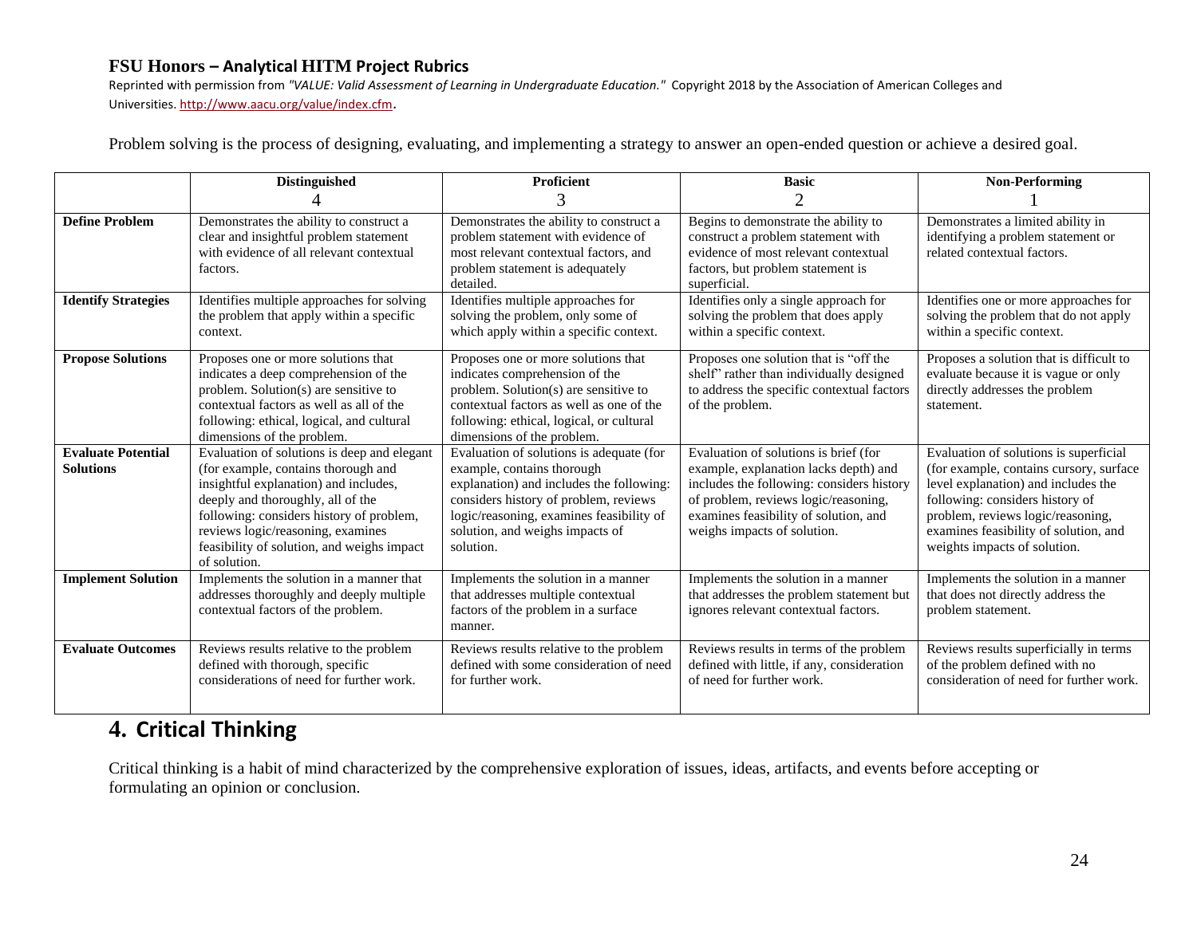**FSU Honors – Analytical HITM Project Rubrics**

Reprinted with permission from *"VALUE: Valid Assessment of Learning in Undergraduate Education."* Copyright 2018 by the Association of American Colleges and Universities. http://www.aacu.org/value/index.cfm.

Problem solving is the process of designing, evaluating, and implementing a strategy to answer an open-ended question or achieve a desired goal.

| | **Distinguished** 4 | **Proficient** 3 | **Basic** 2 | **Non-Performing** 1 |
|---|---|---|---|---|
| **Define Problem** | Demonstrates the ability to construct a clear and insightful problem statement with evidence of all relevant contextual factors. | Demonstrates the ability to construct a problem statement with evidence of most relevant contextual factors, and problem statement is adequately detailed. | Begins to demonstrate the ability to construct a problem statement with evidence of most relevant contextual factors, but problem statement is superficial. | Demonstrates a limited ability in identifying a problem statement or related contextual factors. |
| **Identify Strategies** | Identifies multiple approaches for solving the problem that apply within a specific context. | Identifies multiple approaches for solving the problem, only some of which apply within a specific context. | Identifies only a single approach for solving the problem that does apply within a specific context. | Identifies one or more approaches for solving the problem that do not apply within a specific context. |
| **Propose Solutions** | Proposes one or more solutions that indicates a deep comprehension of the problem. Solution(s) are sensitive to contextual factors as well as all of the following: ethical, logical, and cultural dimensions of the problem. | Proposes one or more solutions that indicates comprehension of the problem. Solution(s) are sensitive to contextual factors as well as one of the following: ethical, logical, or cultural dimensions of the problem. | Proposes one solution that is "off the shelf" rather than individually designed to address the specific contextual factors of the problem. | Proposes a solution that is difficult to evaluate because it is vague or only directly addresses the problem statement. |
| **Evaluate Potential Solutions** | Evaluation of solutions is deep and elegant (for example, contains thorough and insightful explanation) and includes, deeply and thoroughly, all of the following: considers history of problem, reviews logic/reasoning, examines feasibility of solution, and weighs impact of solution. | Evaluation of solutions is adequate (for example, contains thorough explanation) and includes the following: considers history of problem, reviews logic/reasoning, examines feasibility of solution, and weighs impacts of solution. | Evaluation of solutions is brief (for example, explanation lacks depth) and includes the following: considers history of problem, reviews logic/reasoning, examines feasibility of solution, and weighs impacts of solution. | Evaluation of solutions is superficial (for example, contains cursory, surface level explanation) and includes the following: considers history of problem, reviews logic/reasoning, examines feasibility of solution, and weighs impacts of solution. |
| **Implement Solution** | Implements the solution in a manner that addresses thoroughly and deeply multiple contextual factors of the problem. | Implements the solution in a manner that addresses multiple contextual factors of the problem in a surface manner. | Implements the solution in a manner that addresses the problem statement but ignores relevant contextual factors. | Implements the solution in a manner that does not directly address the problem statement. |
| **Evaluate Outcomes** | Reviews results relative to the problem defined with thorough, specific considerations of need for further work. | Reviews results relative to the problem defined with some consideration of need for further work. | Reviews results in terms of the problem defined with little, if any, consideration of need for further work. | Reviews results superficially in terms of the problem defined with no consideration of need for further work. |

## 4. Critical Thinking

Critical thinking is a habit of mind characterized by the comprehensive exploration of issues, ideas, artifacts, and events before accepting or formulating an opinion or conclusion.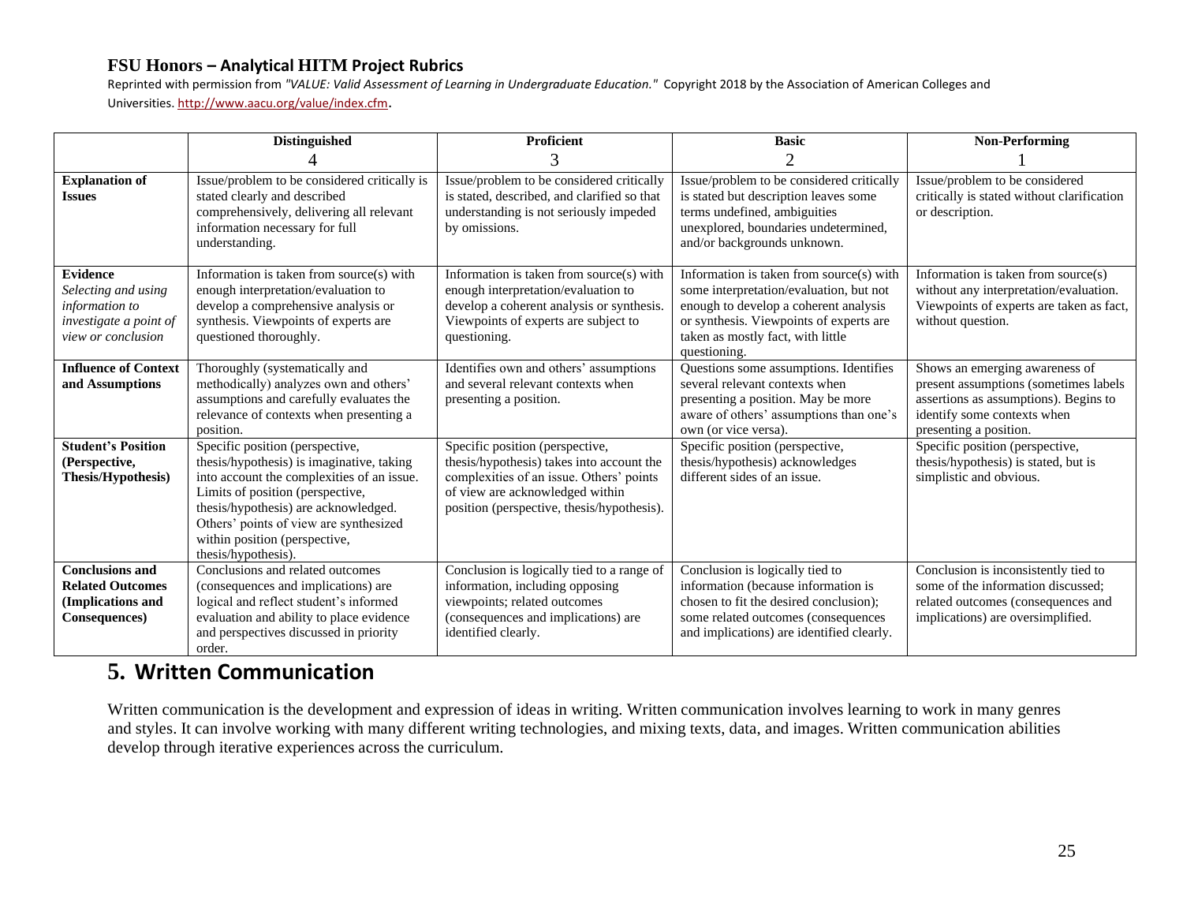**FSU Honors – Analytical HITM Project Rubrics**

Reprinted with permission from *"VALUE: Valid Assessment of Learning in Undergraduate Education."* Copyright 2018 by the Association of American Colleges and Universities. http://www.aacu.org/value/index.cfm.

| | **Distinguished** 4 | **Proficient** 3 | **Basic** 2 | **Non-Performing** 1 |
|---|---|---|---|---|
| **Explanation of Issues** | Issue/problem to be considered critically is stated clearly and described comprehensively, delivering all relevant information necessary for full understanding. | Issue/problem to be considered critically is stated, described, and clarified so that understanding is not seriously impeded by omissions. | Issue/problem to be considered critically is stated but description leaves some terms undefined, ambiguities unexplored, boundaries undetermined, and/or backgrounds unknown. | Issue/problem to be considered critically is stated without clarification or description. |
| **Evidence** *Selecting and using information to investigate a point of view or conclusion* | Information is taken from source(s) with enough interpretation/evaluation to develop a comprehensive analysis or synthesis. Viewpoints of experts are questioned thoroughly. | Information is taken from source(s) with enough interpretation/evaluation to develop a coherent analysis or synthesis. Viewpoints of experts are subject to questioning. | Information is taken from source(s) with some interpretation/evaluation, but not enough to develop a coherent analysis or synthesis. Viewpoints of experts are taken as mostly fact, with little questioning. | Information is taken from source(s) without any interpretation/evaluation. Viewpoints of experts are taken as fact, without question. |
| **Influence of Context and Assumptions** | Thoroughly (systematically and methodically) analyzes own and others' assumptions and carefully evaluates the relevance of contexts when presenting a position. | Identifies own and others' assumptions and several relevant contexts when presenting a position. | Questions some assumptions. Identifies several relevant contexts when presenting a position. May be more aware of others' assumptions than one's own (or vice versa). | Shows an emerging awareness of present assumptions (sometimes labels assertions as assumptions). Begins to identify some contexts when presenting a position. |
| **Student's Position (Perspective, Thesis/Hypothesis)** | Specific position (perspective, thesis/hypothesis) is imaginative, taking into account the complexities of an issue. Limits of position (perspective, thesis/hypothesis) are acknowledged. Others' points of view are synthesized within position (perspective, thesis/hypothesis). | Specific position (perspective, thesis/hypothesis) takes into account the complexities of an issue. Others' points of view are acknowledged within position (perspective, thesis/hypothesis). | Specific position (perspective, thesis/hypothesis) acknowledges different sides of an issue. | Specific position (perspective, thesis/hypothesis) is stated, but is simplistic and obvious. |
| **Conclusions and Related Outcomes (Implications and Consequences)** | Conclusions and related outcomes (consequences and implications) are logical and reflect student's informed evaluation and ability to place evidence and perspectives discussed in priority order. | Conclusion is logically tied to a range of information, including opposing viewpoints; related outcomes (consequences and implications) are identified clearly. | Conclusion is logically tied to information (because information is chosen to fit the desired conclusion); some related outcomes (consequences and implications) are identified clearly. | Conclusion is inconsistently tied to some of the information discussed; related outcomes (consequences and implications) are oversimplified. |

## 5. Written Communication

Written communication is the development and expression of ideas in writing. Written communication involves learning to work in many genres and styles. It can involve working with many different writing technologies, and mixing texts, data, and images. Written communication abilities develop through iterative experiences across the curriculum.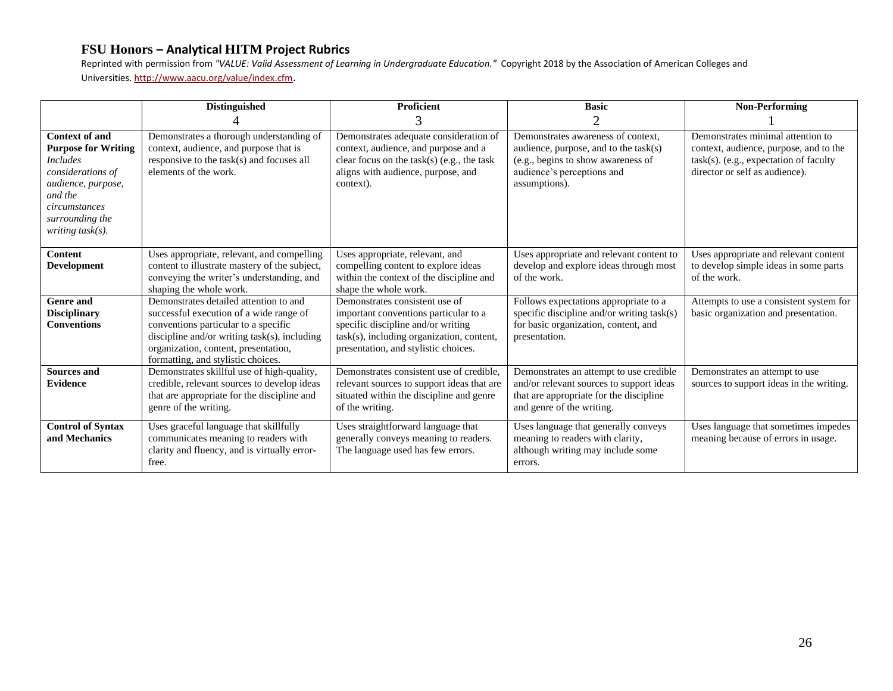# FSU Honors – Analytical HITM Project Rubrics

Reprinted with permission from *"VALUE: Valid Assessment of Learning in Undergraduate Education."* Copyright 2018 by the Association of American Colleges and Universities. http://www.aacu.org/value/index.cfm.

| | **Distinguished** 4 | **Proficient** 3 | **Basic** 2 | **Non-Performing** 1 |
|---|---|---|---|---|
| **Context of and Purpose for Writing** *Includes considerations of audience, purpose, and the circumstances surrounding the writing task(s).* | Demonstrates a thorough understanding of context, audience, and purpose that is responsive to the task(s) and focuses all elements of the work. | Demonstrates adequate consideration of context, audience, and purpose and a clear focus on the task(s) (e.g., the task aligns with audience, purpose, and context). | Demonstrates awareness of context, audience, purpose, and to the task(s) (e.g., begins to show awareness of audience's perceptions and assumptions). | Demonstrates minimal attention to context, audience, purpose, and to the task(s). (e.g., expectation of faculty director or self as audience). |
| **Content Development** | Uses appropriate, relevant, and compelling content to illustrate mastery of the subject, conveying the writer's understanding, and shaping the whole work. | Uses appropriate, relevant, and compelling content to explore ideas within the context of the discipline and shape the whole work. | Uses appropriate and relevant content to develop and explore ideas through most of the work. | Uses appropriate and relevant content to develop simple ideas in some parts of the work. |
| **Genre and Disciplinary Conventions** | Demonstrates detailed attention to and successful execution of a wide range of conventions particular to a specific discipline and/or writing task(s), including organization, content, presentation, formatting, and stylistic choices. | Demonstrates consistent use of important conventions particular to a specific discipline and/or writing task(s), including organization, content, presentation, and stylistic choices. | Follows expectations appropriate to a specific discipline and/or writing task(s) for basic organization, content, and presentation. | Attempts to use a consistent system for basic organization and presentation. |
| **Sources and Evidence** | Demonstrates skillful use of high-quality, credible, relevant sources to develop ideas that are appropriate for the discipline and genre of the writing. | Demonstrates consistent use of credible, relevant sources to support ideas that are situated within the discipline and genre of the writing. | Demonstrates an attempt to use credible and/or relevant sources to support ideas that are appropriate for the discipline and genre of the writing. | Demonstrates an attempt to use sources to support ideas in the writing. |
| **Control of Syntax and Mechanics** | Uses graceful language that skillfully communicates meaning to readers with clarity and fluency, and is virtually error-free. | Uses straightforward language that generally conveys meaning to readers. The language used has few errors. | Uses language that generally conveys meaning to readers with clarity, although writing may include some errors. | Uses language that sometimes impedes meaning because of errors in usage. |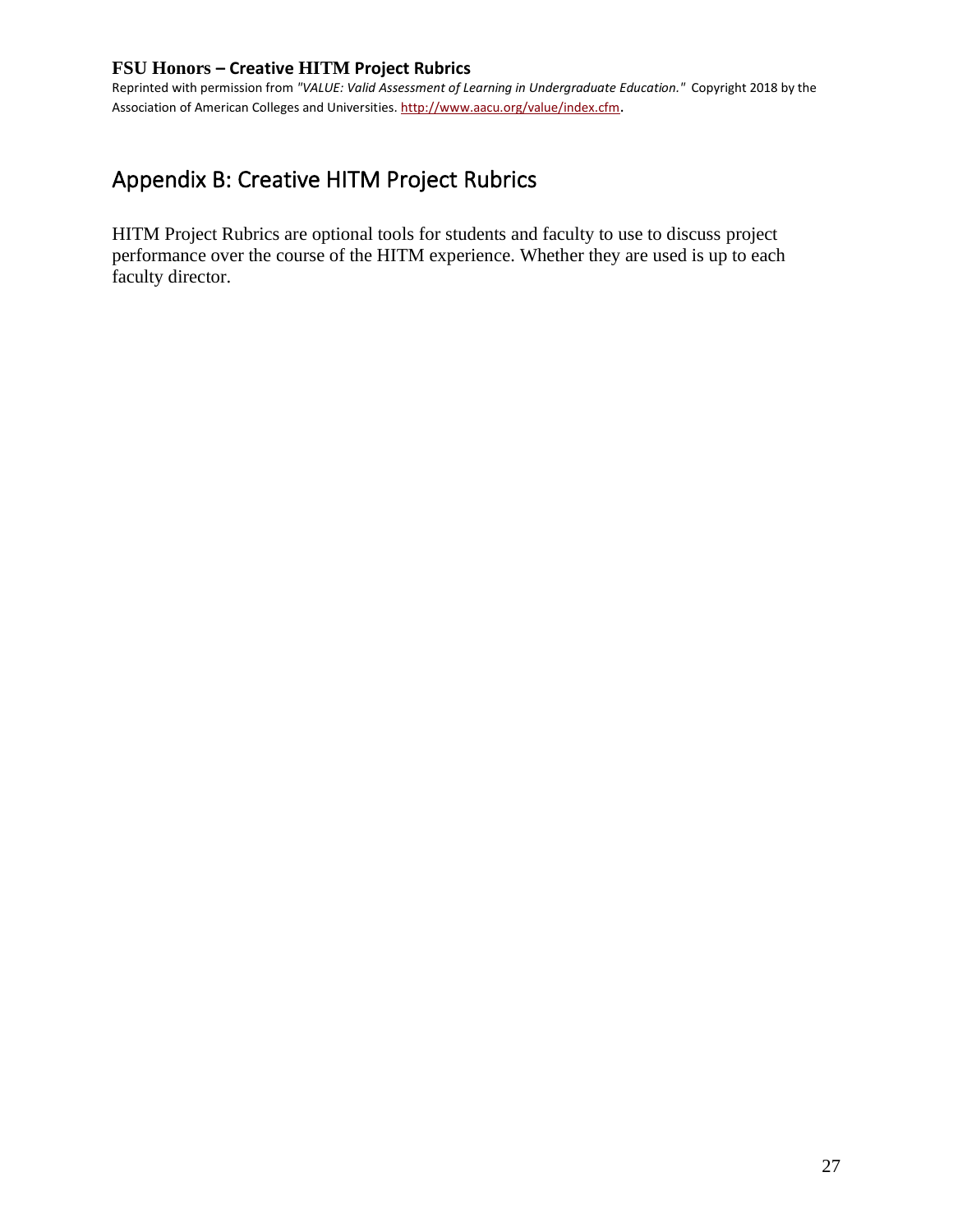# Appendix B: Creative HITM Project Rubrics

HITM Project Rubrics are optional tools for students and faculty to use to discuss project performance over the course of the HITM experience. Whether they are used is up to each faculty director.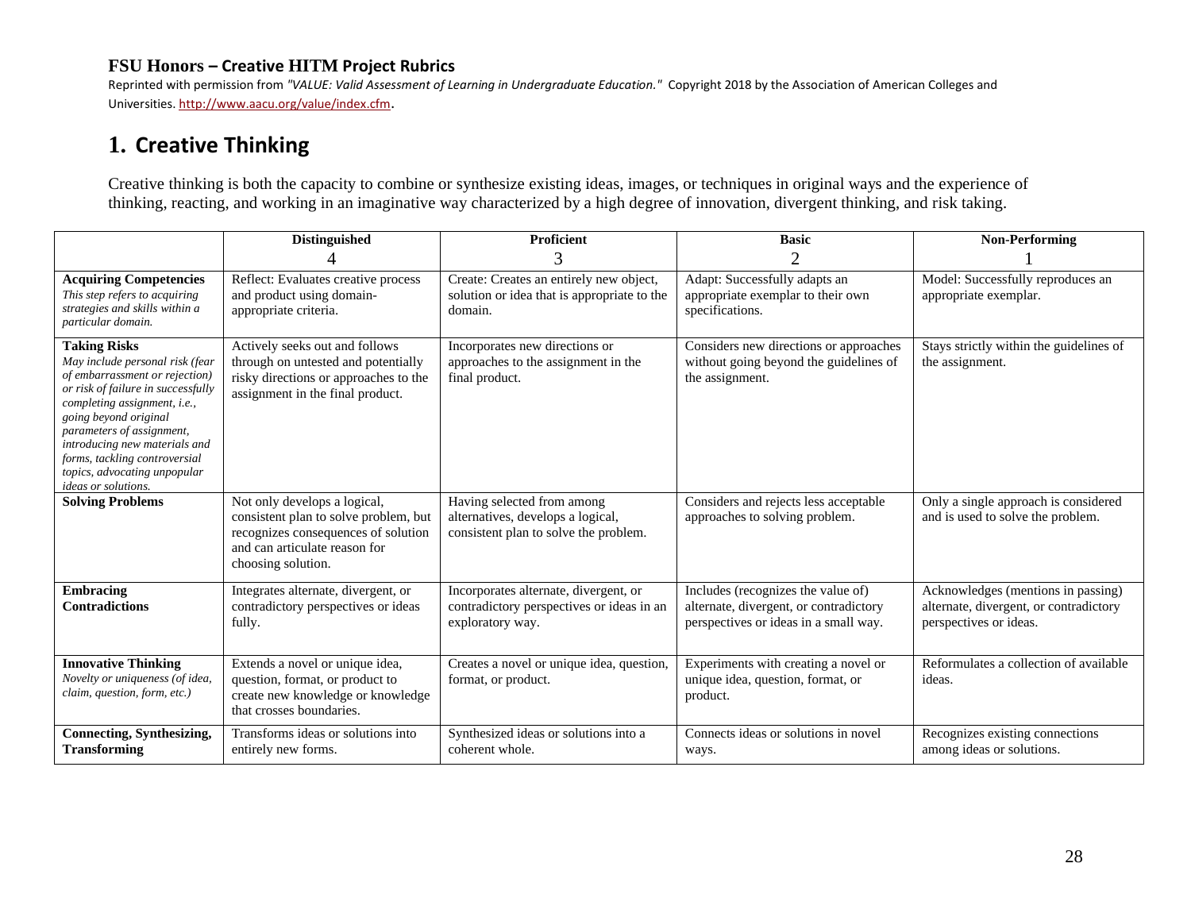**FSU Honors – Creative HITM Project Rubrics**

Reprinted with permission from *"VALUE: Valid Assessment of Learning in Undergraduate Education."* Copyright 2018 by the Association of American Colleges and Universities. http://www.aacu.org/value/index.cfm.

## 1. Creative Thinking

Creative thinking is both the capacity to combine or synthesize existing ideas, images, or techniques in original ways and the experience of thinking, reacting, and working in an imaginative way characterized by a high degree of innovation, divergent thinking, and risk taking.

| | **Distinguished** 4 | **Proficient** 3 | **Basic** 2 | **Non-Performing** 1 |
|---|---|---|---|---|
| **Acquiring Competencies** *This step refers to acquiring strategies and skills within a particular domain.* | Reflect: Evaluates creative process and product using domain-appropriate criteria. | Create: Creates an entirely new object, solution or idea that is appropriate to the domain. | Adapt: Successfully adapts an appropriate exemplar to their own specifications. | Model: Successfully reproduces an appropriate exemplar. |
| **Taking Risks** *May include personal risk (fear of embarrassment or rejection) or risk of failure in successfully completing assignment, i.e., going beyond original parameters of assignment, introducing new materials and forms, tackling controversial topics, advocating unpopular ideas or solutions.* | Actively seeks out and follows through on untested and potentially risky directions or approaches to the assignment in the final product. | Incorporates new directions or approaches to the assignment in the final product. | Considers new directions or approaches without going beyond the guidelines of the assignment. | Stays strictly within the guidelines of the assignment. |
| **Solving Problems** | Not only develops a logical, consistent plan to solve problem, but recognizes consequences of solution and can articulate reason for choosing solution. | Having selected from among alternatives, develops a logical, consistent plan to solve the problem. | Considers and rejects less acceptable approaches to solving problem. | Only a single approach is considered and is used to solve the problem. |
| **Embracing Contradictions** | Integrates alternate, divergent, or contradictory perspectives or ideas fully. | Incorporates alternate, divergent, or contradictory perspectives or ideas in an exploratory way. | Includes (recognizes the value of) alternate, divergent, or contradictory perspectives or ideas in a small way. | Acknowledges (mentions in passing) alternate, divergent, or contradictory perspectives or ideas. |
| **Innovative Thinking** *Novelty or uniqueness (of idea, claim, question, form, etc.)* | Extends a novel or unique idea, question, format, or product to create new knowledge or knowledge that crosses boundaries. | Creates a novel or unique idea, question, format, or product. | Experiments with creating a novel or unique idea, question, format, or product. | Reformulates a collection of available ideas. |
| **Connecting, Synthesizing, Transforming** | Transforms ideas or solutions into entirely new forms. | Synthesized ideas or solutions into a coherent whole. | Connects ideas or solutions in novel ways. | Recognizes existing connections among ideas or solutions. |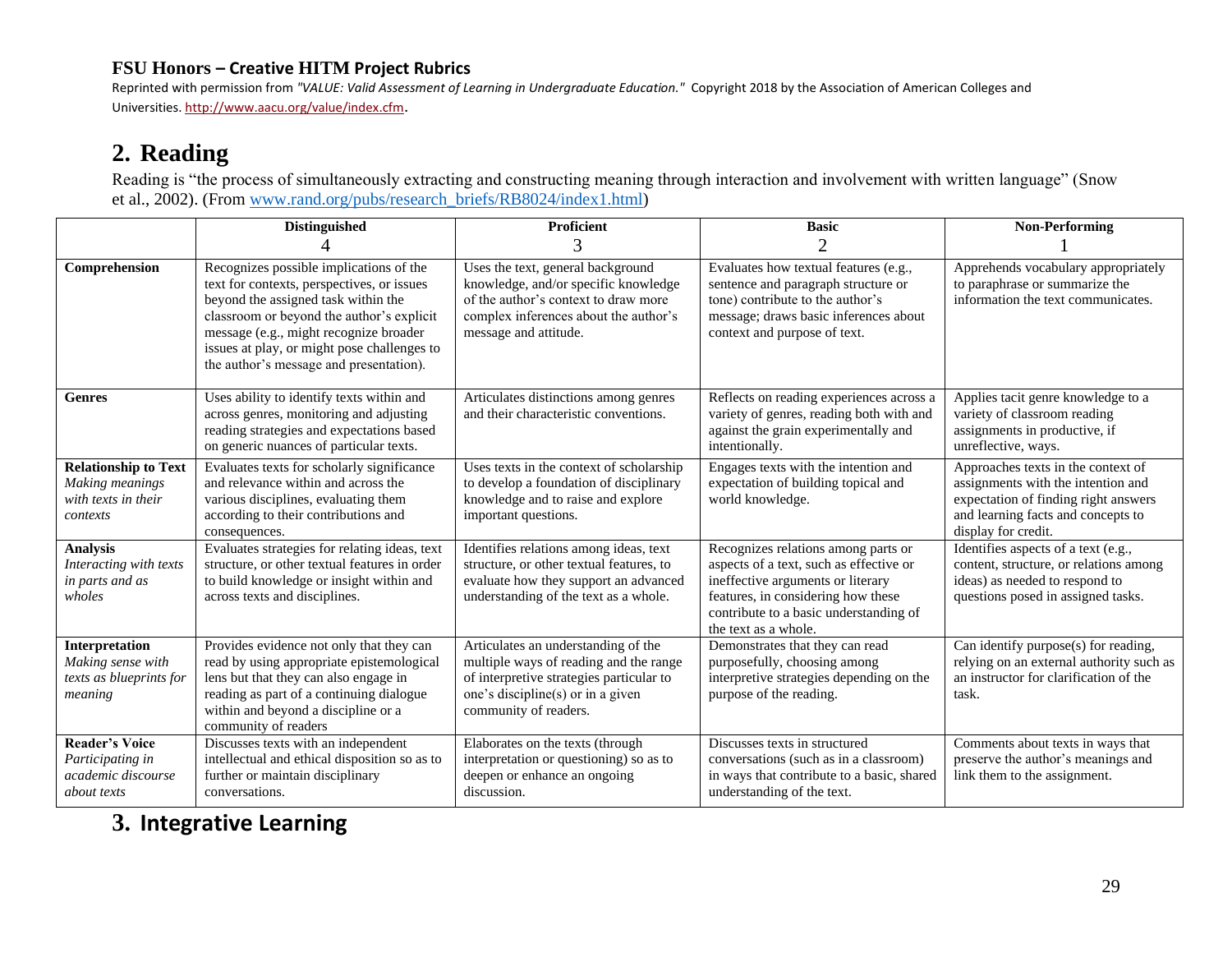**FSU Honors – Creative HITM Project Rubrics**

Reprinted with permission from *"VALUE: Valid Assessment of Learning in Undergraduate Education."* Copyright 2018 by the Association of American Colleges and Universities. http://www.aacu.org/value/index.cfm.

## 2. Reading

Reading is "the process of simultaneously extracting and constructing meaning through interaction and involvement with written language" (Snow et al., 2002). (From www.rand.org/pubs/research_briefs/RB8024/index1.html)

| | **Distinguished** 4 | **Proficient** 3 | **Basic** 2 | **Non-Performing** 1 |
|---|---|---|---|---|
| **Comprehension** | Recognizes possible implications of the text for contexts, perspectives, or issues beyond the assigned task within the classroom or beyond the author's explicit message (e.g., might recognize broader issues at play, or might pose challenges to the author's message and presentation). | Uses the text, general background knowledge, and/or specific knowledge of the author's context to draw more complex inferences about the author's message and attitude. | Evaluates how textual features (e.g., sentence and paragraph structure or tone) contribute to the author's message; draws basic inferences about context and purpose of text. | Apprehends vocabulary appropriately to paraphrase or summarize the information the text communicates. |
| **Genres** | Uses ability to identify texts within and across genres, monitoring and adjusting reading strategies and expectations based on generic nuances of particular texts. | Articulates distinctions among genres and their characteristic conventions. | Reflects on reading experiences across a variety of genres, reading both with and against the grain experimentally and intentionally. | Applies tacit genre knowledge to a variety of classroom reading assignments in productive, if unreflective, ways. |
| **Relationship to Text** *Making meanings with texts in their contexts* | Evaluates texts for scholarly significance and relevance within and across the various disciplines, evaluating them according to their contributions and consequences. | Uses texts in the context of scholarship to develop a foundation of disciplinary knowledge and to raise and explore important questions. | Engages texts with the intention and expectation of building topical and world knowledge. | Approaches texts in the context of assignments with the intention and expectation of finding right answers and learning facts and concepts to display for credit. |
| **Analysis** *Interacting with texts in parts and as wholes* | Evaluates strategies for relating ideas, text structure, or other textual features in order to build knowledge or insight within and across texts and disciplines. | Identifies relations among ideas, text structure, or other textual features, to evaluate how they support an advanced understanding of the text as a whole. | Recognizes relations among parts or aspects of a text, such as effective or ineffective arguments or literary features, in considering how these contribute to a basic understanding of the text as a whole. | Identifies aspects of a text (e.g., content, structure, or relations among ideas) as needed to respond to questions posed in assigned tasks. |
| **Interpretation** *Making sense with texts as blueprints for meaning* | Provides evidence not only that they can read by using appropriate epistemological lens but that they can also engage in reading as part of a continuing dialogue within and beyond a discipline or a community of readers | Articulates an understanding of the multiple ways of reading and the range of interpretive strategies particular to one's discipline(s) or in a given community of readers. | Demonstrates that they can read purposefully, choosing among interpretive strategies depending on the purpose of the reading. | Can identify purpose(s) for reading, relying on an external authority such as an instructor for clarification of the task. |
| **Reader's Voice** *Participating in academic discourse about texts* | Discusses texts with an independent intellectual and ethical disposition so as to further or maintain disciplinary conversations. | Elaborates on the texts (through interpretation or questioning) so as to deepen or enhance an ongoing discussion. | Discusses texts in structured conversations (such as in a classroom) in ways that contribute to a basic, shared understanding of the text. | Comments about texts in ways that preserve the author's meanings and link them to the assignment. |

## 3. Integrative Learning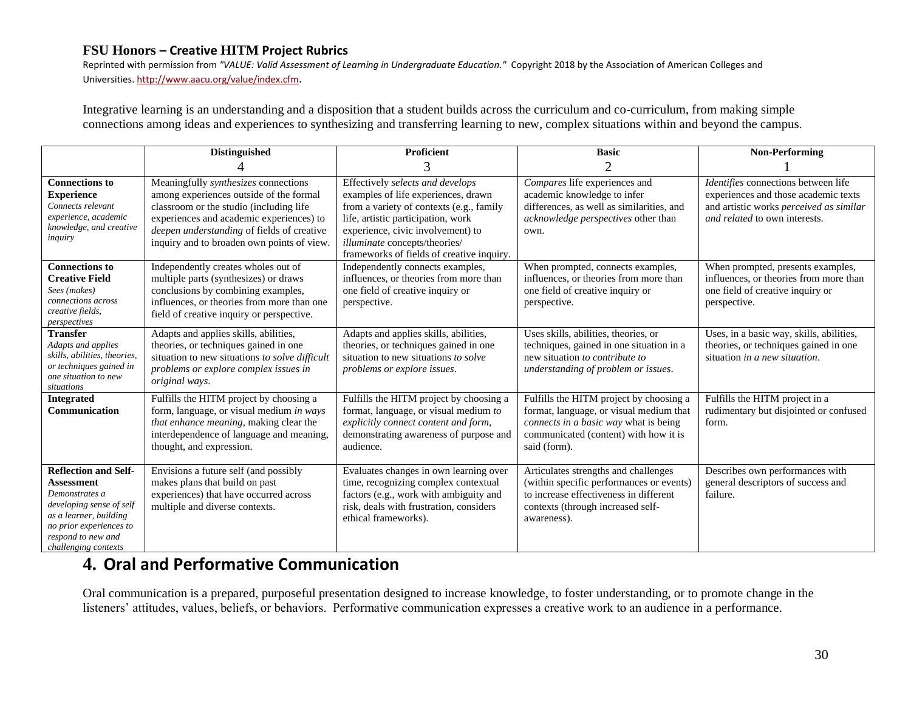**FSU Honors – Creative HITM Project Rubrics**

Reprinted with permission from *"VALUE: Valid Assessment of Learning in Undergraduate Education."* Copyright 2018 by the Association of American Colleges and Universities. http://www.aacu.org/value/index.cfm.

Integrative learning is an understanding and a disposition that a student builds across the curriculum and co-curriculum, from making simple connections among ideas and experiences to synthesizing and transferring learning to new, complex situations within and beyond the campus.

| | **Distinguished** 4 | **Proficient** 3 | **Basic** 2 | **Non-Performing** 1 |
|---|---|---|---|---|
| **Connections to Experience** *Connects relevant experience, academic knowledge, and creative inquiry* | Meaningfully *synthesizes* connections among experiences outside of the formal classroom or the studio (including life experiences and academic experiences) to *deepen understanding* of fields of creative inquiry and to broaden own points of view. | Effectively *selects and develops* examples of life experiences, drawn from a variety of contexts (e.g., family life, artistic participation, work experience, civic involvement) to *illuminate* concepts/theories/ frameworks of fields of creative inquiry. | *Compares* life experiences and academic knowledge to infer differences, as well as similarities, and *acknowledge perspectives* other than own. | *Identifies* connections between life experiences and those academic texts and artistic works *perceived as similar and related* to own interests. |
| **Connections to Creative Field** *Sees (makes) connections across creative fields, perspectives* | Independently creates wholes out of multiple parts (synthesizes) or draws conclusions by combining examples, influences, or theories from more than one field of creative inquiry or perspective. | Independently connects examples, influences, or theories from more than one field of creative inquiry or perspective. | When prompted, connects examples, influences, or theories from more than one field of creative inquiry or perspective. | When prompted, presents examples, influences, or theories from more than one field of creative inquiry or perspective. |
| **Transfer** *Adapts and applies skills, abilities, theories, or techniques gained in one situation to new situations* | Adapts and applies skills, abilities, theories, or techniques gained in one situation to new situations *to solve difficult problems or explore complex issues in original ways*. | Adapts and applies skills, abilities, theories, or techniques gained in one situation to new situations *to solve problems or explore issues*. | Uses skills, abilities, theories, or techniques, gained in one situation in a new situation *to contribute to understanding of problem or issues*. | Uses, in a basic way, skills, abilities, theories, or techniques gained in one situation *in a new situation*. |
| **Integrated Communication** | Fulfills the HITM project by choosing a form, language, or visual medium *in ways that enhance meaning*, making clear the interdependence of language and meaning, thought, and expression. | Fulfills the HITM project by choosing a format, language, or visual medium *to explicitly connect content and form*, demonstrating awareness of purpose and audience. | Fulfills the HITM project by choosing a format, language, or visual medium that *connects in a basic way* what is being communicated (content) with how it is said (form). | Fulfills the HITM project in a rudimentary but disjointed or confused form. |
| **Reflection and Self-Assessment** *Demonstrates a developing sense of self as a learner, building no prior experiences to respond to new and challenging contexts* | Envisions a future self (and possibly makes plans that build on past experiences) that have occurred across multiple and diverse contexts. | Evaluates changes in own learning over time, recognizing complex contextual factors (e.g., work with ambiguity and risk, deals with frustration, considers ethical frameworks). | Articulates strengths and challenges (within specific performances or events) to increase effectiveness in different contexts (through increased self-awareness). | Describes own performances with general descriptors of success and failure. |

## 4. Oral and Performative Communication

Oral communication is a prepared, purposeful presentation designed to increase knowledge, to foster understanding, or to promote change in the listeners' attitudes, values, beliefs, or behaviors. Performative communication expresses a creative work to an audience in a performance.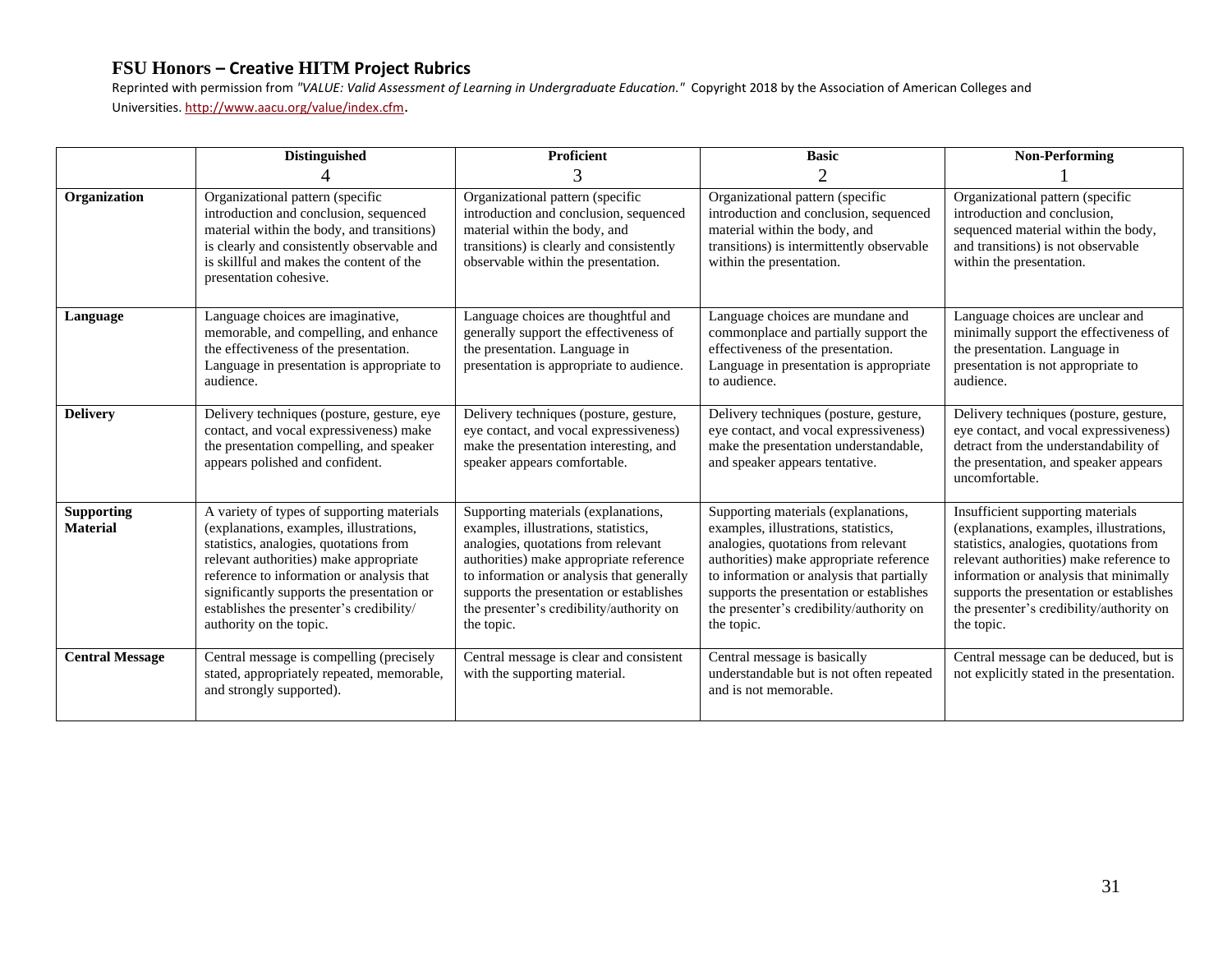## FSU Honors – Creative HITM Project Rubrics

Reprinted with permission from *"VALUE: Valid Assessment of Learning in Undergraduate Education."* Copyright 2018 by the Association of American Colleges and Universities. http://www.aacu.org/value/index.cfm.

| | Distinguished 4 | Proficient 3 | Basic 2 | Non-Performing 1 |
|---|---|---|---|---|
| **Organization** | Organizational pattern (specific introduction and conclusion, sequenced material within the body, and transitions) is clearly and consistently observable and is skillful and makes the content of the presentation cohesive. | Organizational pattern (specific introduction and conclusion, sequenced material within the body, and transitions) is clearly and consistently observable within the presentation. | Organizational pattern (specific introduction and conclusion, sequenced material within the body, and transitions) is intermittently observable within the presentation. | Organizational pattern (specific introduction and conclusion, sequenced material within the body, and transitions) is not observable within the presentation. |
| **Language** | Language choices are imaginative, memorable, and compelling, and enhance the effectiveness of the presentation. Language in presentation is appropriate to audience. | Language choices are thoughtful and generally support the effectiveness of the presentation. Language in presentation is appropriate to audience. | Language choices are mundane and commonplace and partially support the effectiveness of the presentation. Language in presentation is appropriate to audience. | Language choices are unclear and minimally support the effectiveness of the presentation. Language in presentation is not appropriate to audience. |
| **Delivery** | Delivery techniques (posture, gesture, eye contact, and vocal expressiveness) make the presentation compelling, and speaker appears polished and confident. | Delivery techniques (posture, gesture, eye contact, and vocal expressiveness) make the presentation interesting, and speaker appears comfortable. | Delivery techniques (posture, gesture, eye contact, and vocal expressiveness) make the presentation understandable, and speaker appears tentative. | Delivery techniques (posture, gesture, eye contact, and vocal expressiveness) detract from the understandability of the presentation, and speaker appears uncomfortable. |
| **Supporting Material** | A variety of types of supporting materials (explanations, examples, illustrations, statistics, analogies, quotations from relevant authorities) make appropriate reference to information or analysis that significantly supports the presentation or establishes the presenter's credibility/ authority on the topic. | Supporting materials (explanations, examples, illustrations, statistics, analogies, quotations from relevant authorities) make appropriate reference to information or analysis that generally supports the presentation or establishes the presenter's credibility/authority on the topic. | Supporting materials (explanations, examples, illustrations, statistics, analogies, quotations from relevant authorities) make appropriate reference to information or analysis that partially supports the presentation or establishes the presenter's credibility/authority on the topic. | Insufficient supporting materials (explanations, examples, illustrations, statistics, analogies, quotations from relevant authorities) make reference to information or analysis that minimally supports the presentation or establishes the presenter's credibility/authority on the topic. |
| **Central Message** | Central message is compelling (precisely stated, appropriately repeated, memorable, and strongly supported). | Central message is clear and consistent with the supporting material. | Central message is basically understandable but is not often repeated and is not memorable. | Central message can be deduced, but is not explicitly stated in the presentation. |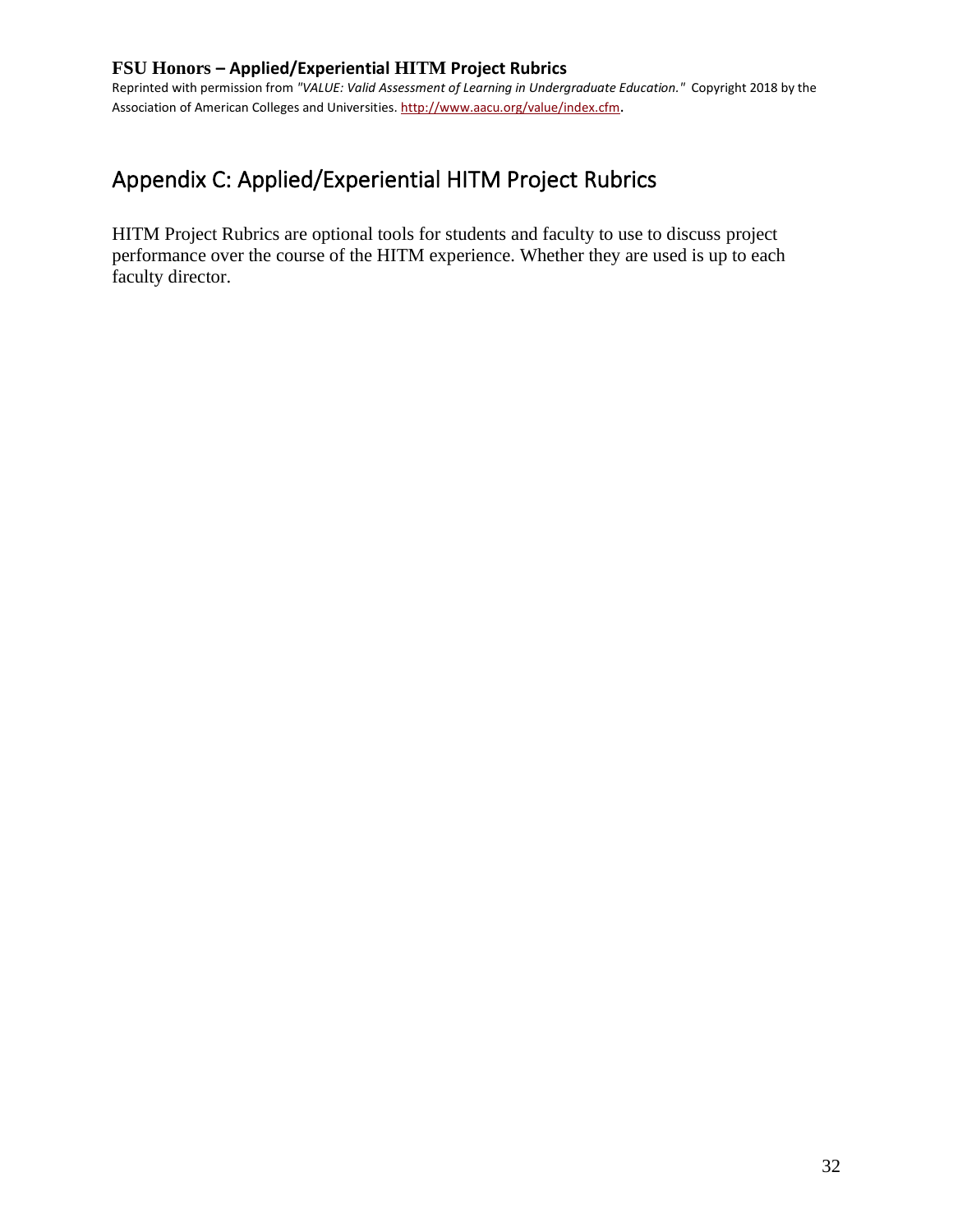# Appendix C: Applied/Experiential HITM Project Rubrics

HITM Project Rubrics are optional tools for students and faculty to use to discuss project performance over the course of the HITM experience. Whether they are used is up to each faculty director.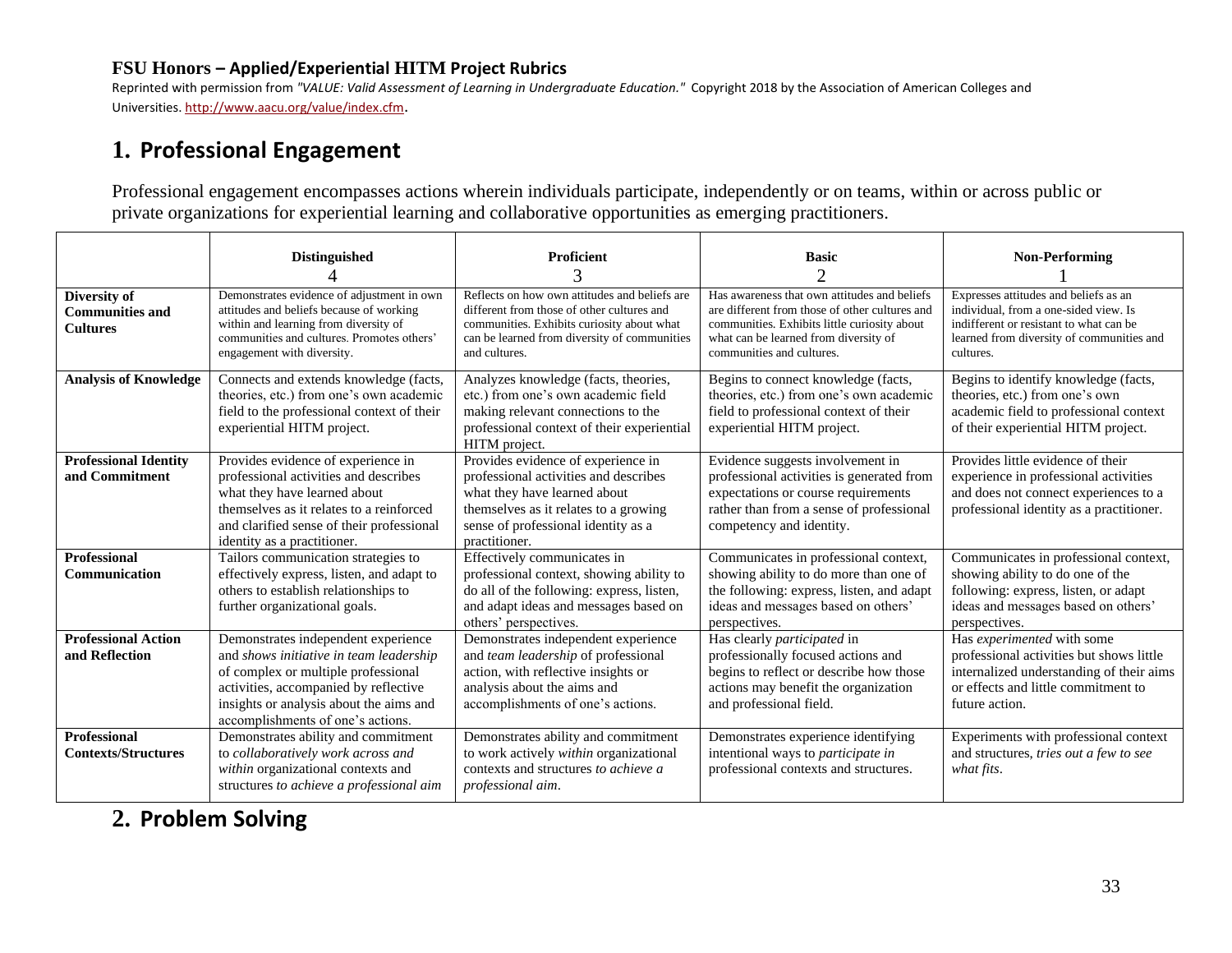**FSU Honors – Applied/Experiential HITM Project Rubrics**

Reprinted with permission from *"VALUE: Valid Assessment of Learning in Undergraduate Education."* Copyright 2018 by the Association of American Colleges and Universities. http://www.aacu.org/value/index.cfm.

## 1. Professional Engagement

Professional engagement encompasses actions wherein individuals participate, independently or on teams, within or across public or private organizations for experiential learning and collaborative opportunities as emerging practitioners.

| | **Distinguished** 4 | **Proficient** 3 | **Basic** 2 | **Non-Performing** 1 |
|---|---|---|---|---|
| **Diversity of Communities and Cultures** | Demonstrates evidence of adjustment in own attitudes and beliefs because of working within and learning from diversity of communities and cultures. Promotes others' engagement with diversity. | Reflects on how own attitudes and beliefs are different from those of other cultures and communities. Exhibits curiosity about what can be learned from diversity of communities and cultures. | Has awareness that own attitudes and beliefs are different from those of other cultures and communities. Exhibits little curiosity about what can be learned from diversity of communities and cultures. | Expresses attitudes and beliefs as an individual, from a one-sided view. Is indifferent or resistant to what can be learned from diversity of communities and cultures. |
| **Analysis of Knowledge** | Connects and extends knowledge (facts, theories, etc.) from one's own academic field to the professional context of their experiential HITM project. | Analyzes knowledge (facts, theories, etc.) from one's own academic field making relevant connections to the professional context of their experiential HITM project. | Begins to connect knowledge (facts, theories, etc.) from one's own academic field to professional context of their experiential HITM project. | Begins to identify knowledge (facts, theories, etc.) from one's own academic field to professional context of their experiential HITM project. |
| **Professional Identity and Commitment** | Provides evidence of experience in professional activities and describes what they have learned about themselves as it relates to a reinforced and clarified sense of their professional identity as a practitioner. | Provides evidence of experience in professional activities and describes what they have learned about themselves as it relates to a growing sense of professional identity as a practitioner. | Evidence suggests involvement in professional activities is generated from expectations or course requirements rather than from a sense of professional competency and identity. | Provides little evidence of their experience in professional activities and does not connect experiences to a professional identity as a practitioner. |
| **Professional Communication** | Tailors communication strategies to effectively express, listen, and adapt to others to establish relationships to further organizational goals. | Effectively communicates in professional context, showing ability to do all of the following: express, listen, and adapt ideas and messages based on others' perspectives. | Communicates in professional context, showing ability to do more than one of the following: express, listen, and adapt ideas and messages based on others' perspectives. | Communicates in professional context, showing ability to do one of the following: express, listen, or adapt ideas and messages based on others' perspectives. |
| **Professional Action and Reflection** | Demonstrates independent experience and *shows initiative in team leadership* of complex or multiple professional activities, accompanied by reflective insights or analysis about the aims and accomplishments of one's actions. | Demonstrates independent experience and *team leadership* of professional action, with reflective insights or analysis about the aims and accomplishments of one's actions. | Has clearly *participated* in professionally focused actions and begins to reflect or describe how those actions may benefit the organization and professional field. | Has *experimented* with some professional activities but shows little internalized understanding of their aims or effects and little commitment to future action. |
| **Professional Contexts/Structures** | Demonstrates ability and commitment to *collaboratively work across and within* organizational contexts and structures *to achieve a professional aim* | Demonstrates ability and commitment to work actively *within* organizational contexts and structures *to achieve a professional aim*. | Demonstrates experience identifying intentional ways to *participate in* professional contexts and structures. | Experiments with professional context and structures, *tries out a few to see what fits*. |

## 2. Problem Solving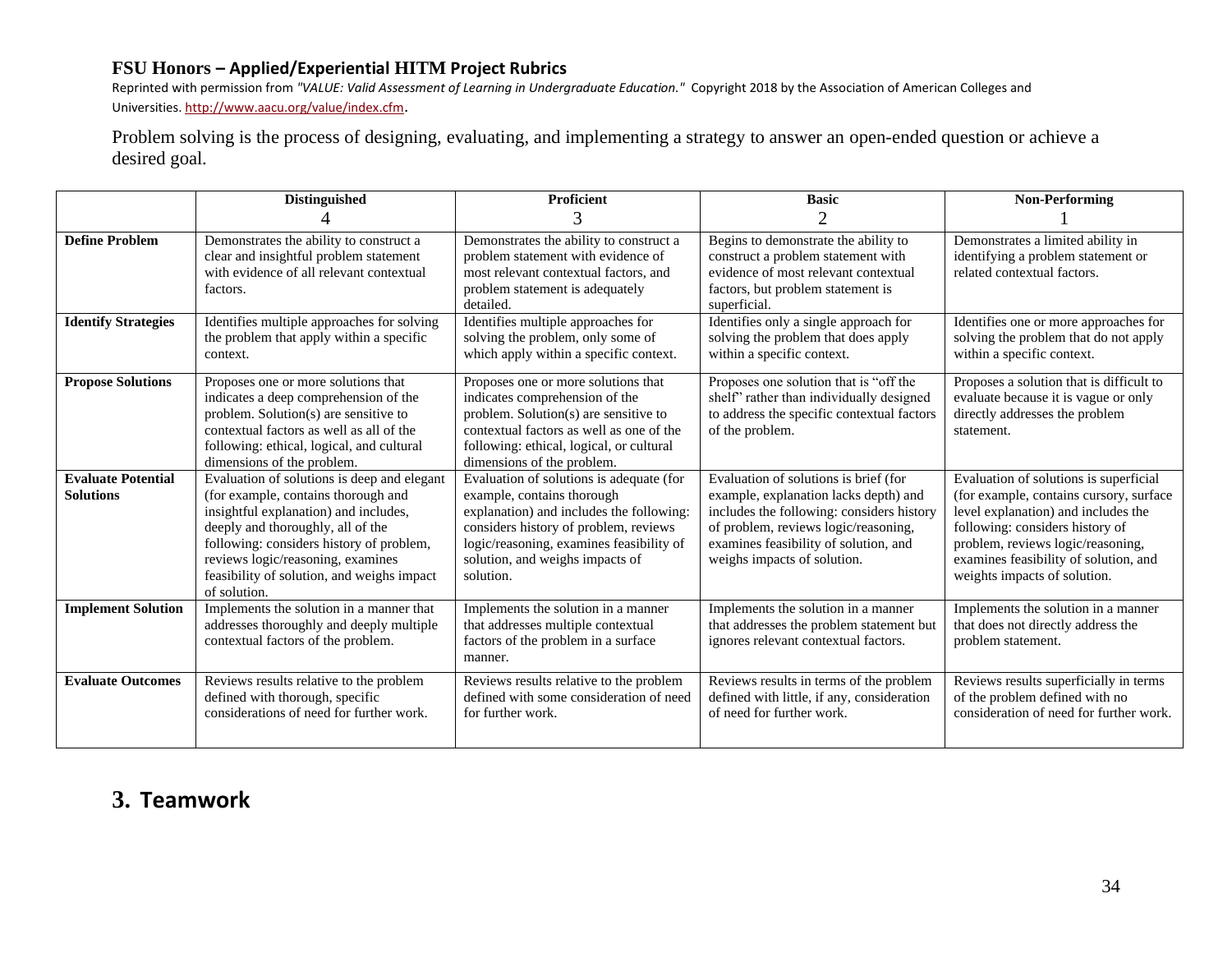**FSU Honors – Applied/Experiential HITM Project Rubrics**

Reprinted with permission from *"VALUE: Valid Assessment of Learning in Undergraduate Education."* Copyright 2018 by the Association of American Colleges and Universities. http://www.aacu.org/value/index.cfm.

Problem solving is the process of designing, evaluating, and implementing a strategy to answer an open-ended question or achieve a desired goal.

| | **Distinguished** 4 | **Proficient** 3 | **Basic** 2 | **Non-Performing** 1 |
|---|---|---|---|---|
| **Define Problem** | Demonstrates the ability to construct a clear and insightful problem statement with evidence of all relevant contextual factors. | Demonstrates the ability to construct a problem statement with evidence of most relevant contextual factors, and problem statement is adequately detailed. | Begins to demonstrate the ability to construct a problem statement with evidence of most relevant contextual factors, but problem statement is superficial. | Demonstrates a limited ability in identifying a problem statement or related contextual factors. |
| **Identify Strategies** | Identifies multiple approaches for solving the problem that apply within a specific context. | Identifies multiple approaches for solving the problem, only some of which apply within a specific context. | Identifies only a single approach for solving the problem that does apply within a specific context. | Identifies one or more approaches for solving the problem that do not apply within a specific context. |
| **Propose Solutions** | Proposes one or more solutions that indicates a deep comprehension of the problem. Solution(s) are sensitive to contextual factors as well as all of the following: ethical, logical, and cultural dimensions of the problem. | Proposes one or more solutions that indicates comprehension of the problem. Solution(s) are sensitive to contextual factors as well as one of the following: ethical, logical, or cultural dimensions of the problem. | Proposes one solution that is "off the shelf" rather than individually designed to address the specific contextual factors of the problem. | Proposes a solution that is difficult to evaluate because it is vague or only directly addresses the problem statement. |
| **Evaluate Potential Solutions** | Evaluation of solutions is deep and elegant (for example, contains thorough and insightful explanation) and includes, deeply and thoroughly, all of the following: considers history of problem, reviews logic/reasoning, examines feasibility of solution, and weighs impact of solution. | Evaluation of solutions is adequate (for example, contains thorough explanation) and includes the following: considers history of problem, reviews logic/reasoning, examines feasibility of solution, and weighs impacts of solution. | Evaluation of solutions is brief (for example, explanation lacks depth) and includes the following: considers history of problem, reviews logic/reasoning, examines feasibility of solution, and weighs impacts of solution. | Evaluation of solutions is superficial (for example, contains cursory, surface level explanation) and includes the following: considers history of problem, reviews logic/reasoning, examines feasibility of solution, and weights impacts of solution. |
| **Implement Solution** | Implements the solution in a manner that addresses thoroughly and deeply multiple contextual factors of the problem. | Implements the solution in a manner that addresses multiple contextual factors of the problem in a surface manner. | Implements the solution in a manner that addresses the problem statement but ignores relevant contextual factors. | Implements the solution in a manner that does not directly address the problem statement. |
| **Evaluate Outcomes** | Reviews results relative to the problem defined with thorough, specific considerations of need for further work. | Reviews results relative to the problem defined with some consideration of need for further work. | Reviews results in terms of the problem defined with little, if any, consideration of need for further work. | Reviews results superficially in terms of the problem defined with no consideration of need for further work. |

## 3. Teamwork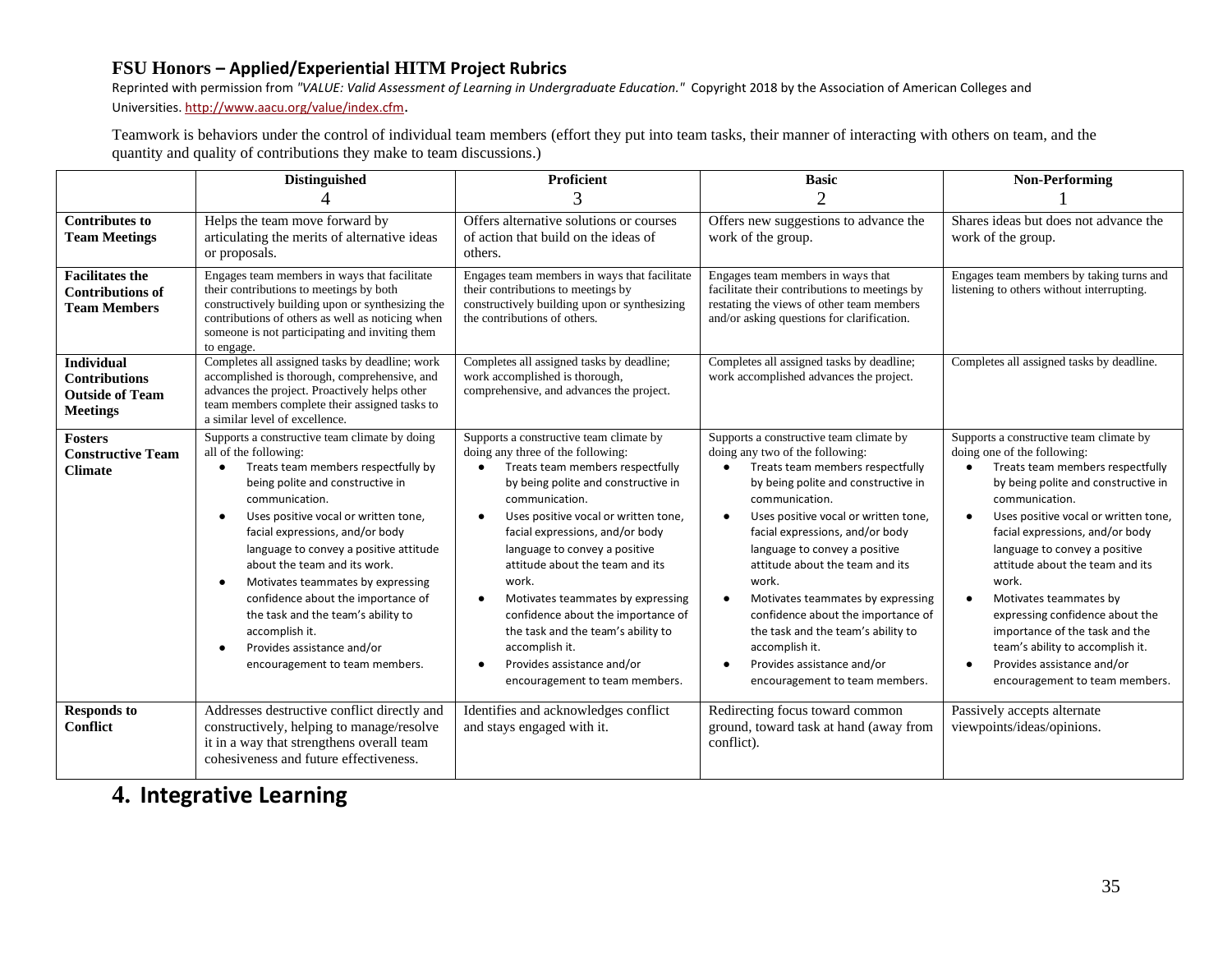**FSU Honors – Applied/Experiential HITM Project Rubrics**

Reprinted with permission from *"VALUE: Valid Assessment of Learning in Undergraduate Education."* Copyright 2018 by the Association of American Colleges and Universities. http://www.aacu.org/value/index.cfm.

Teamwork is behaviors under the control of individual team members (effort they put into team tasks, their manner of interacting with others on team, and the quantity and quality of contributions they make to team discussions.)

| | **Distinguished** 4 | **Proficient** 3 | **Basic** 2 | **Non-Performing** 1 |
|---|---|---|---|---|
| **Contributes to Team Meetings** | Helps the team move forward by articulating the merits of alternative ideas or proposals. | Offers alternative solutions or courses of action that build on the ideas of others. | Offers new suggestions to advance the work of the group. | Shares ideas but does not advance the work of the group. |
| **Facilitates the Contributions of Team Members** | Engages team members in ways that facilitate their contributions to meetings by both constructively building upon or synthesizing the contributions of others as well as noticing when someone is not participating and inviting them to engage. | Engages team members in ways that facilitate their contributions to meetings by constructively building upon or synthesizing the contributions of others. | Engages team members in ways that facilitate their contributions to meetings by restating the views of other team members and/or asking questions for clarification. | Engages team members by taking turns and listening to others without interrupting. |
| **Individual Contributions Outside of Team Meetings** | Completes all assigned tasks by deadline; work accomplished is thorough, comprehensive, and advances the project. Proactively helps other team members complete their assigned tasks to a similar level of excellence. | Completes all assigned tasks by deadline; work accomplished is thorough, comprehensive, and advances the project. | Completes all assigned tasks by deadline; work accomplished advances the project. | Completes all assigned tasks by deadline. |
| **Fosters Constructive Team Climate** | Supports a constructive team climate by doing all of the following:<br>• Treats team members respectfully by being polite and constructive in communication.<br>• Uses positive vocal or written tone, facial expressions, and/or body language to convey a positive attitude about the team and its work.<br>• Motivates teammates by expressing confidence about the importance of the task and the team's ability to accomplish it.<br>• Provides assistance and/or encouragement to team members. | Supports a constructive team climate by doing any three of the following:<br>• Treats team members respectfully by being polite and constructive in communication.<br>• Uses positive vocal or written tone, facial expressions, and/or body language to convey a positive attitude about the team and its work.<br>• Motivates teammates by expressing confidence about the importance of the task and the team's ability to accomplish it.<br>• Provides assistance and/or encouragement to team members. | Supports a constructive team climate by doing any two of the following:<br>• Treats team members respectfully by being polite and constructive in communication.<br>• Uses positive vocal or written tone, facial expressions, and/or body language to convey a positive attitude about the team and its work.<br>• Motivates teammates by expressing confidence about the importance of the task and the team's ability to accomplish it.<br>• Provides assistance and/or encouragement to team members. | Supports a constructive team climate by doing one of the following:<br>• Treats team members respectfully by being polite and constructive in communication.<br>• Uses positive vocal or written tone, facial expressions, and/or body language to convey a positive attitude about the team and its work.<br>• Motivates teammates by expressing confidence about the importance of the task and the team's ability to accomplish it.<br>• Provides assistance and/or encouragement to team members. |
| **Responds to Conflict** | Addresses destructive conflict directly and constructively, helping to manage/resolve it in a way that strengthens overall team cohesiveness and future effectiveness. | Identifies and acknowledges conflict and stays engaged with it. | Redirecting focus toward common ground, toward task at hand (away from conflict). | Passively accepts alternate viewpoints/ideas/opinions. |

## 4. Integrative Learning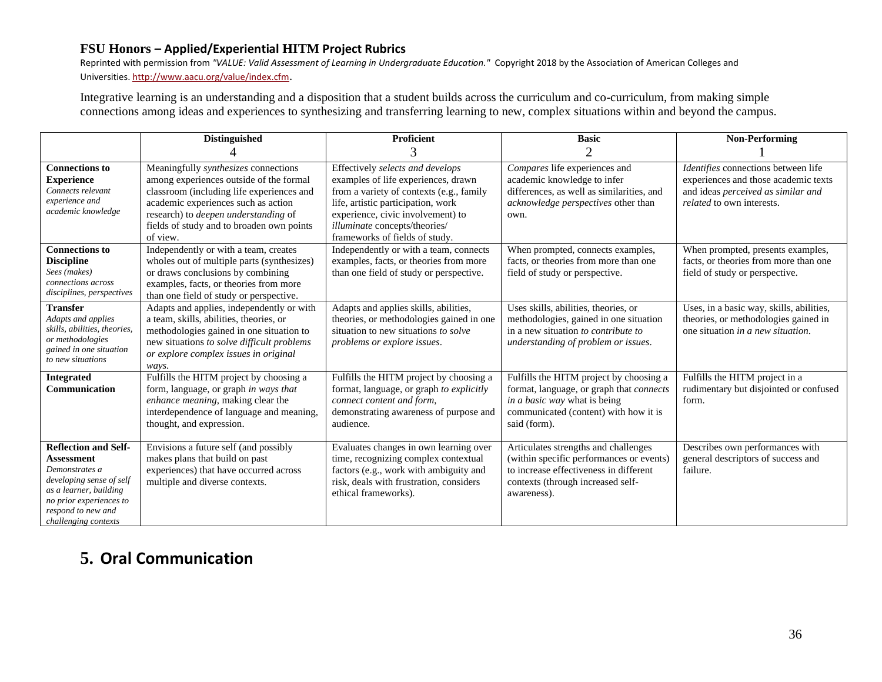**FSU Honors – Applied/Experiential HITM Project Rubrics**

Reprinted with permission from *"VALUE: Valid Assessment of Learning in Undergraduate Education."* Copyright 2018 by the Association of American Colleges and Universities. http://www.aacu.org/value/index.cfm.

Integrative learning is an understanding and a disposition that a student builds across the curriculum and co-curriculum, from making simple connections among ideas and experiences to synthesizing and transferring learning to new, complex situations within and beyond the campus.

| | Distinguished 4 | Proficient 3 | Basic 2 | Non-Performing 1 |
|---|---|---|---|---|
| **Connections to Experience** *Connects relevant experience and academic knowledge* | Meaningfully *synthesizes* connections among experiences outside of the formal classroom (including life experiences and academic experiences such as action research) to *deepen understanding* of fields of study and to broaden own points of view. | Effectively *selects and develops* examples of life experiences, drawn from a variety of contexts (e.g., family life, artistic participation, work experience, civic involvement) to *illuminate* concepts/theories/ frameworks of fields of study. | *Compares* life experiences and academic knowledge to infer differences, as well as similarities, and *acknowledge perspectives* other than own. | *Identifies* connections between life experiences and those academic texts and ideas *perceived as similar and related* to own interests. |
| **Connections to Discipline** *Sees (makes) connections across disciplines, perspectives* | Independently or with a team, creates wholes out of multiple parts (synthesizes) or draws conclusions by combining examples, facts, or theories from more than one field of study or perspective. | Independently or with a team, connects examples, facts, or theories from more than one field of study or perspective. | When prompted, connects examples, facts, or theories from more than one field of study or perspective. | When prompted, presents examples, facts, or theories from more than one field of study or perspective. |
| **Transfer** *Adapts and applies skills, abilities, theories, or methodologies gained in one situation to new situations* | Adapts and applies, independently or with a team, skills, abilities, theories, or methodologies gained in one situation to new situations *to solve difficult problems or explore complex issues in original ways*. | Adapts and applies skills, abilities, theories, or methodologies gained in one situation to new situations *to solve problems or explore issues*. | Uses skills, abilities, theories, or methodologies, gained in one situation in a new situation *to contribute to understanding of problem or issues*. | Uses, in a basic way, skills, abilities, theories, or methodologies gained in one situation *in a new situation*. |
| **Integrated Communication** | Fulfills the HITM project by choosing a form, language, or graph *in ways that enhance meaning*, making clear the interdependence of language and meaning, thought, and expression. | Fulfills the HITM project by choosing a format, language, or graph *to explicitly connect content and form*, demonstrating awareness of purpose and audience. | Fulfills the HITM project by choosing a format, language, or graph that *connects in a basic way* what is being communicated (content) with how it is said (form). | Fulfills the HITM project in a rudimentary but disjointed or confused form. |
| **Reflection and Self-Assessment** *Demonstrates a developing sense of self as a learner, building no prior experiences to respond to new and challenging contexts* | Envisions a future self (and possibly makes plans that build on past experiences) that have occurred across multiple and diverse contexts. | Evaluates changes in own learning over time, recognizing complex contextual factors (e.g., work with ambiguity and risk, deals with frustration, considers ethical frameworks). | Articulates strengths and challenges (within specific performances or events) to increase effectiveness in different contexts (through increased self-awareness). | Describes own performances with general descriptors of success and failure. |

## 5. Oral Communication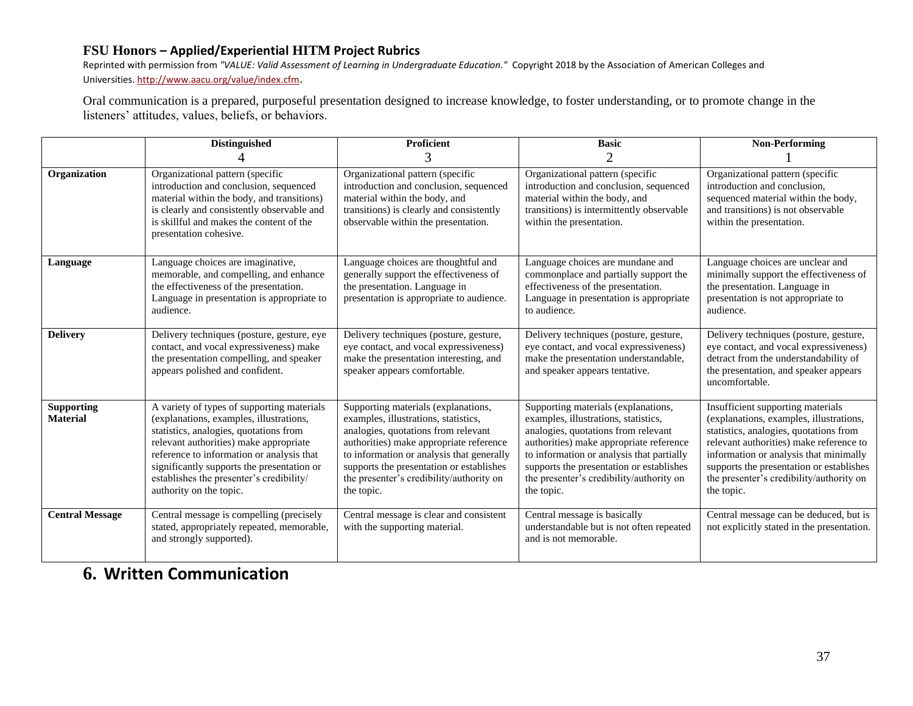## FSU Honors – Applied/Experiential HITM Project Rubrics

Reprinted with permission from *"VALUE: Valid Assessment of Learning in Undergraduate Education."* Copyright 2018 by the Association of American Colleges and Universities. http://www.aacu.org/value/index.cfm.

Oral communication is a prepared, purposeful presentation designed to increase knowledge, to foster understanding, or to promote change in the listeners' attitudes, values, beliefs, or behaviors.

| | **Distinguished** 4 | **Proficient** 3 | **Basic** 2 | **Non-Performing** 1 |
|---|---|---|---|---|
| **Organization** | Organizational pattern (specific introduction and conclusion, sequenced material within the body, and transitions) is clearly and consistently observable and is skillful and makes the content of the presentation cohesive. | Organizational pattern (specific introduction and conclusion, sequenced material within the body, and transitions) is clearly and consistently observable within the presentation. | Organizational pattern (specific introduction and conclusion, sequenced material within the body, and transitions) is intermittently observable within the presentation. | Organizational pattern (specific introduction and conclusion, sequenced material within the body, and transitions) is not observable within the presentation. |
| **Language** | Language choices are imaginative, memorable, and compelling, and enhance the effectiveness of the presentation. Language in presentation is appropriate to audience. | Language choices are thoughtful and generally support the effectiveness of the presentation. Language in presentation is appropriate to audience. | Language choices are mundane and commonplace and partially support the effectiveness of the presentation. Language in presentation is appropriate to audience. | Language choices are unclear and minimally support the effectiveness of the presentation. Language in presentation is not appropriate to audience. |
| **Delivery** | Delivery techniques (posture, gesture, eye contact, and vocal expressiveness) make the presentation compelling, and speaker appears polished and confident. | Delivery techniques (posture, gesture, eye contact, and vocal expressiveness) make the presentation interesting, and speaker appears comfortable. | Delivery techniques (posture, gesture, eye contact, and vocal expressiveness) make the presentation understandable, and speaker appears tentative. | Delivery techniques (posture, gesture, eye contact, and vocal expressiveness) detract from the understandability of the presentation, and speaker appears uncomfortable. |
| **Supporting Material** | A variety of types of supporting materials (explanations, examples, illustrations, statistics, analogies, quotations from relevant authorities) make appropriate reference to information or analysis that significantly supports the presentation or establishes the presenter's credibility/ authority on the topic. | Supporting materials (explanations, examples, illustrations, statistics, analogies, quotations from relevant authorities) make appropriate reference to information or analysis that generally supports the presentation or establishes the presenter's credibility/authority on the topic. | Supporting materials (explanations, examples, illustrations, statistics, analogies, quotations from relevant authorities) make appropriate reference to information or analysis that partially supports the presentation or establishes the presenter's credibility/authority on the topic. | Insufficient supporting materials (explanations, examples, illustrations, statistics, analogies, quotations from relevant authorities) make reference to information or analysis that minimally supports the presentation or establishes the presenter's credibility/authority on the topic. |
| **Central Message** | Central message is compelling (precisely stated, appropriately repeated, memorable, and strongly supported). | Central message is clear and consistent with the supporting material. | Central message is basically understandable but is not often repeated and is not memorable. | Central message can be deduced, but is not explicitly stated in the presentation. |

## 6. Written Communication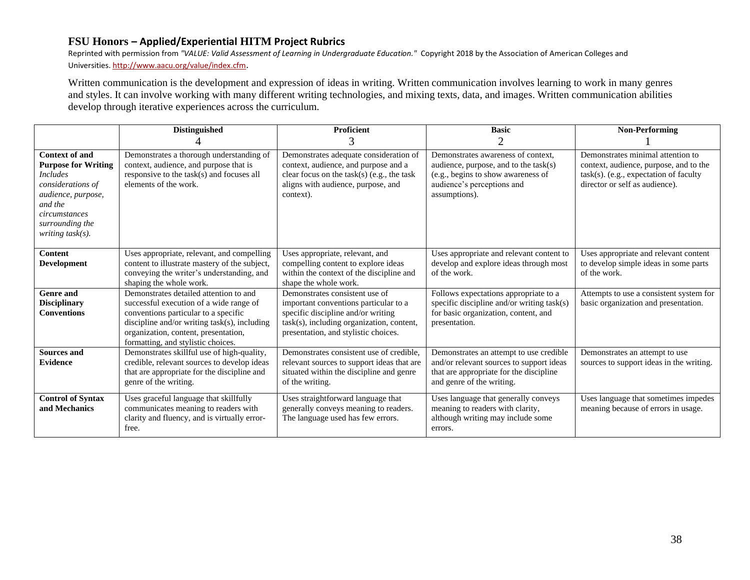## FSU Honors – Applied/Experiential HITM Project Rubrics

Reprinted with permission from *"VALUE: Valid Assessment of Learning in Undergraduate Education."* Copyright 2018 by the Association of American Colleges and Universities. http://www.aacu.org/value/index.cfm.

Written communication is the development and expression of ideas in writing. Written communication involves learning to work in many genres and styles. It can involve working with many different writing technologies, and mixing texts, data, and images. Written communication abilities develop through iterative experiences across the curriculum.

| | **Distinguished** 4 | **Proficient** 3 | **Basic** 2 | **Non-Performing** 1 |
|---|---|---|---|---|
| **Context of and Purpose for Writing** *Includes considerations of audience, purpose, and the circumstances surrounding the writing task(s).* | Demonstrates a thorough understanding of context, audience, and purpose that is responsive to the task(s) and focuses all elements of the work. | Demonstrates adequate consideration of context, audience, and purpose and a clear focus on the task(s) (e.g., the task aligns with audience, purpose, and context). | Demonstrates awareness of context, audience, purpose, and to the task(s) (e.g., begins to show awareness of audience's perceptions and assumptions). | Demonstrates minimal attention to context, audience, purpose, and to the task(s). (e.g., expectation of faculty director or self as audience). |
| **Content Development** | Uses appropriate, relevant, and compelling content to illustrate mastery of the subject, conveying the writer's understanding, and shaping the whole work. | Uses appropriate, relevant, and compelling content to explore ideas within the context of the discipline and shape the whole work. | Uses appropriate and relevant content to develop and explore ideas through most of the work. | Uses appropriate and relevant content to develop simple ideas in some parts of the work. |
| **Genre and Disciplinary Conventions** | Demonstrates detailed attention to and successful execution of a wide range of conventions particular to a specific discipline and/or writing task(s), including organization, content, presentation, formatting, and stylistic choices. | Demonstrates consistent use of important conventions particular to a specific discipline and/or writing task(s), including organization, content, presentation, and stylistic choices. | Follows expectations appropriate to a specific discipline and/or writing task(s) for basic organization, content, and presentation. | Attempts to use a consistent system for basic organization and presentation. |
| **Sources and Evidence** | Demonstrates skillful use of high-quality, credible, relevant sources to develop ideas that are appropriate for the discipline and genre of the writing. | Demonstrates consistent use of credible, relevant sources to support ideas that are situated within the discipline and genre of the writing. | Demonstrates an attempt to use credible and/or relevant sources to support ideas that are appropriate for the discipline and genre of the writing. | Demonstrates an attempt to use sources to support ideas in the writing. |
| **Control of Syntax and Mechanics** | Uses graceful language that skillfully communicates meaning to readers with clarity and fluency, and is virtually error-free. | Uses straightforward language that generally conveys meaning to readers. The language used has few errors. | Uses language that generally conveys meaning to readers with clarity, although writing may include some errors. | Uses language that sometimes impedes meaning because of errors in usage. |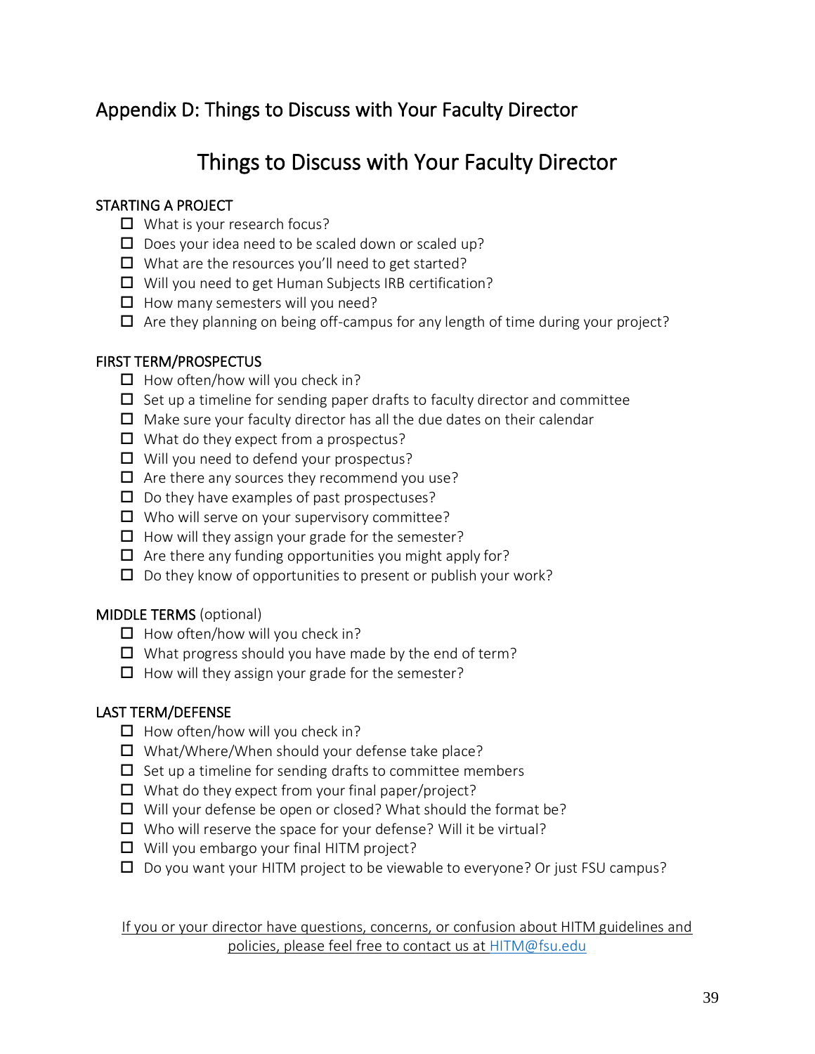## Appendix D: Things to Discuss with Your Faculty Director

# Things to Discuss with Your Faculty Director

### STARTING A PROJECT

- [ ] What is your research focus?
- [ ] Does your idea need to be scaled down or scaled up?
- [ ] What are the resources you'll need to get started?
- [ ] Will you need to get Human Subjects IRB certification?
- [ ] How many semesters will you need?
- [ ] Are they planning on being off-campus for any length of time during your project?

### FIRST TERM/PROSPECTUS

- [ ] How often/how will you check in?
- [ ] Set up a timeline for sending paper drafts to faculty director and committee
- [ ] Make sure your faculty director has all the due dates on their calendar
- [ ] What do they expect from a prospectus?
- [ ] Will you need to defend your prospectus?
- [ ] Are there any sources they recommend you use?
- [ ] Do they have examples of past prospectuses?
- [ ] Who will serve on your supervisory committee?
- [ ] How will they assign your grade for the semester?
- [ ] Are there any funding opportunities you might apply for?
- [ ] Do they know of opportunities to present or publish your work?

### MIDDLE TERMS (optional)

- [ ] How often/how will you check in?
- [ ] What progress should you have made by the end of term?
- [ ] How will they assign your grade for the semester?

### LAST TERM/DEFENSE

- [ ] How often/how will you check in?
- [ ] What/Where/When should your defense take place?
- [ ] Set up a timeline for sending drafts to committee members
- [ ] What do they expect from your final paper/project?
- [ ] Will your defense be open or closed? What should the format be?
- [ ] Who will reserve the space for your defense? Will it be virtual?
- [ ] Will you embargo your final HITM project?
- [ ] Do you want your HITM project to be viewable to everyone? Or just FSU campus?

If you or your director have questions, concerns, or confusion about HITM guidelines and policies, please feel free to contact us at HITM@fsu.edu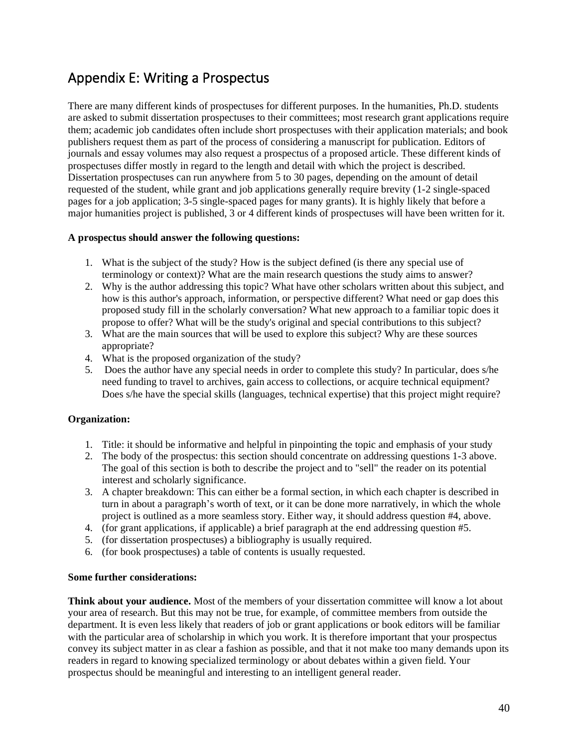## Appendix E: Writing a Prospectus

There are many different kinds of prospectuses for different purposes. In the humanities, Ph.D. students are asked to submit dissertation prospectuses to their committees; most research grant applications require them; academic job candidates often include short prospectuses with their application materials; and book publishers request them as part of the process of considering a manuscript for publication. Editors of journals and essay volumes may also request a prospectus of a proposed article. These different kinds of prospectuses differ mostly in regard to the length and detail with which the project is described. Dissertation prospectuses can run anywhere from 5 to 30 pages, depending on the amount of detail requested of the student, while grant and job applications generally require brevity (1-2 single-spaced pages for a job application; 3-5 single-spaced pages for many grants). It is highly likely that before a major humanities project is published, 3 or 4 different kinds of prospectuses will have been written for it.

**A prospectus should answer the following questions:**

1. What is the subject of the study? How is the subject defined (is there any special use of terminology or context)? What are the main research questions the study aims to answer?
2. Why is the author addressing this topic? What have other scholars written about this subject, and how is this author's approach, information, or perspective different? What need or gap does this proposed study fill in the scholarly conversation? What new approach to a familiar topic does it propose to offer? What will be the study's original and special contributions to this subject?
3. What are the main sources that will be used to explore this subject? Why are these sources appropriate?
4. What is the proposed organization of the study?
5. Does the author have any special needs in order to complete this study? In particular, does s/he need funding to travel to archives, gain access to collections, or acquire technical equipment? Does s/he have the special skills (languages, technical expertise) that this project might require?

**Organization:**

1. Title: it should be informative and helpful in pinpointing the topic and emphasis of your study
2. The body of the prospectus: this section should concentrate on addressing questions 1-3 above. The goal of this section is both to describe the project and to "sell" the reader on its potential interest and scholarly significance.
3. A chapter breakdown: This can either be a formal section, in which each chapter is described in turn in about a paragraph's worth of text, or it can be done more narratively, in which the whole project is outlined as a more seamless story. Either way, it should address question #4, above.
4. (for grant applications, if applicable) a brief paragraph at the end addressing question #5.
5. (for dissertation prospectuses) a bibliography is usually required.
6. (for book prospectuses) a table of contents is usually requested.

**Some further considerations:**

**Think about your audience.** Most of the members of your dissertation committee will know a lot about your area of research. But this may not be true, for example, of committee members from outside the department. It is even less likely that readers of job or grant applications or book editors will be familiar with the particular area of scholarship in which you work. It is therefore important that your prospectus convey its subject matter in as clear a fashion as possible, and that it not make too many demands upon its readers in regard to knowing specialized terminology or about debates within a given field. Your prospectus should be meaningful and interesting to an intelligent general reader.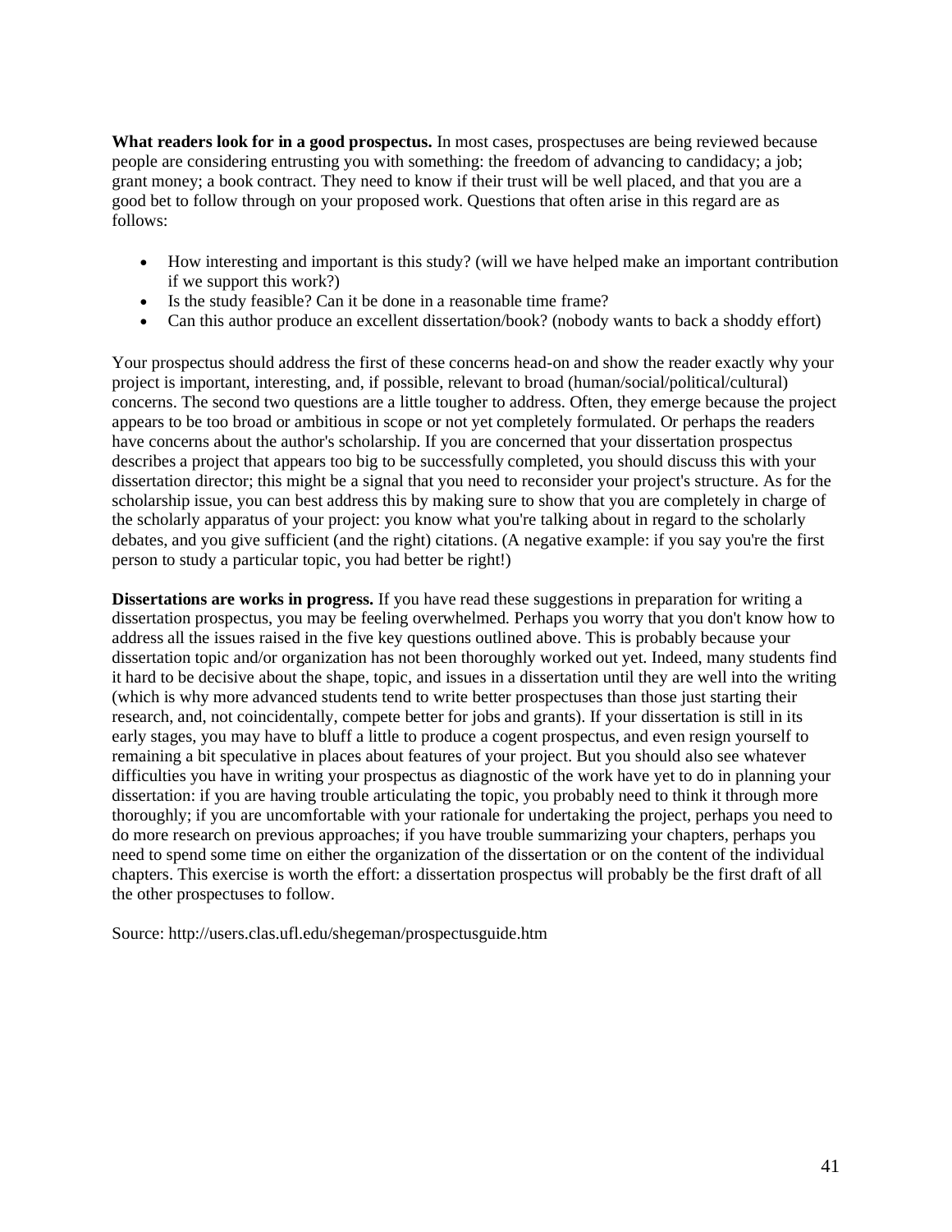**What readers look for in a good prospectus.** In most cases, prospectuses are being reviewed because people are considering entrusting you with something: the freedom of advancing to candidacy; a job; grant money; a book contract. They need to know if their trust will be well placed, and that you are a good bet to follow through on your proposed work. Questions that often arise in this regard are as follows:

- How interesting and important is this study? (will we have helped make an important contribution if we support this work?)
- Is the study feasible? Can it be done in a reasonable time frame?
- Can this author produce an excellent dissertation/book? (nobody wants to back a shoddy effort)

Your prospectus should address the first of these concerns head-on and show the reader exactly why your project is important, interesting, and, if possible, relevant to broad (human/social/political/cultural) concerns. The second two questions are a little tougher to address. Often, they emerge because the project appears to be too broad or ambitious in scope or not yet completely formulated. Or perhaps the readers have concerns about the author's scholarship. If you are concerned that your dissertation prospectus describes a project that appears too big to be successfully completed, you should discuss this with your dissertation director; this might be a signal that you need to reconsider your project's structure. As for the scholarship issue, you can best address this by making sure to show that you are completely in charge of the scholarly apparatus of your project: you know what you're talking about in regard to the scholarly debates, and you give sufficient (and the right) citations. (A negative example: if you say you're the first person to study a particular topic, you had better be right!)

**Dissertations are works in progress.** If you have read these suggestions in preparation for writing a dissertation prospectus, you may be feeling overwhelmed. Perhaps you worry that you don't know how to address all the issues raised in the five key questions outlined above. This is probably because your dissertation topic and/or organization has not been thoroughly worked out yet. Indeed, many students find it hard to be decisive about the shape, topic, and issues in a dissertation until they are well into the writing (which is why more advanced students tend to write better prospectuses than those just starting their research, and, not coincidentally, compete better for jobs and grants). If your dissertation is still in its early stages, you may have to bluff a little to produce a cogent prospectus, and even resign yourself to remaining a bit speculative in places about features of your project. But you should also see whatever difficulties you have in writing your prospectus as diagnostic of the work have yet to do in planning your dissertation: if you are having trouble articulating the topic, you probably need to think it through more thoroughly; if you are uncomfortable with your rationale for undertaking the project, perhaps you need to do more research on previous approaches; if you have trouble summarizing your chapters, perhaps you need to spend some time on either the organization of the dissertation or on the content of the individual chapters. This exercise is worth the effort: a dissertation prospectus will probably be the first draft of all the other prospectuses to follow.

Source: http://users.clas.ufl.edu/shegeman/prospectusguide.htm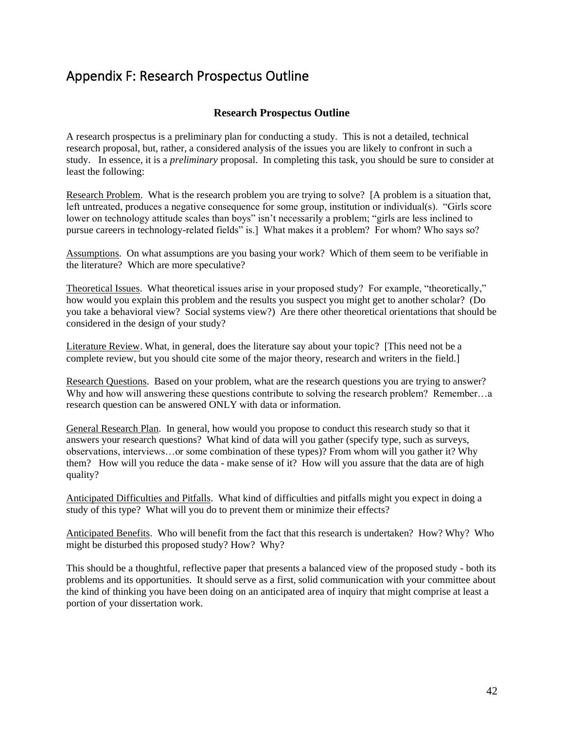# Appendix F: Research Prospectus Outline

## Research Prospectus Outline

A research prospectus is a preliminary plan for conducting a study. This is not a detailed, technical research proposal, but, rather, a considered analysis of the issues you are likely to confront in such a study. In essence, it is a *preliminary* proposal. In completing this task, you should be sure to consider at least the following:

<u>Research Problem</u>. What is the research problem you are trying to solve? [A problem is a situation that, left untreated, produces a negative consequence for some group, institution or individual(s). "Girls score lower on technology attitude scales than boys" isn't necessarily a problem; "girls are less inclined to pursue careers in technology-related fields" is.] What makes it a problem? For whom? Who says so?

<u>Assumptions</u>. On what assumptions are you basing your work? Which of them seem to be verifiable in the literature? Which are more speculative?

<u>Theoretical Issues</u>. What theoretical issues arise in your proposed study? For example, "theoretically," how would you explain this problem and the results you suspect you might get to another scholar? (Do you take a behavioral view? Social systems view?) Are there other theoretical orientations that should be considered in the design of your study?

<u>Literature Review</u>. What, in general, does the literature say about your topic? [This need not be a complete review, but you should cite some of the major theory, research and writers in the field.]

<u>Research Questions</u>. Based on your problem, what are the research questions you are trying to answer? Why and how will answering these questions contribute to solving the research problem? Remember…a research question can be answered ONLY with data or information.

<u>General Research Plan</u>. In general, how would you propose to conduct this research study so that it answers your research questions? What kind of data will you gather (specify type, such as surveys, observations, interviews…or some combination of these types)? From whom will you gather it? Why them? How will you reduce the data - make sense of it? How will you assure that the data are of high quality?

<u>Anticipated Difficulties and Pitfalls</u>. What kind of difficulties and pitfalls might you expect in doing a study of this type? What will you do to prevent them or minimize their effects?

<u>Anticipated Benefits</u>. Who will benefit from the fact that this research is undertaken? How? Why? Who might be disturbed this proposed study? How? Why?

This should be a thoughtful, reflective paper that presents a balanced view of the proposed study - both its problems and its opportunities. It should serve as a first, solid communication with your committee about the kind of thinking you have been doing on an anticipated area of inquiry that might comprise at least a portion of your dissertation work.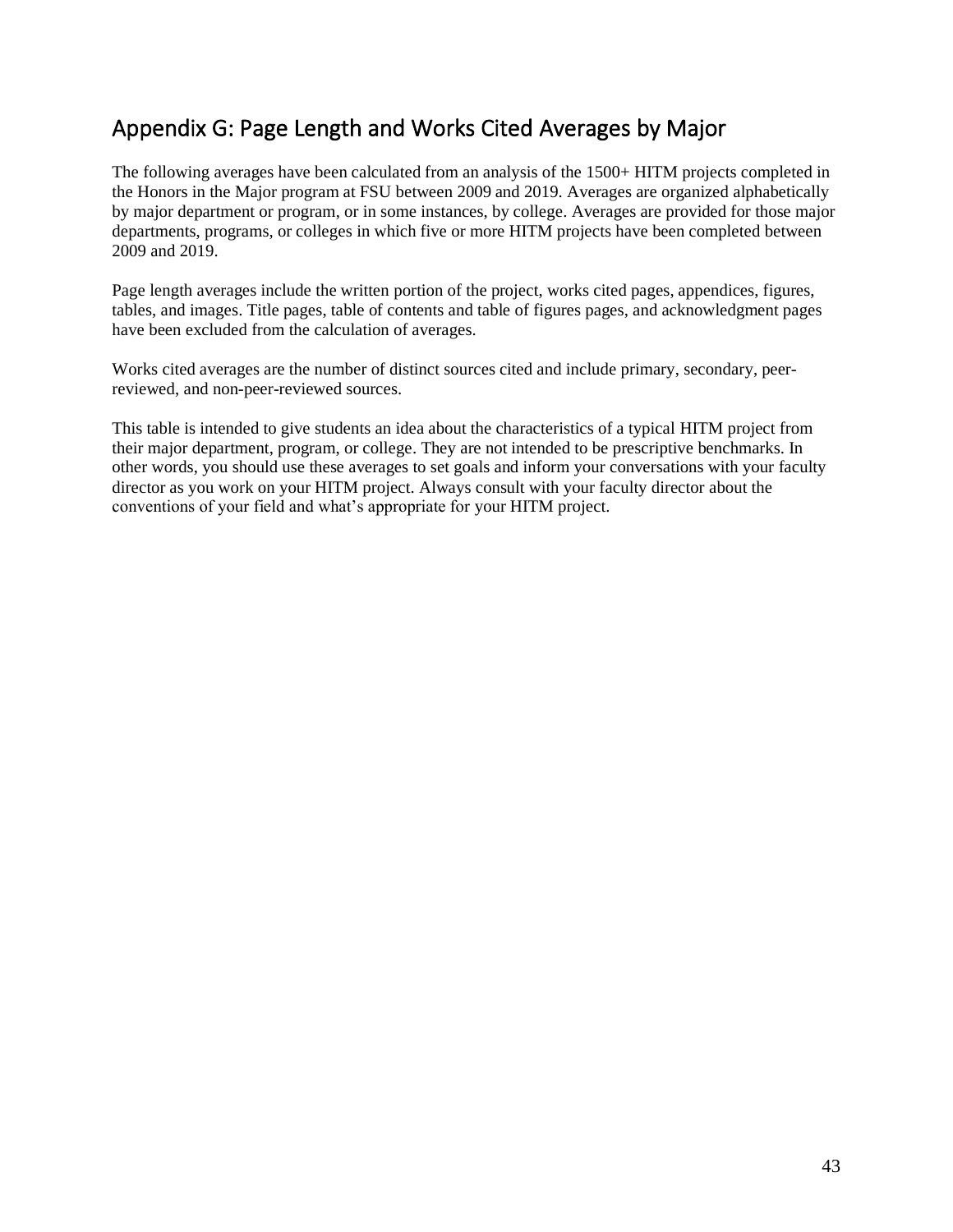## Appendix G: Page Length and Works Cited Averages by Major

The following averages have been calculated from an analysis of the 1500+ HITM projects completed in the Honors in the Major program at FSU between 2009 and 2019. Averages are organized alphabetically by major department or program, or in some instances, by college. Averages are provided for those major departments, programs, or colleges in which five or more HITM projects have been completed between 2009 and 2019.

Page length averages include the written portion of the project, works cited pages, appendices, figures, tables, and images. Title pages, table of contents and table of figures pages, and acknowledgment pages have been excluded from the calculation of averages.

Works cited averages are the number of distinct sources cited and include primary, secondary, peer-reviewed, and non-peer-reviewed sources.

This table is intended to give students an idea about the characteristics of a typical HITM project from their major department, program, or college. They are not intended to be prescriptive benchmarks. In other words, you should use these averages to set goals and inform your conversations with your faculty director as you work on your HITM project. Always consult with your faculty director about the conventions of your field and what's appropriate for your HITM project.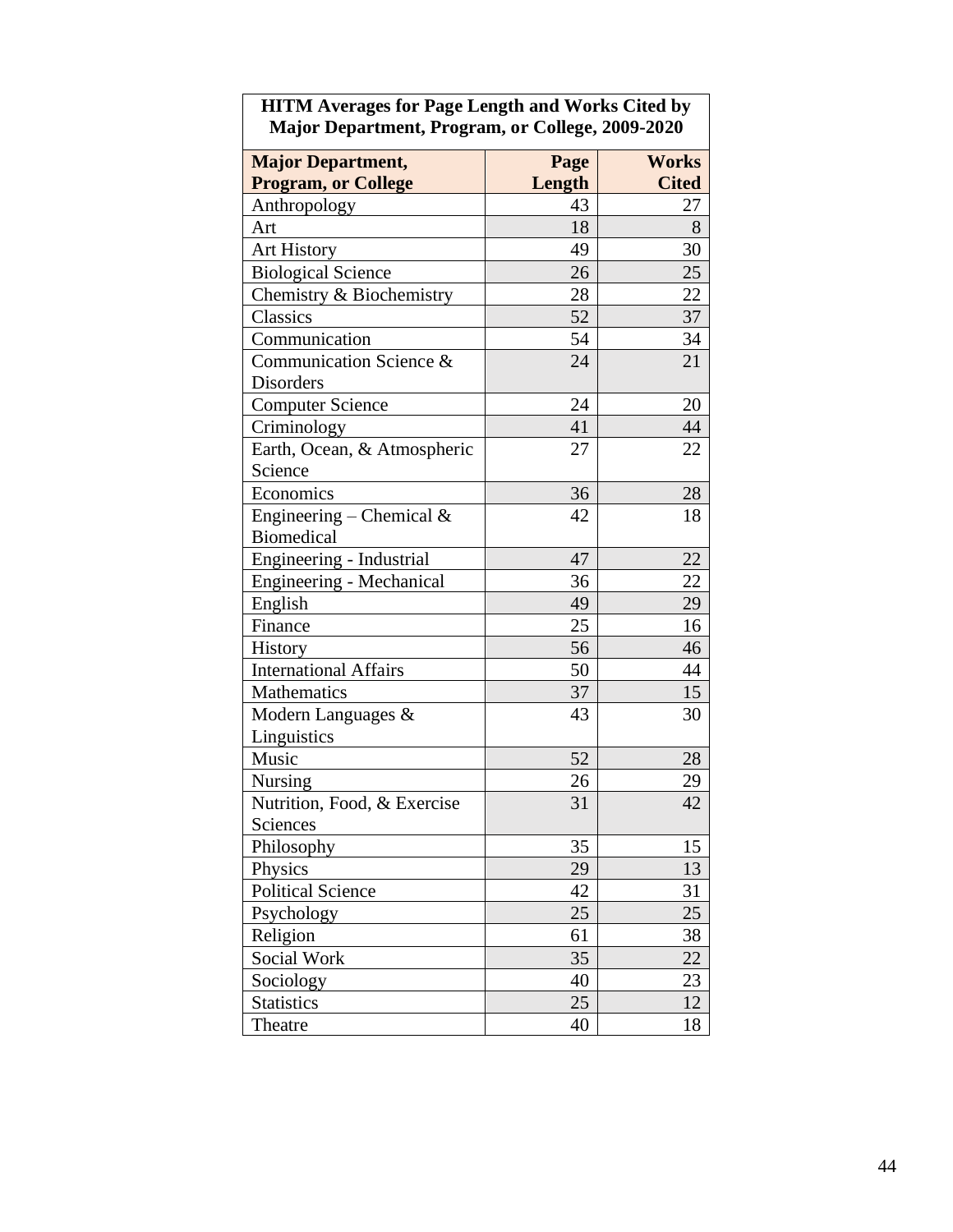**HITM Averages for Page Length and Works Cited by Major Department, Program, or College, 2009-2020**

| Major Department, Program, or College | Page Length | Works Cited |
|---|---|---|
| Anthropology | 43 | 27 |
| Art | 18 | 8 |
| Art History | 49 | 30 |
| Biological Science | 26 | 25 |
| Chemistry & Biochemistry | 28 | 22 |
| Classics | 52 | 37 |
| Communication | 54 | 34 |
| Communication Science & Disorders | 24 | 21 |
| Computer Science | 24 | 20 |
| Criminology | 41 | 44 |
| Earth, Ocean, & Atmospheric Science | 27 | 22 |
| Economics | 36 | 28 |
| Engineering – Chemical & Biomedical | 42 | 18 |
| Engineering - Industrial | 47 | 22 |
| Engineering - Mechanical | 36 | 22 |
| English | 49 | 29 |
| Finance | 25 | 16 |
| History | 56 | 46 |
| International Affairs | 50 | 44 |
| Mathematics | 37 | 15 |
| Modern Languages & Linguistics | 43 | 30 |
| Music | 52 | 28 |
| Nursing | 26 | 29 |
| Nutrition, Food, & Exercise Sciences | 31 | 42 |
| Philosophy | 35 | 15 |
| Physics | 29 | 13 |
| Political Science | 42 | 31 |
| Psychology | 25 | 25 |
| Religion | 61 | 38 |
| Social Work | 35 | 22 |
| Sociology | 40 | 23 |
| Statistics | 25 | 12 |
| Theatre | 40 | 18 |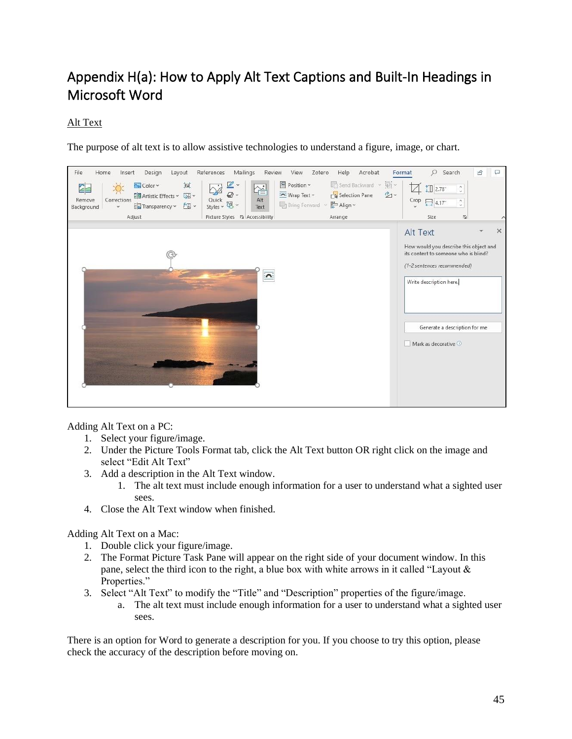# Appendix H(a): How to Apply Alt Text Captions and Built-In Headings in Microsoft Word

## Alt Text

The purpose of alt text is to allow assistive technologies to understand a figure, image, or chart.

Adding Alt Text on a PC:

1. Select your figure/image.
2. Under the Picture Tools Format tab, click the Alt Text button OR right click on the image and select "Edit Alt Text"
3. Add a description in the Alt Text window.
   1. The alt text must include enough information for a user to understand what a sighted user sees.
4. Close the Alt Text window when finished.

Adding Alt Text on a Mac:

1. Double click your figure/image.
2. The Format Picture Task Pane will appear on the right side of your document window. In this pane, select the third icon to the right, a blue box with white arrows in it called "Layout & Properties."
3. Select "Alt Text" to modify the "Title" and "Description" properties of the figure/image.
   a. The alt text must include enough information for a user to understand what a sighted user sees.

There is an option for Word to generate a description for you. If you choose to try this option, please check the accuracy of the description before moving on.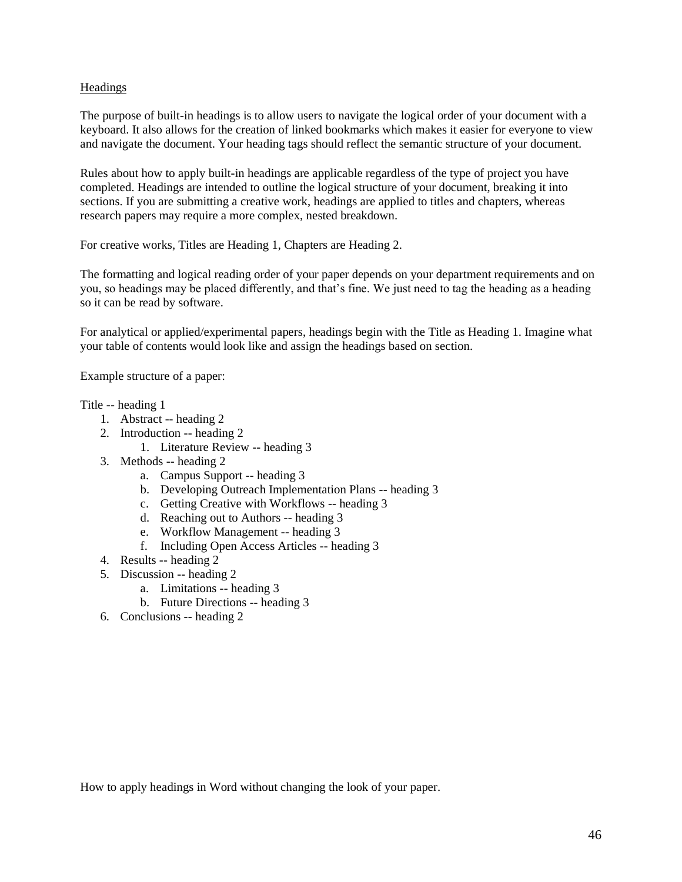## Headings

The purpose of built-in headings is to allow users to navigate the logical order of your document with a keyboard. It also allows for the creation of linked bookmarks which makes it easier for everyone to view and navigate the document. Your heading tags should reflect the semantic structure of your document.

Rules about how to apply built-in headings are applicable regardless of the type of project you have completed. Headings are intended to outline the logical structure of your document, breaking it into sections. If you are submitting a creative work, headings are applied to titles and chapters, whereas research papers may require a more complex, nested breakdown.

For creative works, Titles are Heading 1, Chapters are Heading 2.

The formatting and logical reading order of your paper depends on your department requirements and on you, so headings may be placed differently, and that's fine. We just need to tag the heading as a heading so it can be read by software.

For analytical or applied/experimental papers, headings begin with the Title as Heading 1. Imagine what your table of contents would look like and assign the headings based on section.

Example structure of a paper:

Title -- heading 1

1. Abstract -- heading 2
2. Introduction -- heading 2
    1. Literature Review -- heading 3
3. Methods -- heading 2
    a. Campus Support -- heading 3
    b. Developing Outreach Implementation Plans -- heading 3
    c. Getting Creative with Workflows -- heading 3
    d. Reaching out to Authors -- heading 3
    e. Workflow Management -- heading 3
    f. Including Open Access Articles -- heading 3
4. Results -- heading 2
5. Discussion -- heading 2
    a. Limitations -- heading 3
    b. Future Directions -- heading 3
6. Conclusions -- heading 2

How to apply headings in Word without changing the look of your paper.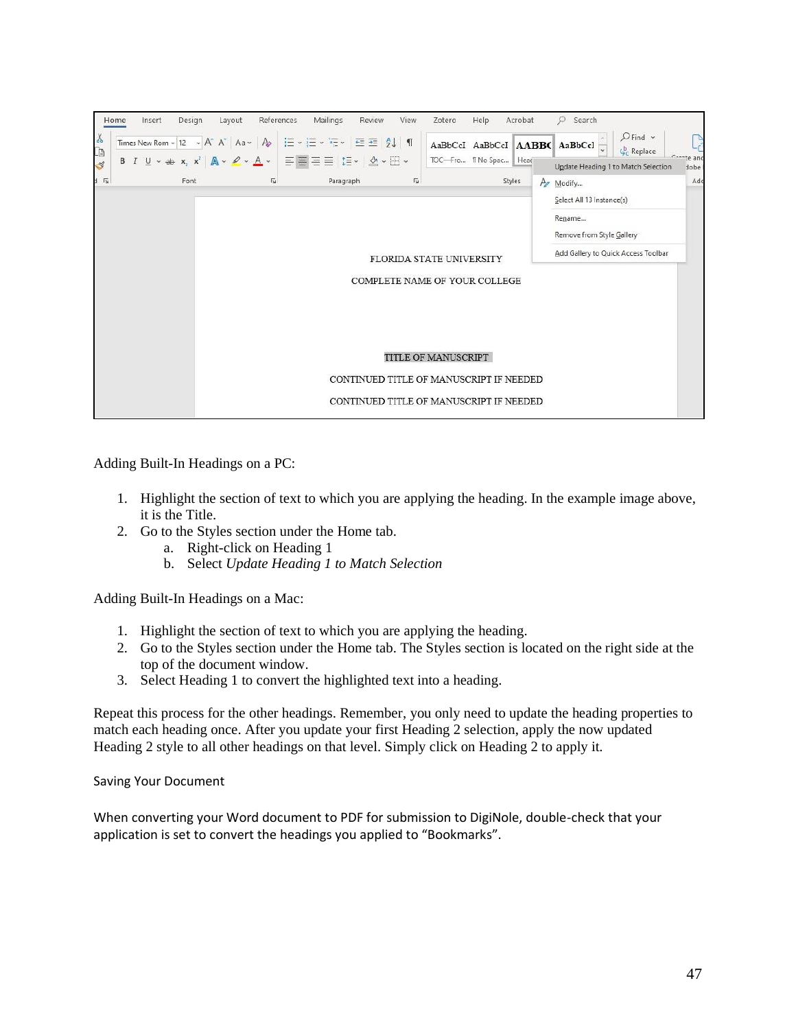Adding Built-In Headings on a PC:

1. Highlight the section of text to which you are applying the heading. In the example image above, it is the Title.
2. Go to the Styles section under the Home tab.
    a. Right-click on Heading 1
    b. Select *Update Heading 1 to Match Selection*

Adding Built-In Headings on a Mac:

1. Highlight the section of text to which you are applying the heading.
2. Go to the Styles section under the Home tab. The Styles section is located on the right side at the top of the document window.
3. Select Heading 1 to convert the highlighted text into a heading.

Repeat this process for the other headings. Remember, you only need to update the heading properties to match each heading once. After you update your first Heading 2 selection, apply the now updated Heading 2 style to all other headings on that level. Simply click on Heading 2 to apply it.

### Saving Your Document

When converting your Word document to PDF for submission to DigiNole, double-check that your application is set to convert the headings you applied to "Bookmarks".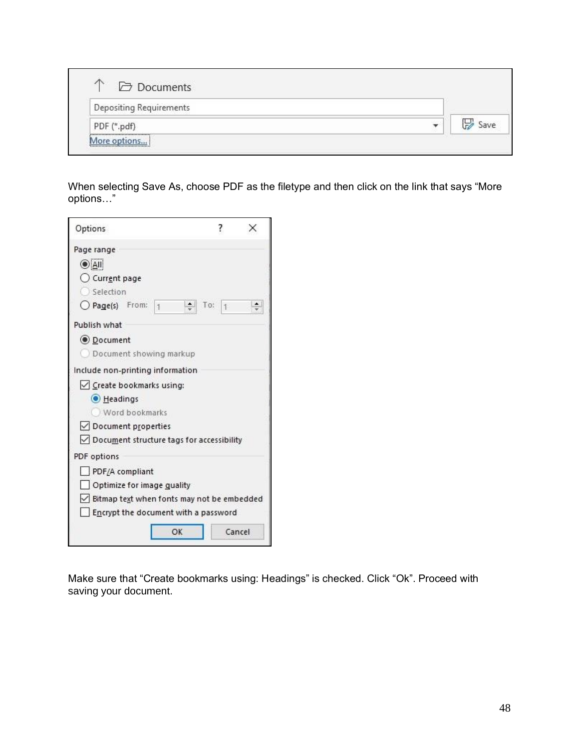When selecting Save As, choose PDF as the filetype and then click on the link that says “More options…”

Make sure that “Create bookmarks using: Headings” is checked. Click “Ok”. Proceed with saving your document.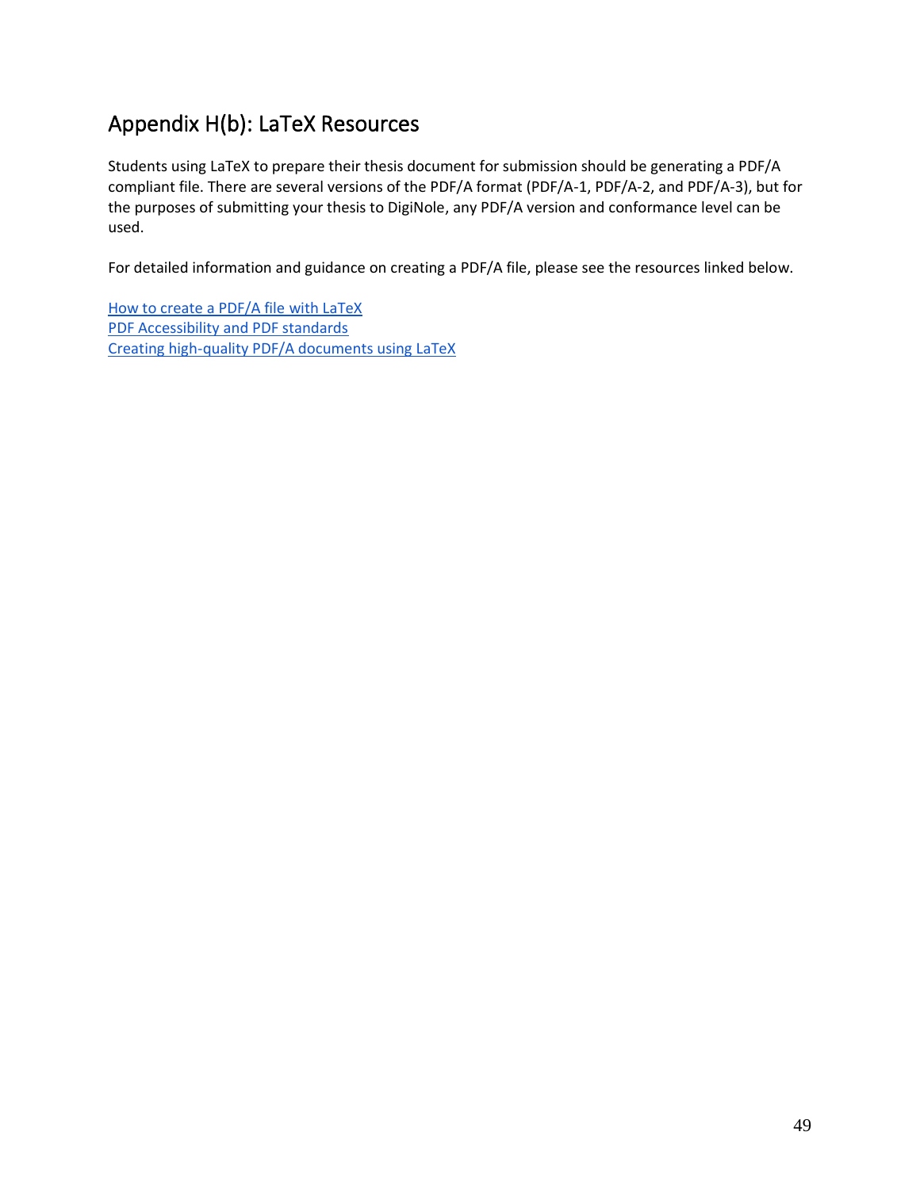## Appendix H(b): LaTeX Resources

Students using LaTeX to prepare their thesis document for submission should be generating a PDF/A compliant file. There are several versions of the PDF/A format (PDF/A-1, PDF/A-2, and PDF/A-3), but for the purposes of submitting your thesis to DigiNole, any PDF/A version and conformance level can be used.

For detailed information and guidance on creating a PDF/A file, please see the resources linked below.

How to create a PDF/A file with LaTeX
PDF Accessibility and PDF standards
Creating high-quality PDF/A documents using LaTeX